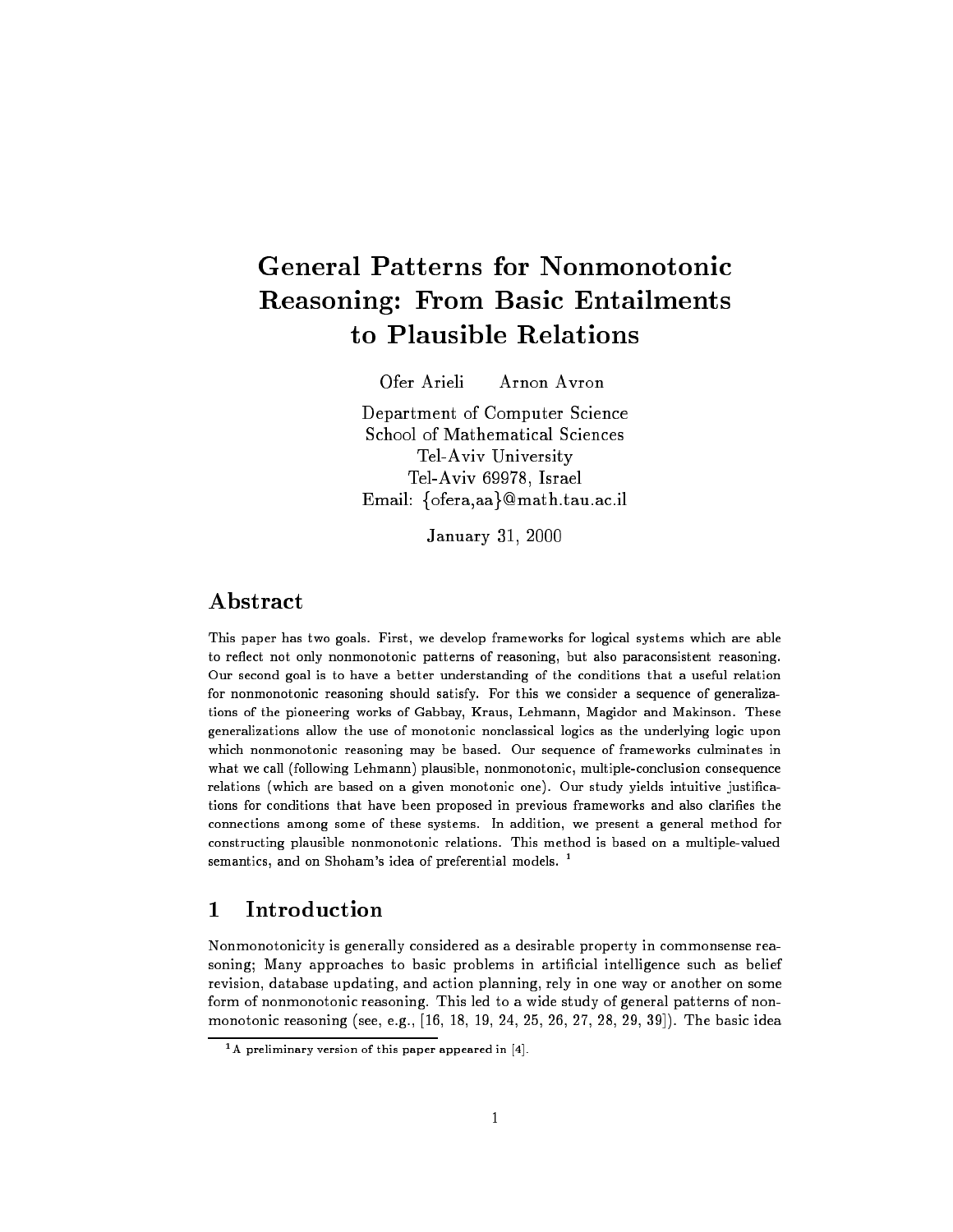# General Patterns for Nonmonotonic Reasoning: From Basic Entailments to Plausible Relations

Ofer Arieli Arnon Avron

Department of Computer Science
School of Mathematical Sciences
Tel-Aviv University
Tel-Aviv 69978, Israel
Email: {ofera,aa}@math.tau.ac.il

January 31, 2000

## Abstract

This paper has two goals. First, we develop frameworks for logical systems which are able to reflect not only nonmonotonic patterns of reasoning, but also paraconsistent reasoning. Our second goal is to have a better understanding of the conditions that a useful relation for nonmonotonic reasoning should satisfy. For this we consider a sequence of generalizations of the pioneering works of Gabbay, Kraus, Lehmann, Magidor and Makinson. These generalizations allow the use of monotonic nonclassical logics as the underlying logic upon which nonmonotonic reasoning may be based. Our sequence of frameworks culminates in what we call (following Lehmann) plausible, nonmonotonic, multiple-conclusion consequence relations (which are based on a given monotonic one). Our study yields intuitive justifications for conditions that have been proposed in previous frameworks and also clarifies the connections among some of these systems. In addition, we present a general method for constructing plausible nonmonotonic relations. This method is based on a multiple-valued semantics, and on Shoham's idea of preferential models. [1]

## 1 Introduction

Nonmonotonicity is generally considered as a desirable property in commonsense reasoning; Many approaches to basic problems in artificial intelligence such as belief revision, database updating, and action planning, rely in one way or another on some form of nonmonotonic reasoning. This led to a wide study of general patterns of nonmonotonic reasoning (see, e.g., [16, 18, 19, 24, 25, 26, 27, 28, 29, 39]). The basic idea

[1] A preliminary version of this paper appeared in [4].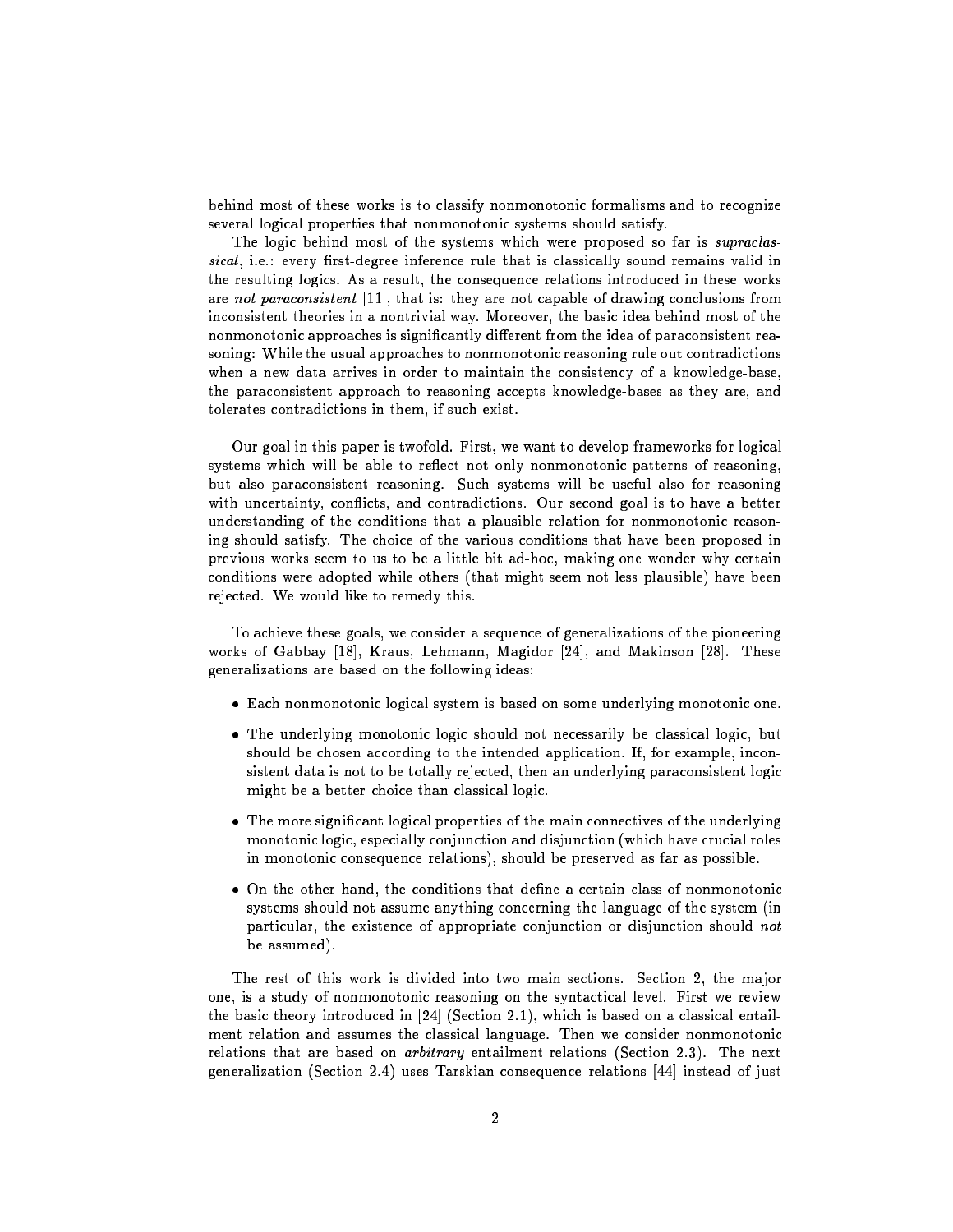behind most of these works is to classify nonmonotonic formalisms and to recognize several logical properties that nonmonotonic systems should satisfy.

The logic behind most of the systems which were proposed so far is *supraclassical*, i.e.: every first-degree inference rule that is classically sound remains valid in the resulting logics. As a result, the consequence relations introduced in these works are *not paraconsistent* [11], that is: they are not capable of drawing conclusions from inconsistent theories in a nontrivial way. Moreover, the basic idea behind most of the nonmonotonic approaches is significantly different from the idea of paraconsistent reasoning: While the usual approaches to nonmonotonic reasoning rule out contradictions when a new data arrives in order to maintain the consistency of a knowledge-base, the paraconsistent approach to reasoning accepts knowledge-bases as they are, and tolerates contradictions in them, if such exist.

Our goal in this paper is twofold. First, we want to develop frameworks for logical systems which will be able to reflect not only nonmonotonic patterns of reasoning, but also paraconsistent reasoning. Such systems will be useful also for reasoning with uncertainty, conflicts, and contradictions. Our second goal is to have a better understanding of the conditions that a plausible relation for nonmonotonic reasoning should satisfy. The choice of the various conditions that have been proposed in previous works seem to us to be a little bit ad-hoc, making one wonder why certain conditions were adopted while others (that might seem not less plausible) have been rejected. We would like to remedy this.

To achieve these goals, we consider a sequence of generalizations of the pioneering works of Gabbay [18], Kraus, Lehmann, Magidor [24], and Makinson [28]. These generalizations are based on the following ideas:

- Each nonmonotonic logical system is based on some underlying monotonic one.
- The underlying monotonic logic should not necessarily be classical logic, but should be chosen according to the intended application. If, for example, inconsistent data is not to be totally rejected, then an underlying paraconsistent logic might be a better choice than classical logic.
- The more significant logical properties of the main connectives of the underlying monotonic logic, especially conjunction and disjunction (which have crucial roles in monotonic consequence relations), should be preserved as far as possible.
- On the other hand, the conditions that define a certain class of nonmonotonic systems should not assume anything concerning the language of the system (in particular, the existence of appropriate conjunction or disjunction should *not* be assumed).

The rest of this work is divided into two main sections. Section 2, the major one, is a study of nonmonotonic reasoning on the syntactical level. First we review the basic theory introduced in [24] (Section 2.1), which is based on a classical entailment relation and assumes the classical language. Then we consider nonmonotonic relations that are based on *arbitrary* entailment relations (Section 2.3). The next generalization (Section 2.4) uses Tarskian consequence relations [44] instead of just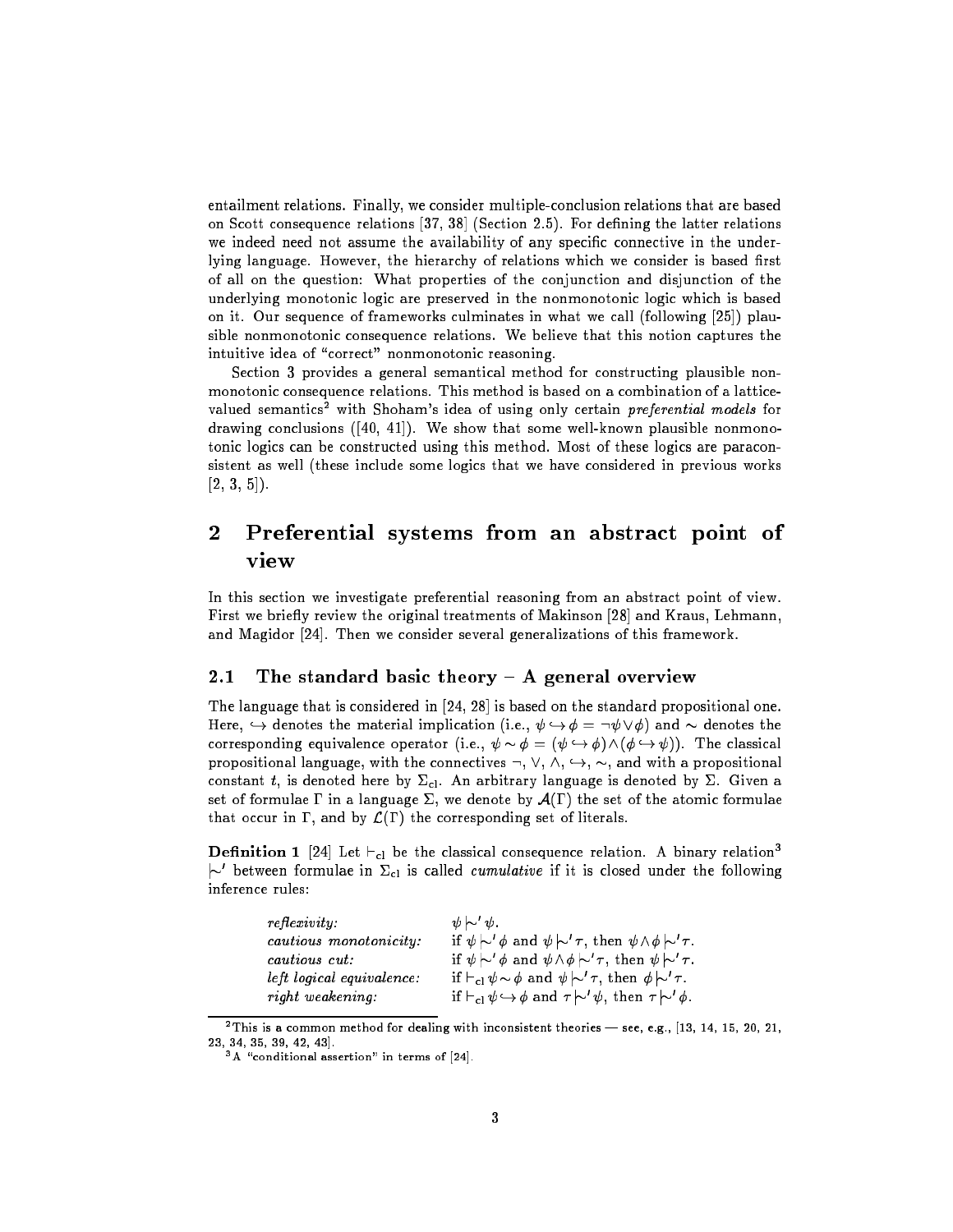entailment relations. Finally, we consider multiple-conclusion relations that are based on Scott consequence relations [37, 38] (Section 2.5). For defining the latter relations we indeed need not assume the availability of any specific connective in the underlying language. However, the hierarchy of relations which we consider is based first of all on the question: What properties of the conjunction and disjunction of the underlying monotonic logic are preserved in the nonmonotonic logic which is based on it. Our sequence of frameworks culminates in what we call (following [25]) plausible nonmonotonic consequence relations. We believe that this notion captures the intuitive idea of "correct" nonmonotonic reasoning.

Section 3 provides a general semantical method for constructing plausible nonmonotonic consequence relations. This method is based on a combination of a lattice-valued semantics[2] with Shoham's idea of using only certain *preferential models* for drawing conclusions ([40, 41]). We show that some well-known plausible nonmonotonic logics can be constructed using this method. Most of these logics are paraconsistent as well (these include some logics that we have considered in previous works [2, 3, 5]).

## 2 Preferential systems from an abstract point of view

In this section we investigate preferential reasoning from an abstract point of view. First we briefly review the original treatments of Makinson [28] and Kraus, Lehmann, and Magidor [24]. Then we consider several generalizations of this framework.

### 2.1 The standard basic theory – A general overview

The language that is considered in [24, 28] is based on the standard propositional one. Here, $\hookrightarrow$ denotes the material implication (i.e., $\psi \hookrightarrow \phi = \neg\psi \vee \phi$) and $\sim$ denotes the corresponding equivalence operator (i.e., $\psi \sim \phi = (\psi \hookrightarrow \phi) \wedge (\phi \hookrightarrow \psi)$). The classical propositional language, with the connectives $\neg, \vee, \wedge, \hookrightarrow, \sim$, and with a propositional constant $t$, is denoted here by $\Sigma_{\rm cl}$. An arbitrary language is denoted by $\Sigma$. Given a set of formulae $\Gamma$ in a language $\Sigma$, we denote by $\mathcal{A}(\Gamma)$ the set of the atomic formulae that occur in $\Gamma$, and by $\mathcal{L}(\Gamma)$ the corresponding set of literals.

**Definition 1** [24] Let $\vdash_{\rm cl}$ be the classical consequence relation. A binary relation[3] $\mid\!\sim'$ between formulae in $\Sigma_{\rm cl}$ is called *cumulative* if it is closed under the following inference rules:

| | |
|---|---|
| *reflexivity:* | $\psi \mid\!\sim' \psi$. |
| *cautious monotonicity:* | if $\psi \mid\!\sim' \phi$ and $\psi \mid\!\sim' \tau$, then $\psi \wedge \phi \mid\!\sim' \tau$. |
| *cautious cut:* | if $\psi \mid\!\sim' \phi$ and $\psi \wedge \phi \mid\!\sim' \tau$, then $\psi \mid\!\sim' \tau$. |
| *left logical equivalence:* | if $\vdash_{\rm cl} \psi \sim \phi$ and $\psi \mid\!\sim' \tau$, then $\phi \mid\!\sim' \tau$. |
| *right weakening:* | if $\vdash_{\rm cl} \psi \hookrightarrow \phi$ and $\tau \mid\!\sim' \psi$, then $\tau \mid\!\sim' \phi$. |

[2] This is a common method for dealing with inconsistent theories — see, e.g., [13, 14, 15, 20, 21, 23, 34, 35, 39, 42, 43].

[3] A "conditional assertion" in terms of [24].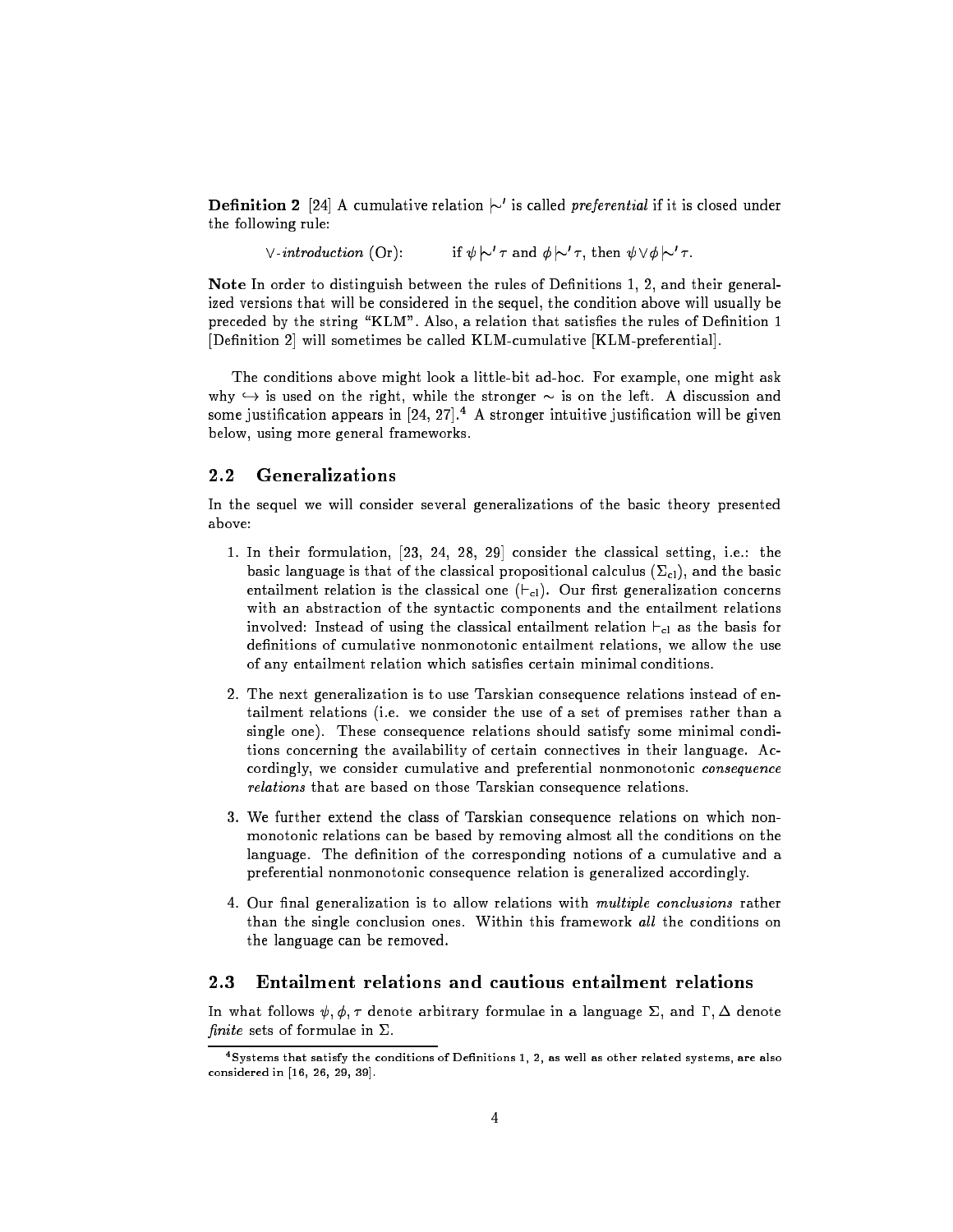**Definition 2** [24] A cumulative relation $|\!\sim'$ is called *preferential* if it is closed under the following rule:

$\vee$-*introduction* (Or): if $\psi |\!\sim' \tau$ and $\phi |\!\sim' \tau$, then $\psi \vee \phi |\!\sim' \tau$.

**Note** In order to distinguish between the rules of Definitions 1, 2, and their generalized versions that will be considered in the sequel, the condition above will usually be preceded by the string "KLM". Also, a relation that satisfies the rules of Definition 1 [Definition 2] will sometimes be called KLM-cumulative [KLM-preferential].

The conditions above might look a little-bit ad-hoc. For example, one might ask why $\hookrightarrow$ is used on the right, while the stronger $\sim$ is on the left. A discussion and some justification appears in [24, 27].[4] A stronger intuitive justification will be given below, using more general frameworks.

## 2.2 Generalizations

In the sequel we will consider several generalizations of the basic theory presented above:

1. In their formulation, [23, 24, 28, 29] consider the classical setting, i.e.: the basic language is that of the classical propositional calculus ($\Sigma_{cl}$), and the basic entailment relation is the classical one ($\vdash_{cl}$). Our first generalization concerns with an abstraction of the syntactic components and the entailment relations involved: Instead of using the classical entailment relation $\vdash_{cl}$ as the basis for definitions of cumulative nonmonotonic entailment relations, we allow the use of any entailment relation which satisfies certain minimal conditions.

2. The next generalization is to use Tarskian consequence relations instead of entailment relations (i.e. we consider the use of a set of premises rather than a single one). These consequence relations should satisfy some minimal conditions concerning the availability of certain connectives in their language. Accordingly, we consider cumulative and preferential nonmonotonic *consequence relations* that are based on those Tarskian consequence relations.

3. We further extend the class of Tarskian consequence relations on which nonmonotonic relations can be based by removing almost all the conditions on the language. The definition of the corresponding notions of a cumulative and a preferential nonmonotonic consequence relation is generalized accordingly.

4. Our final generalization is to allow relations with *multiple conclusions* rather than the single conclusion ones. Within this framework *all* the conditions on the language can be removed.

## 2.3 Entailment relations and cautious entailment relations

In what follows $\psi, \phi, \tau$ denote arbitrary formulae in a language $\Sigma$, and $\Gamma, \Delta$ denote *finite* sets of formulae in $\Sigma$.

[4] Systems that satisfy the conditions of Definitions 1, 2, as well as other related systems, are also considered in [16, 26, 29, 39].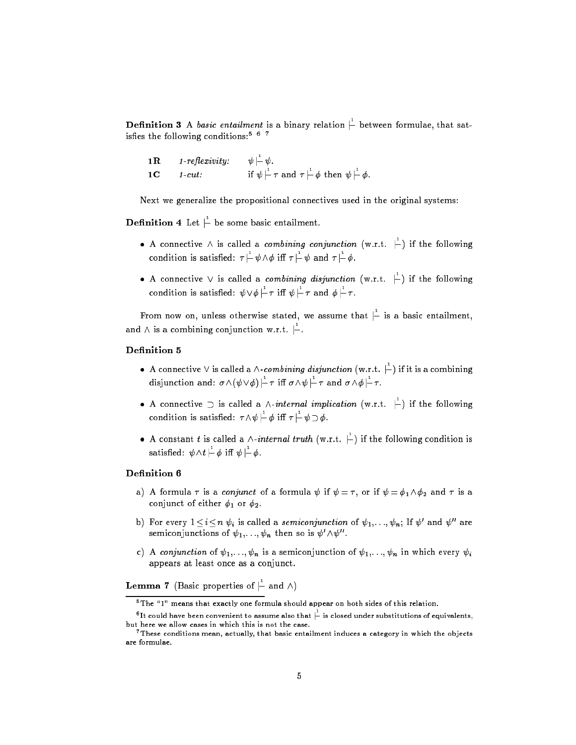**Definition 3** A *basic entailment* is a binary relation $\stackrel{1}{\vdash}$ between formulae, that satisfies the following conditions:[5] [6] [7]

| | | |
|---|---|---|
| **1R** | *1-reflexivity:* | $\psi \stackrel{1}{\vdash} \psi$. |
| **1C** | *1-cut:* | if $\psi \stackrel{1}{\vdash} \tau$ and $\tau \stackrel{1}{\vdash} \phi$ then $\psi \stackrel{1}{\vdash} \phi$. |

Next we generalize the propositional connectives used in the original systems:

**Definition 4** Let $\stackrel{1}{\vdash}$ be some basic entailment.

- A connective $\wedge$ is called a *combining conjunction* (w.r.t. $\stackrel{1}{\vdash}$) if the following condition is satisfied: $\tau \stackrel{1}{\vdash} \psi \wedge \phi$ iff $\tau \stackrel{1}{\vdash} \psi$ and $\tau \stackrel{1}{\vdash} \phi$.
- A connective $\vee$ is called a *combining disjunction* (w.r.t. $\stackrel{1}{\vdash}$) if the following condition is satisfied: $\psi \vee \phi \stackrel{1}{\vdash} \tau$ iff $\psi \stackrel{1}{\vdash} \tau$ and $\phi \stackrel{1}{\vdash} \tau$.

From now on, unless otherwise stated, we assume that $\stackrel{1}{\vdash}$ is a basic entailment, and $\wedge$ is a combining conjunction w.r.t. $\stackrel{1}{\vdash}$.

**Definition 5**

- A connective $\vee$ is called a $\wedge$*-combining disjunction* (w.r.t. $\stackrel{1}{\vdash}$) if it is a combining disjunction and: $\sigma \wedge (\psi \vee \phi) \stackrel{1}{\vdash} \tau$ iff $\sigma \wedge \psi \stackrel{1}{\vdash} \tau$ and $\sigma \wedge \phi \stackrel{1}{\vdash} \tau$.
- A connective $\supset$ is called a $\wedge$*-internal implication* (w.r.t. $\stackrel{1}{\vdash}$) if the following condition is satisfied: $\tau \wedge \psi \stackrel{1}{\vdash} \phi$ iff $\tau \stackrel{1}{\vdash} \psi \supset \phi$.
- A constant $t$ is called a $\wedge$*-internal truth* (w.r.t. $\stackrel{1}{\vdash}$) if the following condition is satisfied: $\psi \wedge t \stackrel{1}{\vdash} \phi$ iff $\psi \stackrel{1}{\vdash} \phi$.

**Definition 6**

a) A formula $\tau$ is a *conjunct* of a formula $\psi$ if $\psi = \tau$, or if $\psi = \phi_1 \wedge \phi_2$ and $\tau$ is a conjunct of either $\phi_1$ or $\phi_2$.

b) For every $1 \leq i \leq n$ $\psi_i$ is called a *semiconjunction* of $\psi_1, \ldots, \psi_n$; If $\psi'$ and $\psi''$ are semiconjunctions of $\psi_1, \ldots, \psi_n$ then so is $\psi' \wedge \psi''$.

c) A *conjunction* of $\psi_1, \ldots, \psi_n$ is a semiconjunction of $\psi_1, \ldots, \psi_n$ in which every $\psi_i$ appears at least once as a conjunct.

**Lemma 7** (Basic properties of $\stackrel{1}{\vdash}$ and $\wedge$)

---

[5] The "1" means that exactly one formula should appear on both sides of this relation.

[6] It could have been convenient to assume also that $\stackrel{1}{\vdash}$ is closed under substitutions of equivalents, but here we allow cases in which this is not the case.

[7] These conditions mean, actually, that basic entailment induces a category in which the objects are formulae.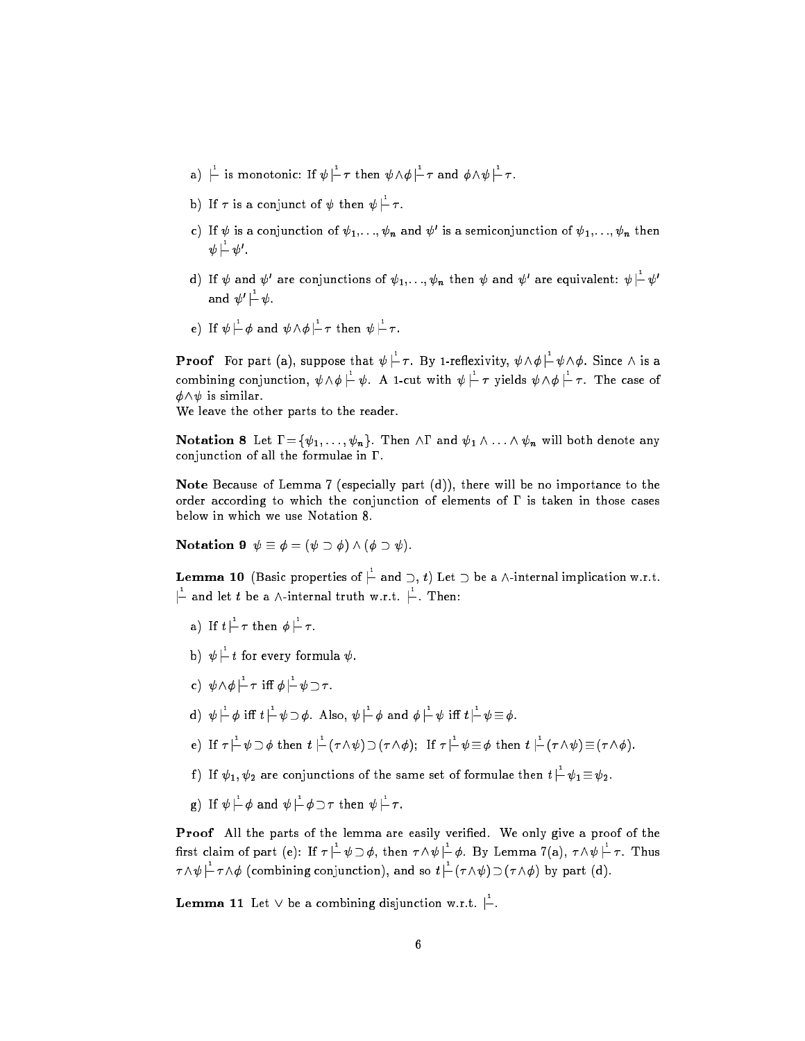a) $\stackrel{1}{\vdash}$ is monotonic: If $\psi \stackrel{1}{\vdash} \tau$ then $\psi \wedge \phi \stackrel{1}{\vdash} \tau$ and $\phi \wedge \psi \stackrel{1}{\vdash} \tau$.

b) If $\tau$ is a conjunct of $\psi$ then $\psi \stackrel{1}{\vdash} \tau$.

c) If $\psi$ is a conjunction of $\psi_1, \ldots, \psi_n$ and $\psi'$ is a semiconjunction of $\psi_1, \ldots, \psi_n$ then $\psi \stackrel{1}{\vdash} \psi'$.

d) If $\psi$ and $\psi'$ are conjunctions of $\psi_1, \ldots, \psi_n$ then $\psi$ and $\psi'$ are equivalent: $\psi \stackrel{1}{\vdash} \psi'$ and $\psi' \stackrel{1}{\vdash} \psi$.

e) If $\psi \stackrel{1}{\vdash} \phi$ and $\psi \wedge \phi \stackrel{1}{\vdash} \tau$ then $\psi \stackrel{1}{\vdash} \tau$.

**Proof** For part (a), suppose that $\psi \stackrel{1}{\vdash} \tau$. By 1-reflexivity, $\psi \wedge \phi \stackrel{1}{\vdash} \psi \wedge \phi$. Since $\wedge$ is a combining conjunction, $\psi \wedge \phi \stackrel{1}{\vdash} \psi$. A 1-cut with $\psi \stackrel{1}{\vdash} \tau$ yields $\psi \wedge \phi \stackrel{1}{\vdash} \tau$. The case of $\phi \wedge \psi$ is similar.
We leave the other parts to the reader.

**Notation 8** Let $\Gamma = \{\psi_1, \ldots, \psi_n\}$. Then $\wedge\Gamma$ and $\psi_1 \wedge \ldots \wedge \psi_n$ will both denote any conjunction of all the formulae in $\Gamma$.

**Note** Because of Lemma 7 (especially part (d)), there will be no importance to the order according to which the conjunction of elements of $\Gamma$ is taken in those cases below in which we use Notation 8.

**Notation 9** $\psi \equiv \phi = (\psi \supset \phi) \wedge (\phi \supset \psi)$.

**Lemma 10** (Basic properties of $\stackrel{1}{\vdash}$ and $\supset$, $t$) Let $\supset$ be a $\wedge$-internal implication w.r.t. $\stackrel{1}{\vdash}$ and let $t$ be a $\wedge$-internal truth w.r.t. $\stackrel{1}{\vdash}$. Then:

a) If $t \stackrel{1}{\vdash} \tau$ then $\phi \stackrel{1}{\vdash} \tau$.

b) $\psi \stackrel{1}{\vdash} t$ for every formula $\psi$.

c) $\psi \wedge \phi \stackrel{1}{\vdash} \tau$ iff $\phi \stackrel{1}{\vdash} \psi \supset \tau$.

d) $\psi \stackrel{1}{\vdash} \phi$ iff $t \stackrel{1}{\vdash} \psi \supset \phi$. Also, $\psi \stackrel{1}{\vdash} \phi$ and $\phi \stackrel{1}{\vdash} \psi$ iff $t \stackrel{1}{\vdash} \psi \equiv \phi$.

e) If $\tau \stackrel{1}{\vdash} \psi \supset \phi$ then $t \stackrel{1}{\vdash} (\tau \wedge \psi) \supset (\tau \wedge \phi)$; If $\tau \stackrel{1}{\vdash} \psi \equiv \phi$ then $t \stackrel{1}{\vdash} (\tau \wedge \psi) \equiv (\tau \wedge \phi)$.

f) If $\psi_1, \psi_2$ are conjunctions of the same set of formulae then $t \stackrel{1}{\vdash} \psi_1 \equiv \psi_2$.

g) If $\psi \stackrel{1}{\vdash} \phi$ and $\psi \stackrel{1}{\vdash} \phi \supset \tau$ then $\psi \stackrel{1}{\vdash} \tau$.

**Proof** All the parts of the lemma are easily verified. We only give a proof of the first claim of part (e): If $\tau \stackrel{1}{\vdash} \psi \supset \phi$, then $\tau \wedge \psi \stackrel{1}{\vdash} \phi$. By Lemma 7(a), $\tau \wedge \psi \stackrel{1}{\vdash} \tau$. Thus $\tau \wedge \psi \stackrel{1}{\vdash} \tau \wedge \phi$ (combining conjunction), and so $t \stackrel{1}{\vdash} (\tau \wedge \psi) \supset (\tau \wedge \phi)$ by part (d).

**Lemma 11** Let $\vee$ be a combining disjunction w.r.t. $\stackrel{1}{\vdash}$.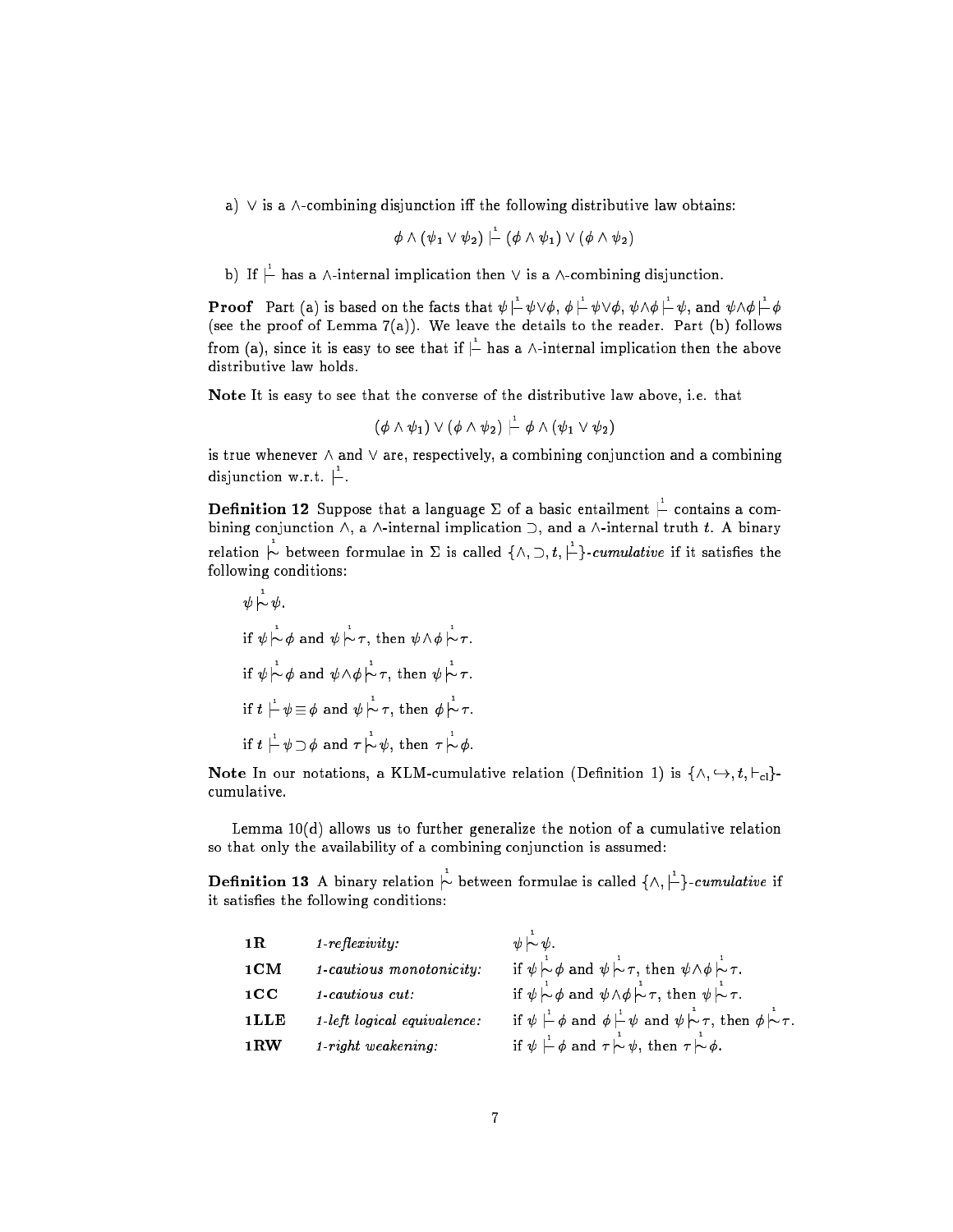a) $\vee$ is a $\wedge$-combining disjunction iff the following distributive law obtains:

$$\phi \wedge (\psi_1 \vee \psi_2) \stackrel{1}{\vdash} (\phi \wedge \psi_1) \vee (\phi \wedge \psi_2)$$

b) If $\stackrel{1}{\vdash}$ has a $\wedge$-internal implication then $\vee$ is a $\wedge$-combining disjunction.

**Proof** Part (a) is based on the facts that $\psi \stackrel{1}{\vdash} \psi \vee \phi$, $\phi \stackrel{1}{\vdash} \psi \vee \phi$, $\psi \wedge \phi \stackrel{1}{\vdash} \psi$, and $\psi \wedge \phi \stackrel{1}{\vdash} \phi$ (see the proof of Lemma 7(a)). We leave the details to the reader. Part (b) follows from (a), since it is easy to see that if $\stackrel{1}{\vdash}$ has a $\wedge$-internal implication then the above distributive law holds.

**Note** It is easy to see that the converse of the distributive law above, i.e. that

$$(\phi \wedge \psi_1) \vee (\phi \wedge \psi_2) \stackrel{1}{\vdash} \phi \wedge (\psi_1 \vee \psi_2)$$

is true whenever $\wedge$ and $\vee$ are, respectively, a combining conjunction and a combining disjunction w.r.t. $\stackrel{1}{\vdash}$.

**Definition 12** Suppose that a language $\Sigma$ of a basic entailment $\stackrel{1}{\vdash}$ contains a combining conjunction $\wedge$, a $\wedge$-internal implication $\supset$, and a $\wedge$-internal truth $t$. A binary relation $\stackrel{1}{\mid\!\sim}$ between formulae in $\Sigma$ is called $\{\wedge, \supset, t, \stackrel{1}{\vdash}\}$-*cumulative* if it satisfies the following conditions:

$\psi \stackrel{1}{\mid\!\sim} \psi$.

if $\psi \stackrel{1}{\mid\!\sim} \phi$ and $\psi \stackrel{1}{\mid\!\sim} \tau$, then $\psi \wedge \phi \stackrel{1}{\mid\!\sim} \tau$.

if $\psi \stackrel{1}{\mid\!\sim} \phi$ and $\psi \wedge \phi \stackrel{1}{\mid\!\sim} \tau$, then $\psi \stackrel{1}{\mid\!\sim} \tau$.

if $t \stackrel{1}{\vdash} \psi \equiv \phi$ and $\psi \stackrel{1}{\mid\!\sim} \tau$, then $\phi \stackrel{1}{\mid\!\sim} \tau$.

if $t \stackrel{1}{\vdash} \psi \supset \phi$ and $\tau \stackrel{1}{\mid\!\sim} \psi$, then $\tau \stackrel{1}{\mid\!\sim} \phi$.

**Note** In our notations, a KLM-cumulative relation (Definition 1) is $\{\wedge, \hookrightarrow, t, \vdash_{cl}\}$-cumulative.

Lemma 10(d) allows us to further generalize the notion of a cumulative relation so that only the availability of a combining conjunction is assumed:

**Definition 13** A binary relation $\stackrel{1}{\mid\!\sim}$ between formulae is called $\{\wedge, \stackrel{1}{\vdash}\}$-*cumulative* if it satisfies the following conditions:

| | | |
|---|---|---|
| **1R** | *1-reflexivity:* | $\psi \stackrel{1}{\mid\!\sim} \psi$. |
| **1CM** | *1-cautious monotonicity:* | if $\psi \stackrel{1}{\mid\!\sim} \phi$ and $\psi \stackrel{1}{\mid\!\sim} \tau$, then $\psi \wedge \phi \stackrel{1}{\mid\!\sim} \tau$. |
| **1CC** | *1-cautious cut:* | if $\psi \stackrel{1}{\mid\!\sim} \phi$ and $\psi \wedge \phi \stackrel{1}{\mid\!\sim} \tau$, then $\psi \stackrel{1}{\mid\!\sim} \tau$. |
| **1LLE** | *1-left logical equivalence:* | if $\psi \stackrel{1}{\vdash} \phi$ and $\phi \stackrel{1}{\vdash} \psi$ and $\psi \stackrel{1}{\mid\!\sim} \tau$, then $\phi \stackrel{1}{\mid\!\sim} \tau$. |
| **1RW** | *1-right weakening:* | if $\psi \stackrel{1}{\vdash} \phi$ and $\tau \stackrel{1}{\mid\!\sim} \psi$, then $\tau \stackrel{1}{\mid\!\sim} \phi$. |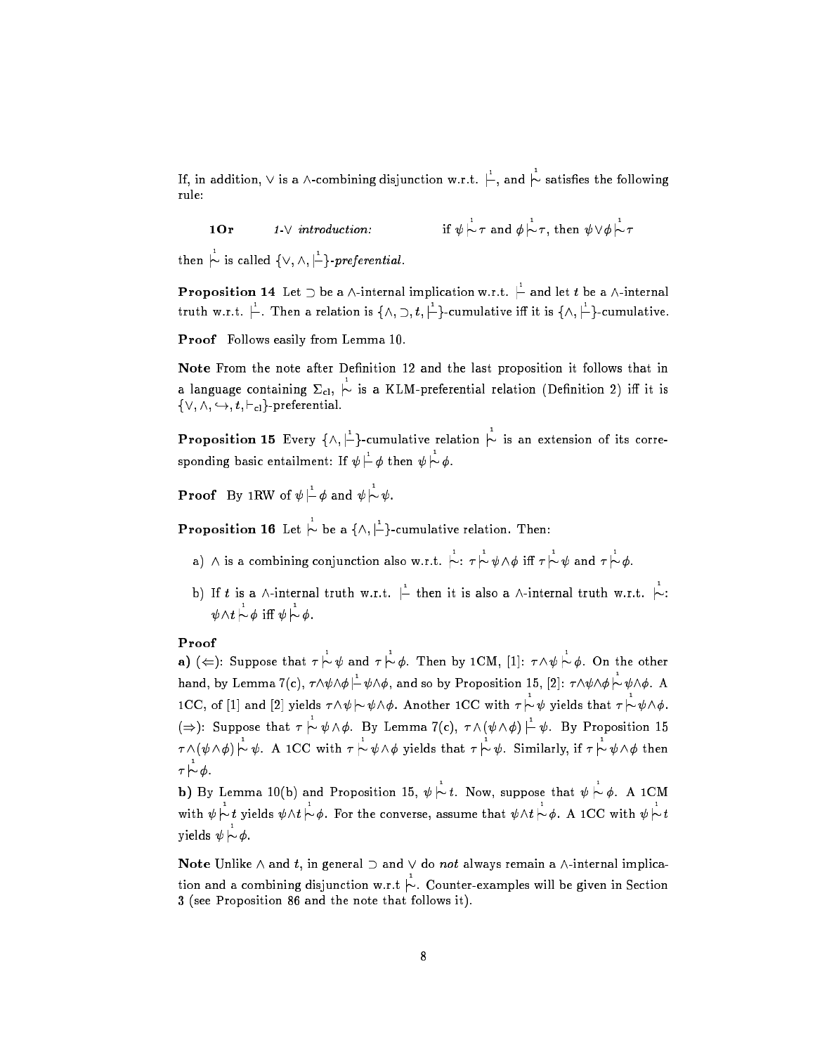If, in addition, $\vee$ is a $\wedge$-combining disjunction w.r.t. $\overset{1}{\vdash}$, and $\overset{1}{\mid\!\sim}$ satisfies the following rule:

**1Or** *1-$\vee$ introduction:* if $\psi \overset{1}{\mid\!\sim} \tau$ and $\phi \overset{1}{\mid\!\sim} \tau$, then $\psi \vee \phi \overset{1}{\mid\!\sim} \tau$

then $\overset{1}{\mid\!\sim}$ is called $\{\vee, \wedge, \overset{1}{\vdash}\}$-*preferential*.

**Proposition 14** Let $\supset$ be a $\wedge$-internal implication w.r.t. $\overset{1}{\vdash}$ and let $t$ be a $\wedge$-internal truth w.r.t. $\overset{1}{\vdash}$. Then a relation is $\{\wedge, \supset, t, \overset{1}{\vdash}\}$-cumulative iff it is $\{\wedge, \overset{1}{\vdash}\}$-cumulative.

**Proof** Follows easily from Lemma 10.

**Note** From the note after Definition 12 and the last proposition it follows that in a language containing $\Sigma_{\text{cl}}$, $\overset{1}{\mid\!\sim}$ is a KLM-preferential relation (Definition 2) iff it is $\{\vee, \wedge, \hookrightarrow, t, \vdash_{\text{cl}}\}$-preferential.

**Proposition 15** Every $\{\wedge, \overset{1}{\vdash}\}$-cumulative relation $\overset{1}{\mid\!\sim}$ is an extension of its corresponding basic entailment: If $\psi \overset{1}{\vdash} \phi$ then $\psi \overset{1}{\mid\!\sim} \phi$.

**Proof** By 1RW of $\psi \overset{1}{\vdash} \phi$ and $\psi \overset{1}{\mid\!\sim} \psi$.

**Proposition 16** Let $\overset{1}{\mid\!\sim}$ be a $\{\wedge, \overset{1}{\vdash}\}$-cumulative relation. Then:

a) $\wedge$ is a combining conjunction also w.r.t. $\overset{1}{\mid\!\sim}$: $\tau \overset{1}{\mid\!\sim} \psi \wedge \phi$ iff $\tau \overset{1}{\mid\!\sim} \psi$ and $\tau \overset{1}{\mid\!\sim} \phi$.

b) If $t$ is a $\wedge$-internal truth w.r.t. $\overset{1}{\vdash}$ then it is also a $\wedge$-internal truth w.r.t. $\overset{1}{\mid\!\sim}$: $\psi \wedge t \overset{1}{\mid\!\sim} \phi$ iff $\psi \overset{1}{\mid\!\sim} \phi$.

**Proof**

**a)** ($\Leftarrow$): Suppose that $\tau \overset{1}{\mid\!\sim} \psi$ and $\tau \overset{1}{\mid\!\sim} \phi$. Then by 1CM, [1]: $\tau \wedge \psi \overset{1}{\mid\!\sim} \phi$. On the other hand, by Lemma 7(c), $\tau \wedge \psi \wedge \phi \overset{1}{\vdash} \psi \wedge \phi$, and so by Proposition 15, [2]: $\tau \wedge \psi \wedge \phi \overset{1}{\mid\!\sim} \psi \wedge \phi$. A 1CC, of [1] and [2] yields $\tau \wedge \psi \overset{1}{\mid\!\sim} \psi \wedge \phi$. Another 1CC with $\tau \overset{1}{\mid\!\sim} \psi$ yields that $\tau \overset{1}{\mid\!\sim} \psi \wedge \phi$.
($\Rightarrow$): Suppose that $\tau \overset{1}{\mid\!\sim} \psi \wedge \phi$. By Lemma 7(c), $\tau \wedge (\psi \wedge \phi) \overset{1}{\vdash} \psi$. By Proposition 15 $\tau \wedge (\psi \wedge \phi) \overset{1}{\mid\!\sim} \psi$. A 1CC with $\tau \overset{1}{\mid\!\sim} \psi \wedge \phi$ yields that $\tau \overset{1}{\mid\!\sim} \psi$. Similarly, if $\tau \overset{1}{\mid\!\sim} \psi \wedge \phi$ then $\tau \overset{1}{\mid\!\sim} \phi$.

**b)** By Lemma 10(b) and Proposition 15, $\psi \overset{1}{\mid\!\sim} t$. Now, suppose that $\psi \overset{1}{\mid\!\sim} \phi$. A 1CM with $\psi \overset{1}{\mid\!\sim} t$ yields $\psi \wedge t \overset{1}{\mid\!\sim} \phi$. For the converse, assume that $\psi \wedge t \overset{1}{\mid\!\sim} \phi$. A 1CC with $\psi \overset{1}{\mid\!\sim} t$ yields $\psi \overset{1}{\mid\!\sim} \phi$.

**Note** Unlike $\wedge$ and $t$, in general $\supset$ and $\vee$ do *not* always remain a $\wedge$-internal implication and a combining disjunction w.r.t $\overset{1}{\mid\!\sim}$. Counter-examples will be given in Section 3 (see Proposition 86 and the note that follows it).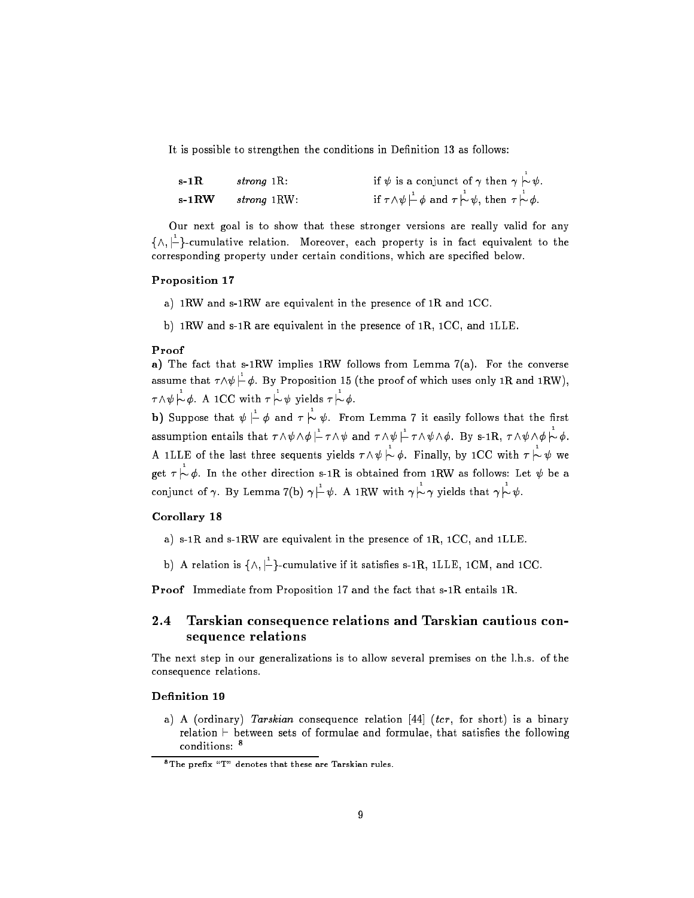It is possible to strengthen the conditions in Definition 13 as follows:

| | | |
|---|---|---|
| **s-1R** | *strong* 1R: | if $\psi$ is a conjunct of $\gamma$ then $\gamma \overset{1}{\mid\!\sim} \psi$. |
| **s-1RW** | *strong* 1RW: | if $\tau\wedge\psi \overset{1}{\vdash} \phi$ and $\tau \overset{1}{\mid\!\sim} \psi$, then $\tau \overset{1}{\mid\!\sim} \phi$. |

Our next goal is to show that these stronger versions are really valid for any $\{\wedge, \overset{1}{\vdash}\}$-cumulative relation. Moreover, each property is in fact equivalent to the corresponding property under certain conditions, which are specified below.

### Proposition 17

a) 1RW and s-1RW are equivalent in the presence of 1R and 1CC.

b) 1RW and s-1R are equivalent in the presence of 1R, 1CC, and 1LLE.

### Proof

**a)** The fact that s-1RW implies 1RW follows from Lemma 7(a). For the converse assume that $\tau\wedge\psi \overset{1}{\vdash} \phi$. By Proposition 15 (the proof of which uses only 1R and 1RW), $\tau\wedge\psi \overset{1}{\mid\!\sim} \phi$. A 1CC with $\tau \overset{1}{\mid\!\sim} \psi$ yields $\tau \overset{1}{\mid\!\sim} \phi$.

**b)** Suppose that $\psi \overset{1}{\vdash} \phi$ and $\tau \overset{1}{\mid\!\sim} \psi$. From Lemma 7 it easily follows that the first assumption entails that $\tau\wedge\psi\wedge\phi \overset{1}{\vdash} \tau\wedge\psi$ and $\tau\wedge\psi \overset{1}{\vdash} \tau\wedge\psi\wedge\phi$. By s-1R, $\tau\wedge\psi\wedge\phi \overset{1}{\mid\!\sim} \phi$. A 1LLE of the last three sequents yields $\tau\wedge\psi \overset{1}{\mid\!\sim} \phi$. Finally, by 1CC with $\tau \overset{1}{\mid\!\sim} \psi$ we get $\tau \overset{1}{\mid\!\sim} \phi$. In the other direction s-1R is obtained from 1RW as follows: Let $\psi$ be a conjunct of $\gamma$. By Lemma 7(b) $\gamma \overset{1}{\vdash} \psi$. A 1RW with $\gamma \overset{1}{\mid\!\sim} \gamma$ yields that $\gamma \overset{1}{\mid\!\sim} \psi$.

### Corollary 18

a) s-1R and s-1RW are equivalent in the presence of 1R, 1CC, and 1LLE.

b) A relation is $\{\wedge, \overset{1}{\vdash}\}$-cumulative if it satisfies s-1R, 1LLE, 1CM, and 1CC.

**Proof** Immediate from Proposition 17 and the fact that s-1R entails 1R.

## 2.4 Tarskian consequence relations and Tarskian cautious consequence relations

The next step in our generalizations is to allow several premises on the l.h.s. of the consequence relations.

### Definition 19

a) A (ordinary) *Tarskian* consequence relation [44] (*tcr*, for short) is a binary relation $\vdash$ between sets of formulae and formulae, that satisfies the following conditions: [8]

---

[8] The prefix "T" denotes that these are Tarskian rules.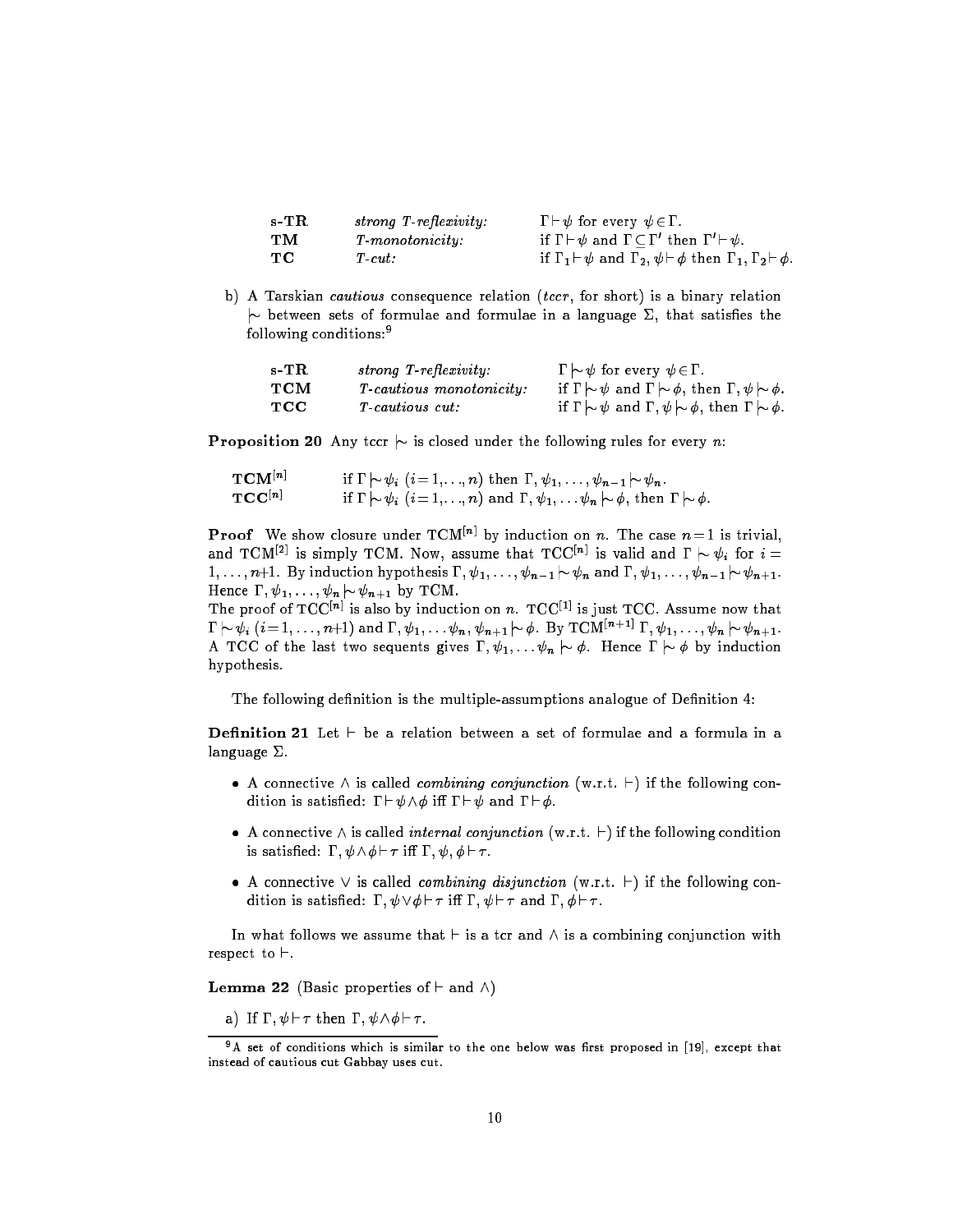| | | |
|---|---|---|
| **s-TR** | *strong T-reflexivity:* | $\Gamma \vdash \psi$ for every $\psi \in \Gamma$. |
| **TM** | *T-monotonicity:* | if $\Gamma \vdash \psi$ and $\Gamma \subseteq \Gamma'$ then $\Gamma' \vdash \psi$. |
| **TC** | *T-cut:* | if $\Gamma_1 \vdash \psi$ and $\Gamma_2, \psi \vdash \phi$ then $\Gamma_1, \Gamma_2 \vdash \phi$. |

b) A Tarskian *cautious* consequence relation (*tccr*, for short) is a binary relation $\mid\!\sim$ between sets of formulae and formulae in a language $\Sigma$, that satisfies the following conditions:[9]

| | | |
|---|---|---|
| **s-TR** | *strong T-reflexivity:* | $\Gamma \mid\!\sim \psi$ for every $\psi \in \Gamma$. |
| **TCM** | *T-cautious monotonicity:* | if $\Gamma \mid\!\sim \psi$ and $\Gamma \mid\!\sim \phi$, then $\Gamma, \psi \mid\!\sim \phi$. |
| **TCC** | *T-cautious cut:* | if $\Gamma \mid\!\sim \psi$ and $\Gamma, \psi \mid\!\sim \phi$, then $\Gamma \mid\!\sim \phi$. |

**Proposition 20** Any tccr $\mid\!\sim$ is closed under the following rules for every $n$:

| | |
|---|---|
| $\mathbf{TCM}^{[n]}$ | if $\Gamma \mid\!\sim \psi_i$ $(i = 1, \ldots, n)$ then $\Gamma, \psi_1, \ldots, \psi_{n-1} \mid\!\sim \psi_n$. |
| $\mathbf{TCC}^{[n]}$ | if $\Gamma \mid\!\sim \psi_i$ $(i = 1, \ldots, n)$ and $\Gamma, \psi_1, \ldots \psi_n \mid\!\sim \phi$, then $\Gamma \mid\!\sim \phi$. |

**Proof** We show closure under $\mathrm{TCM}^{[n]}$ by induction on $n$. The case $n = 1$ is trivial, and $\mathrm{TCM}^{[2]}$ is simply TCM. Now, assume that $\mathrm{TCC}^{[n]}$ is valid and $\Gamma \mid\!\sim \psi_i$ for $i = 1, \ldots, n+1$. By induction hypothesis $\Gamma, \psi_1, \ldots, \psi_{n-1} \mid\!\sim \psi_n$ and $\Gamma, \psi_1, \ldots, \psi_{n-1} \mid\!\sim \psi_{n+1}$. Hence $\Gamma, \psi_1, \ldots, \psi_n \mid\!\sim \psi_{n+1}$ by TCM.

The proof of $\mathrm{TCC}^{[n]}$ is also by induction on $n$. $\mathrm{TCC}^{[1]}$ is just TCC. Assume now that $\Gamma \mid\!\sim \psi_i$ $(i = 1, \ldots, n+1)$ and $\Gamma, \psi_1, \ldots \psi_n, \psi_{n+1} \mid\!\sim \phi$. By $\mathrm{TCM}^{[n+1]}$ $\Gamma, \psi_1, \ldots \psi_n \mid\!\sim \psi_{n+1}$. A TCC of the last two sequents gives $\Gamma, \psi_1, \ldots \psi_n \mid\!\sim \phi$. Hence $\Gamma \mid\!\sim \phi$ by induction hypothesis.

The following definition is the multiple-assumptions analogue of Definition 4:

**Definition 21** Let $\vdash$ be a relation between a set of formulae and a formula in a language $\Sigma$.

- A connective $\wedge$ is called *combining conjunction* (w.r.t. $\vdash$) if the following condition is satisfied: $\Gamma \vdash \psi \wedge \phi$ iff $\Gamma \vdash \psi$ and $\Gamma \vdash \phi$.
- A connective $\wedge$ is called *internal conjunction* (w.r.t. $\vdash$) if the following condition is satisfied: $\Gamma, \psi \wedge \phi \vdash \tau$ iff $\Gamma, \psi, \phi \vdash \tau$.
- A connective $\vee$ is called *combining disjunction* (w.r.t. $\vdash$) if the following condition is satisfied: $\Gamma, \psi \vee \phi \vdash \tau$ iff $\Gamma, \psi \vdash \tau$ and $\Gamma, \phi \vdash \tau$.

In what follows we assume that $\vdash$ is a tcr and $\wedge$ is a combining conjunction with respect to $\vdash$.

**Lemma 22** (Basic properties of $\vdash$ and $\wedge$)

a) If $\Gamma, \psi \vdash \tau$ then $\Gamma, \psi \wedge \phi \vdash \tau$.

[9] A set of conditions which is similar to the one below was first proposed in [19], except that instead of cautious cut Gabbay uses cut.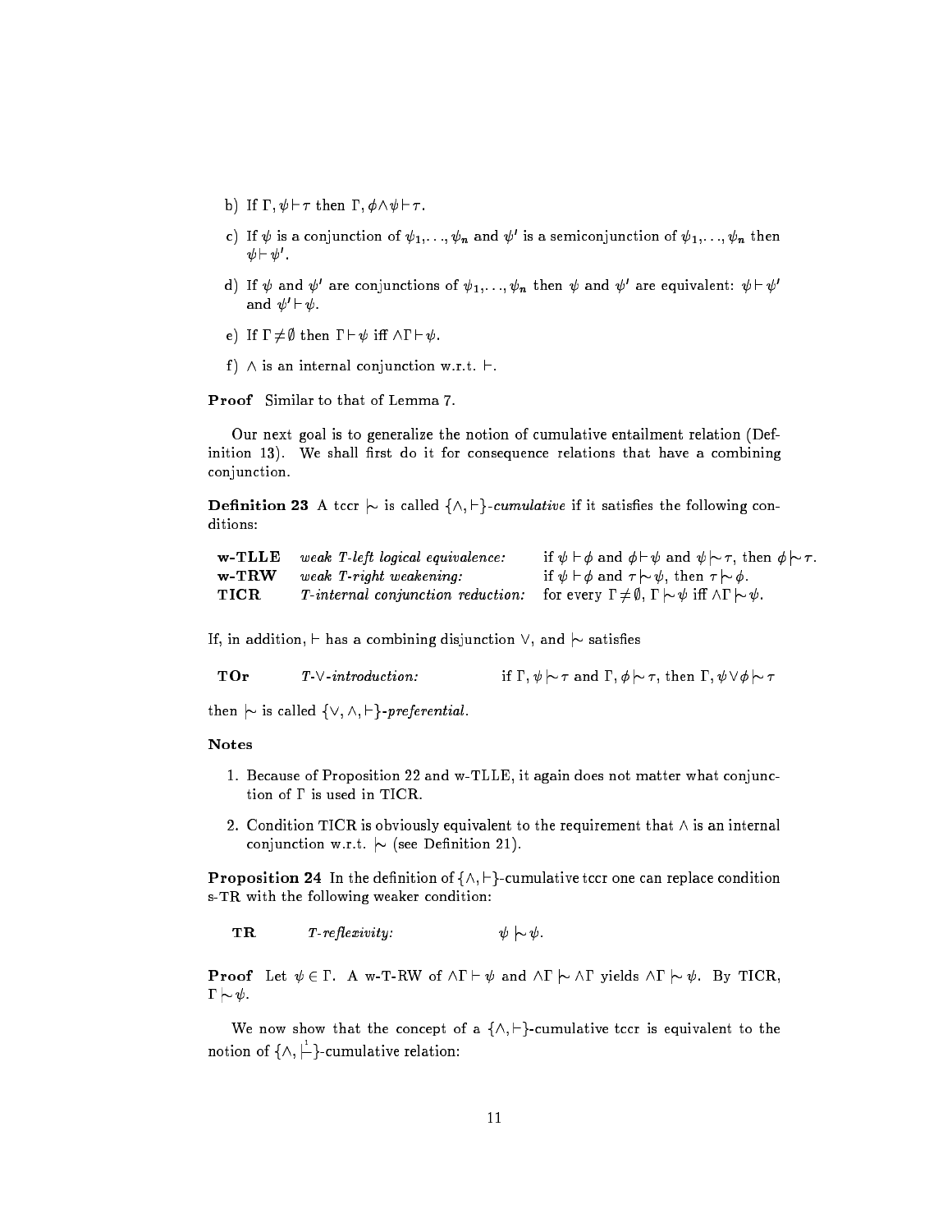b) If $\Gamma, \psi \vdash \tau$ then $\Gamma, \phi \wedge \psi \vdash \tau$.

c) If $\psi$ is a conjunction of $\psi_1, \ldots, \psi_n$ and $\psi'$ is a semiconjunction of $\psi_1, \ldots, \psi_n$ then $\psi \vdash \psi'$.

d) If $\psi$ and $\psi'$ are conjunctions of $\psi_1, \ldots, \psi_n$ then $\psi$ and $\psi'$ are equivalent: $\psi \vdash \psi'$ and $\psi' \vdash \psi$.

e) If $\Gamma \neq \emptyset$ then $\Gamma \vdash \psi$ iff $\wedge\Gamma \vdash \psi$.

f) $\wedge$ is an internal conjunction w.r.t. $\vdash$.

**Proof** Similar to that of Lemma 7.

Our next goal is to generalize the notion of cumulative entailment relation (Definition 13). We shall first do it for consequence relations that have a combining conjunction.

**Definition 23** A tccr $\mid\!\sim$ is called $\{\wedge, \vdash\}$-*cumulative* if it satisfies the following conditions:

| | | |
|---|---|---|
| **w-TLLE** | *weak T-left logical equivalence:* | if $\psi \vdash \phi$ and $\phi \vdash \psi$ and $\psi \mid\!\sim \tau$, then $\phi \mid\!\sim \tau$. |
| **w-TRW** | *weak T-right weakening:* | if $\psi \vdash \phi$ and $\tau \mid\!\sim \psi$, then $\tau \mid\!\sim \phi$. |
| **TICR** | *T-internal conjunction reduction:* | for every $\Gamma \neq \emptyset$, $\Gamma \mid\!\sim \psi$ iff $\wedge\Gamma \mid\!\sim \psi$. |

If, in addition, $\vdash$ has a combining disjunction $\vee$, and $\mid\!\sim$ satisfies

| | | |
|---|---|---|
| **TOr** | *T-$\vee$-introduction:* | if $\Gamma, \psi \mid\!\sim \tau$ and $\Gamma, \phi \mid\!\sim \tau$, then $\Gamma, \psi \vee \phi \mid\!\sim \tau$ |

then $\mid\!\sim$ is called $\{\vee, \wedge, \vdash\}$-*preferential*.

**Notes**

1. Because of Proposition 22 and w-TLLE, it again does not matter what conjunction of $\Gamma$ is used in TICR.

2. Condition TICR is obviously equivalent to the requirement that $\wedge$ is an internal conjunction w.r.t. $\mid\!\sim$ (see Definition 21).

**Proposition 24** In the definition of $\{\wedge, \vdash\}$-cumulative tccr one can replace condition s-TR with the following weaker condition:

| | | |
|---|---|---|
| **TR** | *T-reflexivity:* | $\psi \mid\!\sim \psi$. |

**Proof** Let $\psi \in \Gamma$. A w-T-RW of $\wedge\Gamma \vdash \psi$ and $\wedge\Gamma \mid\!\sim \wedge\Gamma$ yields $\wedge\Gamma \mid\!\sim \psi$. By TICR, $\Gamma \mid\!\sim \psi$.

We now show that the concept of a $\{\wedge, \vdash\}$-cumulative tccr is equivalent to the notion of $\{\wedge, \stackrel{1}{\vdash}\}$-cumulative relation: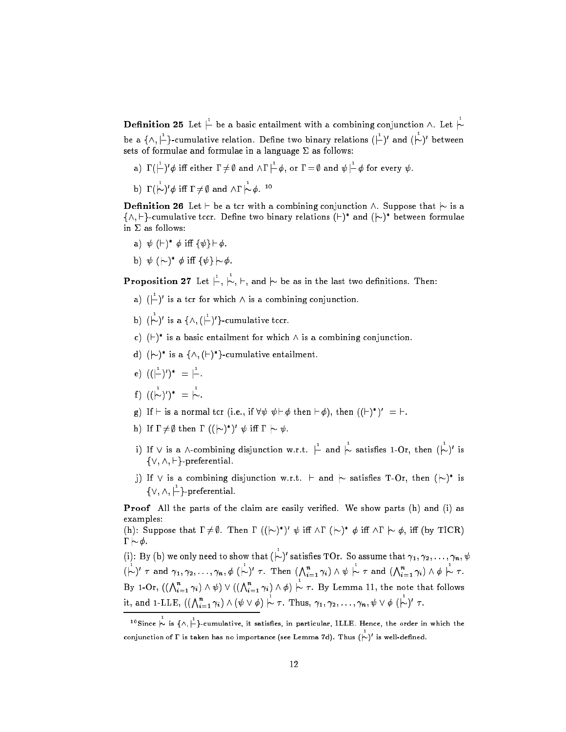**Definition 25** Let $\stackrel{1}{\vdash}$ be a basic entailment with a combining conjunction $\wedge$. Let $\stackrel{1}{\mid\!\sim}$ be a $\{\wedge, \stackrel{1}{\vdash}\}$-cumulative relation. Define two binary relations $(\stackrel{1}{\vdash})'$ and $(\stackrel{1}{\mid\!\sim})'$ between sets of formulae and formulae in a language $\Sigma$ as follows:

a) $\Gamma (\stackrel{1}{\vdash})' \phi$ iff either $\Gamma \neq \emptyset$ and $\wedge\Gamma \stackrel{1}{\vdash} \phi$, or $\Gamma = \emptyset$ and $\psi \stackrel{1}{\vdash} \phi$ for every $\psi$.

b) $\Gamma (\stackrel{1}{\mid\!\sim})' \phi$ iff $\Gamma \neq \emptyset$ and $\wedge\Gamma \stackrel{1}{\mid\!\sim} \phi$. [10]

**Definition 26** Let $\vdash$ be a tcr with a combining conjunction $\wedge$. Suppose that $\mid\!\sim$ is a $\{\wedge, \vdash\}$-cumulative tccr. Define two binary relations $(\vdash)^*$ and $(\mid\!\sim)^*$ between formulae in $\Sigma$ as follows:

a) $\psi\ (\vdash)^*\ \phi$ iff $\{\psi\} \vdash \phi$.

b) $\psi\ (\mid\!\sim)^*\ \phi$ iff $\{\psi\} \mid\!\sim \phi$.

**Proposition 27** Let $\stackrel{1}{\vdash}$, $\stackrel{1}{\mid\!\sim}$, $\vdash$, and $\mid\!\sim$ be as in the last two definitions. Then:

a) $(\stackrel{1}{\vdash})'$ is a tcr for which $\wedge$ is a combining conjunction.

b) $(\stackrel{1}{\mid\!\sim})'$ is a $\{\wedge, (\stackrel{1}{\vdash})'\}$-cumulative tccr.

c) $(\vdash)^*$ is a basic entailment for which $\wedge$ is a combining conjunction.

d) $(\mid\!\sim)^*$ is a $\{\wedge, (\vdash)^*\}$-cumulative entailment.

e) $((\stackrel{1}{\vdash})')^* = \stackrel{1}{\vdash}$.

f) $((\stackrel{1}{\mid\!\sim})')^* = \stackrel{1}{\mid\!\sim}$.

g) If $\vdash$ is a normal tcr (i.e., if $\forall\psi\ \psi \vdash \phi$ then $\vdash \phi$), then $((\vdash)^*)' = \vdash$.

h) If $\Gamma \neq \emptyset$ then $\Gamma\ ((\mid\!\sim)^*)'\ \psi$ iff $\Gamma \mid\!\sim \psi$.

i) If $\vee$ is a $\wedge$-combining disjunction w.r.t. $\stackrel{1}{\vdash}$ and $\stackrel{1}{\mid\!\sim}$ satisfies 1-Or, then $(\stackrel{1}{\mid\!\sim})'$ is $\{\vee, \wedge, \vdash\}$-preferential.

j) If $\vee$ is a combining disjunction w.r.t. $\vdash$ and $\mid\!\sim$ satisfies T-Or, then $(\mid\!\sim)^*$ is $\{\vee, \wedge, \stackrel{1}{\vdash}\}$-preferential.

**Proof** All the parts of the claim are easily verified. We show parts (h) and (i) as examples:

(h): Suppose that $\Gamma \neq \emptyset$. Then $\Gamma\ ((\mid\!\sim)^*)'\ \psi$ iff $\wedge\Gamma\ (\mid\!\sim)^*\ \phi$ iff $\wedge\Gamma \mid\!\sim \phi$, iff (by TICR) $\Gamma \mid\!\sim \phi$.

(i): By (b) we only need to show that $(\stackrel{1}{\mid\!\sim})'$ satisfies TOr. So assume that $\gamma_1, \gamma_2, \ldots, \gamma_n, \psi$ $(\stackrel{1}{\mid\!\sim})'\ \tau$ and $\gamma_1, \gamma_2, \ldots, \gamma_n, \phi\ (\stackrel{1}{\mid\!\sim})'\ \tau$. Then $(\bigwedge_{i=1}^n \gamma_i) \wedge \psi \stackrel{1}{\mid\!\sim} \tau$ and $(\bigwedge_{i=1}^n \gamma_i) \wedge \phi \stackrel{1}{\mid\!\sim} \tau$. By 1-Or, $((\bigwedge_{i=1}^n \gamma_i) \wedge \psi) \vee ((\bigwedge_{i=1}^n \gamma_i) \wedge \phi) \stackrel{1}{\mid\!\sim} \tau$. By Lemma 11, the note that follows it, and 1-LLE, $((\bigwedge_{i=1}^n \gamma_i) \wedge (\psi \vee \phi) \stackrel{1}{\mid\!\sim} \tau$. Thus, $\gamma_1, \gamma_2, \ldots, \gamma_n, \psi \vee \phi\ (\stackrel{1}{\mid\!\sim})'\ \tau$.

---

[10] Since $\stackrel{1}{\mid\!\sim}$ is $\{\wedge, \stackrel{1}{\vdash}\}$-cumulative, it satisfies, in particular, 1LLE. Hence, the order in which the conjunction of $\Gamma$ is taken has no importance (see Lemma 7d). Thus $(\stackrel{1}{\mid\!\sim})'$ is well-defined.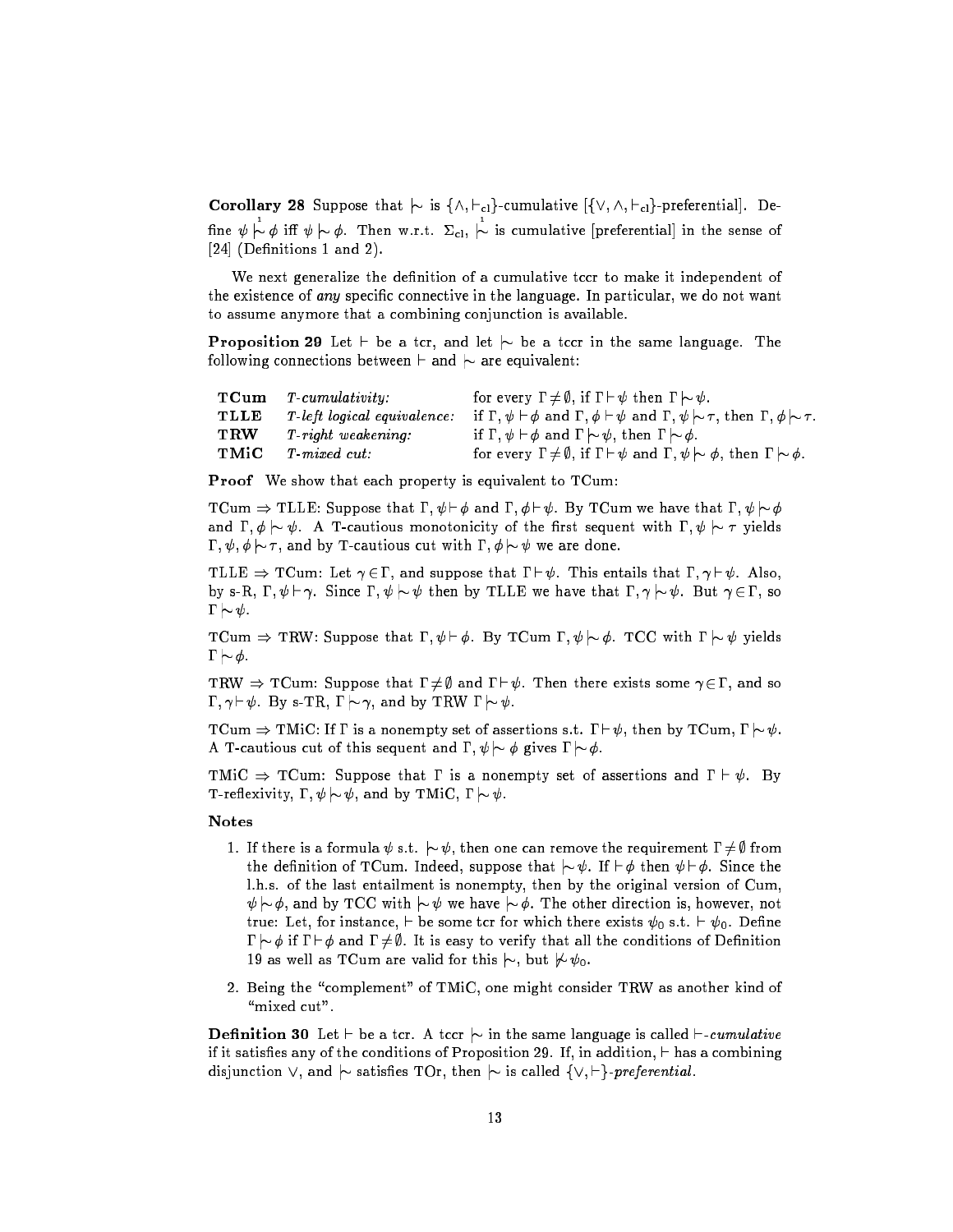**Corollary 28** Suppose that $\mid\!\sim$ is $\{\wedge, \vdash_{\rm cl}\}$-cumulative [$\{\vee, \wedge, \vdash_{\rm cl}\}$-preferential]. Define $\psi \overset{1}{\mid\!\sim} \phi$ iff $\psi \mid\!\sim \phi$. Then w.r.t. $\Sigma_{\rm cl}$, $\overset{1}{\mid\!\sim}$ is cumulative [preferential] in the sense of [24] (Definitions 1 and 2).

We next generalize the definition of a cumulative tccr to make it independent of the existence of *any* specific connective in the language. In particular, we do not want to assume anymore that a combining conjunction is available.

**Proposition 29** Let $\vdash$ be a tcr, and let $\mid\!\sim$ be a tccr in the same language. The following connections between $\vdash$ and $\mid\!\sim$ are equivalent:

| | | |
|---|---|---|
| **TCum** | *T-cumulativity:* | for every $\Gamma \neq \emptyset$, if $\Gamma \vdash \psi$ then $\Gamma \mid\!\sim \psi$. |
| **TLLE** | *T-left logical equivalence:* | if $\Gamma, \psi \vdash \phi$ and $\Gamma, \phi \vdash \psi$ and $\Gamma, \psi \mid\!\sim \tau$, then $\Gamma, \phi \mid\!\sim \tau$. |
| **TRW** | *T-right weakening:* | if $\Gamma, \psi \vdash \phi$ and $\Gamma \mid\!\sim \psi$, then $\Gamma \mid\!\sim \phi$. |
| **TMiC** | *T-mixed cut:* | for every $\Gamma \neq \emptyset$, if $\Gamma \vdash \psi$ and $\Gamma, \psi \mid\!\sim \phi$, then $\Gamma \mid\!\sim \phi$. |

**Proof** We show that each property is equivalent to TCum:

TCum $\Rightarrow$ TLLE: Suppose that $\Gamma, \psi \vdash \phi$ and $\Gamma, \phi \vdash \psi$. By TCum we have that $\Gamma, \psi \mid\!\sim \phi$ and $\Gamma, \phi \mid\!\sim \psi$. A T-cautious monotonicity of the first sequent with $\Gamma, \psi \mid\!\sim \tau$ yields $\Gamma, \psi, \phi \mid\!\sim \tau$, and by T-cautious cut with $\Gamma, \phi \mid\!\sim \psi$ we are done.

TLLE $\Rightarrow$ TCum: Let $\gamma \in \Gamma$, and suppose that $\Gamma \vdash \psi$. This entails that $\Gamma, \gamma \vdash \psi$. Also, by s-R, $\Gamma, \psi \vdash \gamma$. Since $\Gamma, \psi \mid\!\sim \psi$ then by TLLE we have that $\Gamma, \gamma \mid\!\sim \psi$. But $\gamma \in \Gamma$, so $\Gamma \mid\!\sim \psi$.

TCum $\Rightarrow$ TRW: Suppose that $\Gamma, \psi \vdash \phi$. By TCum $\Gamma, \psi \mid\!\sim \phi$. TCC with $\Gamma \mid\!\sim \psi$ yields $\Gamma \mid\!\sim \phi$.

TRW $\Rightarrow$ TCum: Suppose that $\Gamma \neq \emptyset$ and $\Gamma \vdash \psi$. Then there exists some $\gamma \in \Gamma$, and so $\Gamma, \gamma \vdash \psi$. By s-TR, $\Gamma \mid\!\sim \gamma$, and by TRW $\Gamma \mid\!\sim \psi$.

TCum $\Rightarrow$ TMiC: If $\Gamma$ is a nonempty set of assertions s.t. $\Gamma \vdash \psi$, then by TCum, $\Gamma \mid\!\sim \psi$. A T-cautious cut of this sequent and $\Gamma, \psi \mid\!\sim \phi$ gives $\Gamma \mid\!\sim \phi$.

TMiC $\Rightarrow$ TCum: Suppose that $\Gamma$ is a nonempty set of assertions and $\Gamma \vdash \psi$. By T-reflexivity, $\Gamma, \psi \mid\!\sim \psi$, and by TMiC, $\Gamma \mid\!\sim \psi$.

**Notes**

1. If there is a formula $\psi$ s.t. $\mid\!\sim \psi$, then one can remove the requirement $\Gamma \neq \emptyset$ from the definition of TCum. Indeed, suppose that $\mid\!\sim \psi$. If $\vdash \phi$ then $\psi \vdash \phi$. Since the l.h.s. of the last entailment is nonempty, then by the original version of Cum, $\psi \mid\!\sim \phi$, and by TCC with $\mid\!\sim \psi$ we have $\mid\!\sim \phi$. The other direction is, however, not true: Let, for instance, $\vdash$ be some tcr for which there exists $\psi_0$ s.t. $\vdash \psi_0$. Define $\Gamma \mid\!\sim \phi$ if $\Gamma \vdash \phi$ and $\Gamma \neq \emptyset$. It is easy to verify that all the conditions of Definition 19 as well as TCum are valid for this $\mid\!\sim$, but $\not\mid\!\sim \psi_0$.
2. Being the "complement" of TMiC, one might consider TRW as another kind of "mixed cut".

**Definition 30** Let $\vdash$ be a tcr. A tccr $\mid\!\sim$ in the same language is called $\vdash$*-cumulative* if it satisfies any of the conditions of Proposition 29. If, in addition, $\vdash$ has a combining disjunction $\vee$, and $\mid\!\sim$ satisfies TOr, then $\mid\!\sim$ is called $\{\vee, \vdash\}$*-preferential*.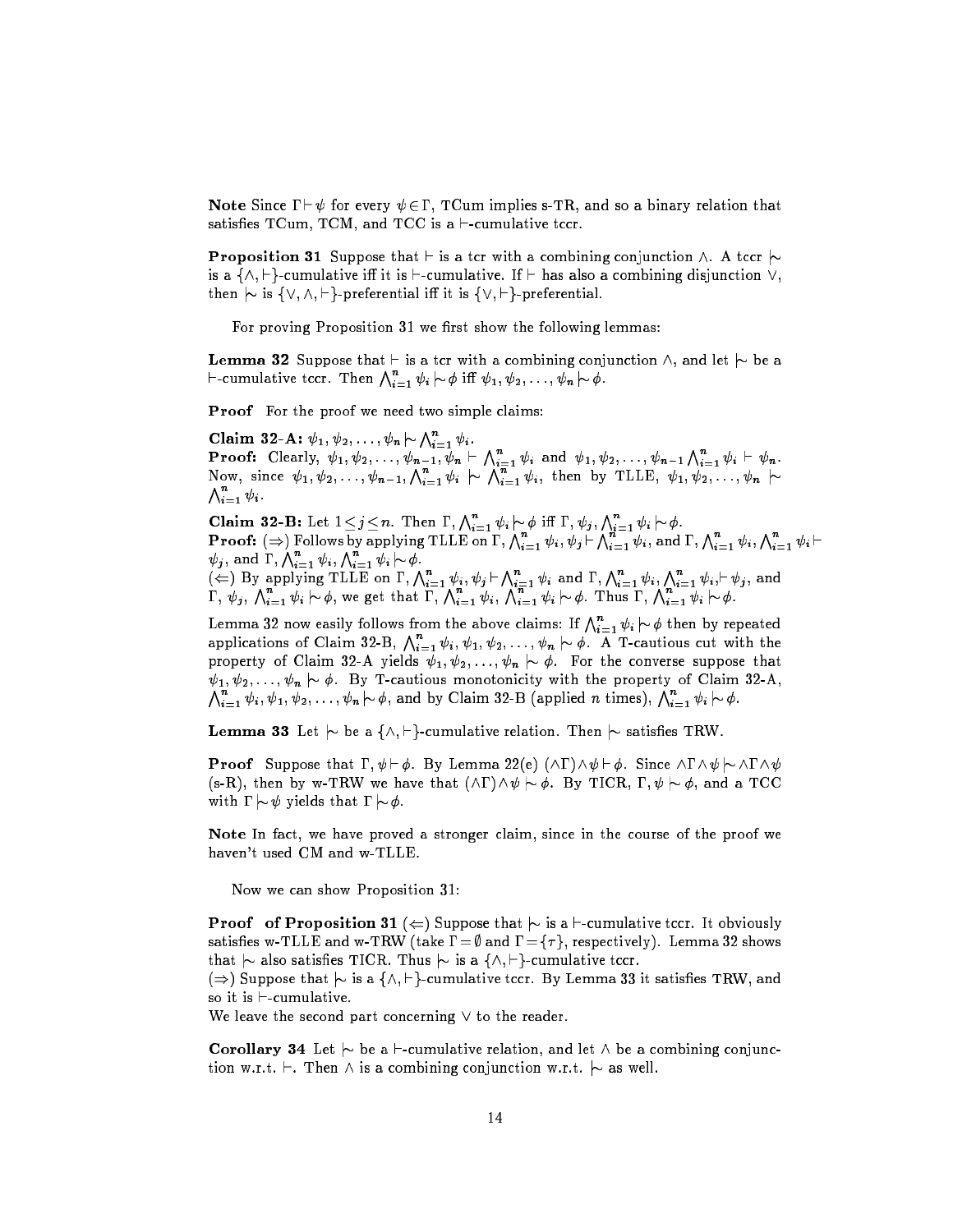**Note** Since $\Gamma \vdash \psi$ for every $\psi \in \Gamma$, TCum implies s-TR, and so a binary relation that satisfies TCum, TCM, and TCC is a $\vdash$-cumulative tccr.

**Proposition 31** Suppose that $\vdash$ is a tcr with a combining conjunction $\wedge$. A tccr $\mid\!\sim$ is a $\{\wedge, \vdash\}$-cumulative iff it is $\vdash$-cumulative. If $\vdash$ has also a combining disjunction $\vee$, then $\mid\!\sim$ is $\{\vee, \wedge, \vdash\}$-preferential iff it is $\{\vee, \vdash\}$-preferential.

For proving Proposition 31 we first show the following lemmas:

**Lemma 32** Suppose that $\vdash$ is a tcr with a combining conjunction $\wedge$, and let $\mid\!\sim$ be a $\vdash$-cumulative tccr. Then $\bigwedge_{i=1}^{n} \psi_i \mid\!\sim \phi$ iff $\psi_1, \psi_2, \ldots, \psi_n \mid\!\sim \phi$.

**Proof** For the proof we need two simple claims:

**Claim 32-A:** $\psi_1, \psi_2, \ldots, \psi_n \mid\!\sim \bigwedge_{i=1}^{n} \psi_i$.
**Proof:** Clearly, $\psi_1, \psi_2, \ldots, \psi_{n-1}, \psi_n \vdash \bigwedge_{i=1}^{n} \psi_i$ and $\psi_1, \psi_2, \ldots, \psi_{n-1} \bigwedge_{i=1}^{n} \psi_i \vdash \psi_n$. Now, since $\psi_1, \psi_2, \ldots, \psi_{n-1}, \bigwedge_{i=1}^{n} \psi_i \mid\!\sim \bigwedge_{i=1}^{n} \psi_i$, then by TLLE, $\psi_1, \psi_2, \ldots, \psi_n \mid\!\sim \bigwedge_{i=1}^{n} \psi_i$.

**Claim 32-B:** Let $1 \le j \le n$. Then $\Gamma, \bigwedge_{i=1}^{n} \psi_i \mid\!\sim \phi$ iff $\Gamma, \psi_j, \bigwedge_{i=1}^{n} \psi_i \mid\!\sim \phi$.
**Proof:** ($\Rightarrow$) Follows by applying TLLE on $\Gamma, \bigwedge_{i=1}^{n} \psi_i, \psi_j \vdash \bigwedge_{i=1}^{n} \psi_i$, and $\Gamma, \bigwedge_{i=1}^{n} \psi_i, \bigwedge_{i=1}^{n} \psi_i \vdash \psi_j$, and $\Gamma, \bigwedge_{i=1}^{n} \psi_i, \bigwedge_{i=1}^{n} \psi_i \mid\!\sim \phi$.
($\Leftarrow$) By applying TLLE on $\Gamma, \bigwedge_{i=1}^{n} \psi_i, \psi_j \vdash \bigwedge_{i=1}^{n} \psi_i$ and $\Gamma, \bigwedge_{i=1}^{n} \psi_i, \bigwedge_{i=1}^{n} \psi_i, \vdash \psi_j$, and $\Gamma, \psi_j, \bigwedge_{i=1}^{n} \psi_i \mid\!\sim \phi$, we get that $\Gamma, \bigwedge_{i=1}^{n} \psi_i, \bigwedge_{i=1}^{n} \psi_i \mid\!\sim \phi$. Thus $\Gamma, \bigwedge_{i=1}^{n} \psi_i \mid\!\sim \phi$.

Lemma 32 now easily follows from the above claims: If $\bigwedge_{i=1}^{n} \psi_i \mid\!\sim \phi$ then by repeated applications of Claim 32-B, $\bigwedge_{i=1}^{n} \psi_i, \psi_1, \psi_2, \ldots, \psi_n \mid\!\sim \phi$. A T-cautious cut with the property of Claim 32-A yields $\psi_1, \psi_2, \ldots, \psi_n \mid\!\sim \phi$. For the converse suppose that $\psi_1, \psi_2, \ldots, \psi_n \mid\!\sim \phi$. By T-cautious monotonicity with the property of Claim 32-A, $\bigwedge_{i=1}^{n} \psi_i, \psi_1, \psi_2, \ldots, \psi_n \mid\!\sim \phi$, and by Claim 32-B (applied $n$ times), $\bigwedge_{i=1}^{n} \psi_i \mid\!\sim \phi$.

**Lemma 33** Let $\mid\!\sim$ be a $\{\wedge, \vdash\}$-cumulative relation. Then $\mid\!\sim$ satisfies TRW.

**Proof** Suppose that $\Gamma, \psi \vdash \phi$. By Lemma 22(e) $(\wedge\Gamma) \wedge \psi \vdash \phi$. Since $\wedge\Gamma \wedge \psi \mid\!\sim \wedge\Gamma \wedge \psi$ (s-R), then by w-TRW we have that $(\wedge\Gamma) \wedge \psi \mid\!\sim \phi$. By TICR, $\Gamma, \psi \mid\!\sim \phi$, and a TCC with $\Gamma \mid\!\sim \psi$ yields that $\Gamma \mid\!\sim \phi$.

**Note** In fact, we have proved a stronger claim, since in the course of the proof we haven't used CM and w-TLLE.

Now we can show Proposition 31:

**Proof of Proposition 31** ($\Leftarrow$) Suppose that $\mid\!\sim$ is a $\vdash$-cumulative tccr. It obviously satisfies w-TLLE and w-TRW (take $\Gamma = \emptyset$ and $\Gamma = \{\tau\}$, respectively). Lemma 32 shows that $\mid\!\sim$ also satisfies TICR. Thus $\mid\!\sim$ is a $\{\wedge, \vdash\}$-cumulative tccr.
($\Rightarrow$) Suppose that $\mid\!\sim$ is a $\{\wedge, \vdash\}$-cumulative tccr. By Lemma 33 it satisfies TRW, and so it is $\vdash$-cumulative.
We leave the second part concerning $\vee$ to the reader.

**Corollary 34** Let $\mid\!\sim$ be a $\vdash$-cumulative relation, and let $\wedge$ be a combining conjunction w.r.t. $\vdash$. Then $\wedge$ is a combining conjunction w.r.t. $\mid\!\sim$ as well.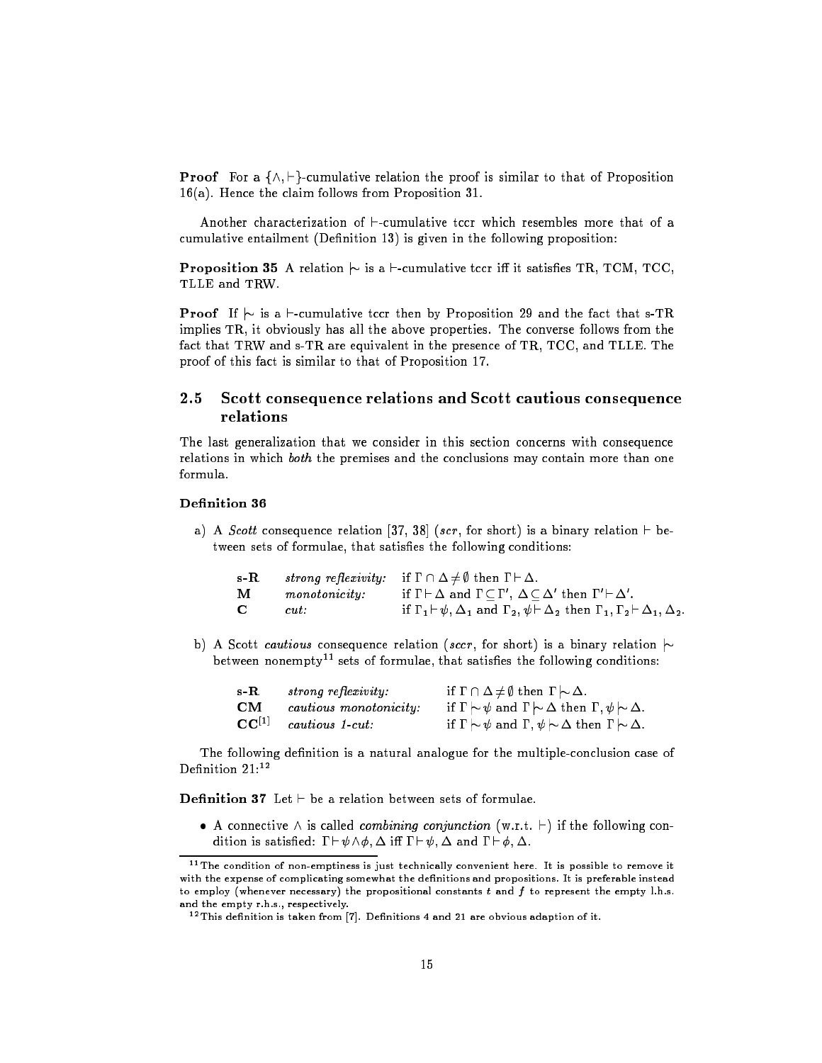**Proof** For a $\{\wedge, \vdash\}$-cumulative relation the proof is similar to that of Proposition 16(a). Hence the claim follows from Proposition 31.

Another characterization of $\vdash$-cumulative tccr which resembles more that of a cumulative entailment (Definition 13) is given in the following proposition:

**Proposition 35** A relation $\mid\!\sim$ is a $\vdash$-cumulative tccr iff it satisfies TR, TCM, TCC, TLLE and TRW.

**Proof** If $\mid\!\sim$ is a $\vdash$-cumulative tccr then by Proposition 29 and the fact that s-TR implies TR, it obviously has all the above properties. The converse follows from the fact that TRW and s-TR are equivalent in the presence of TR, TCC, and TLLE. The proof of this fact is similar to that of Proposition 17.

## 2.5 Scott consequence relations and Scott cautious consequence relations

The last generalization that we consider in this section concerns with consequence relations in which *both* the premises and the conclusions may contain more than one formula.

**Definition 36**

a) A *Scott* consequence relation [37, 38] (*scr*, for short) is a binary relation $\vdash$ between sets of formulae, that satisfies the following conditions:

| | | |
|---|---|---|
| **s-R** | *strong reflexivity:* | if $\Gamma \cap \Delta \neq \emptyset$ then $\Gamma \vdash \Delta$. |
| **M** | *monotonicity:* | if $\Gamma \vdash \Delta$ and $\Gamma \subseteq \Gamma'$, $\Delta \subseteq \Delta'$ then $\Gamma' \vdash \Delta'$. |
| **C** | *cut:* | if $\Gamma_1 \vdash \psi, \Delta_1$ and $\Gamma_2, \psi \vdash \Delta_2$ then $\Gamma_1, \Gamma_2 \vdash \Delta_1, \Delta_2$. |

b) A Scott *cautious* consequence relation (*sccr*, for short) is a binary relation $\mid\!\sim$ between nonempty[11] sets of formulae, that satisfies the following conditions:

| | | |
|---|---|---|
| **s-R** | *strong reflexivity:* | if $\Gamma \cap \Delta \neq \emptyset$ then $\Gamma \mid\!\sim \Delta$. |
| **CM** | *cautious monotonicity:* | if $\Gamma \mid\!\sim \psi$ and $\Gamma \mid\!\sim \Delta$ then $\Gamma, \psi \mid\!\sim \Delta$. |
| $\mathbf{CC}^{[1]}$ | *cautious 1-cut:* | if $\Gamma \mid\!\sim \psi$ and $\Gamma, \psi \mid\!\sim \Delta$ then $\Gamma \mid\!\sim \Delta$. |

The following definition is a natural analogue for the multiple-conclusion case of Definition 21:[12]

**Definition 37** Let $\vdash$ be a relation between sets of formulae.

- A connective $\wedge$ is called *combining conjunction* (w.r.t. $\vdash$) if the following condition is satisfied: $\Gamma \vdash \psi \wedge \phi, \Delta$ iff $\Gamma \vdash \psi, \Delta$ and $\Gamma \vdash \phi, \Delta$.

---

[11] The condition of non-emptiness is just technically convenient here. It is possible to remove it with the expense of complicating somewhat the definitions and propositions. It is preferable instead to employ (whenever necessary) the propositional constants $t$ and $f$ to represent the empty l.h.s. and the empty r.h.s., respectively.

[12] This definition is taken from [7]. Definitions 4 and 21 are obvious adaption of it.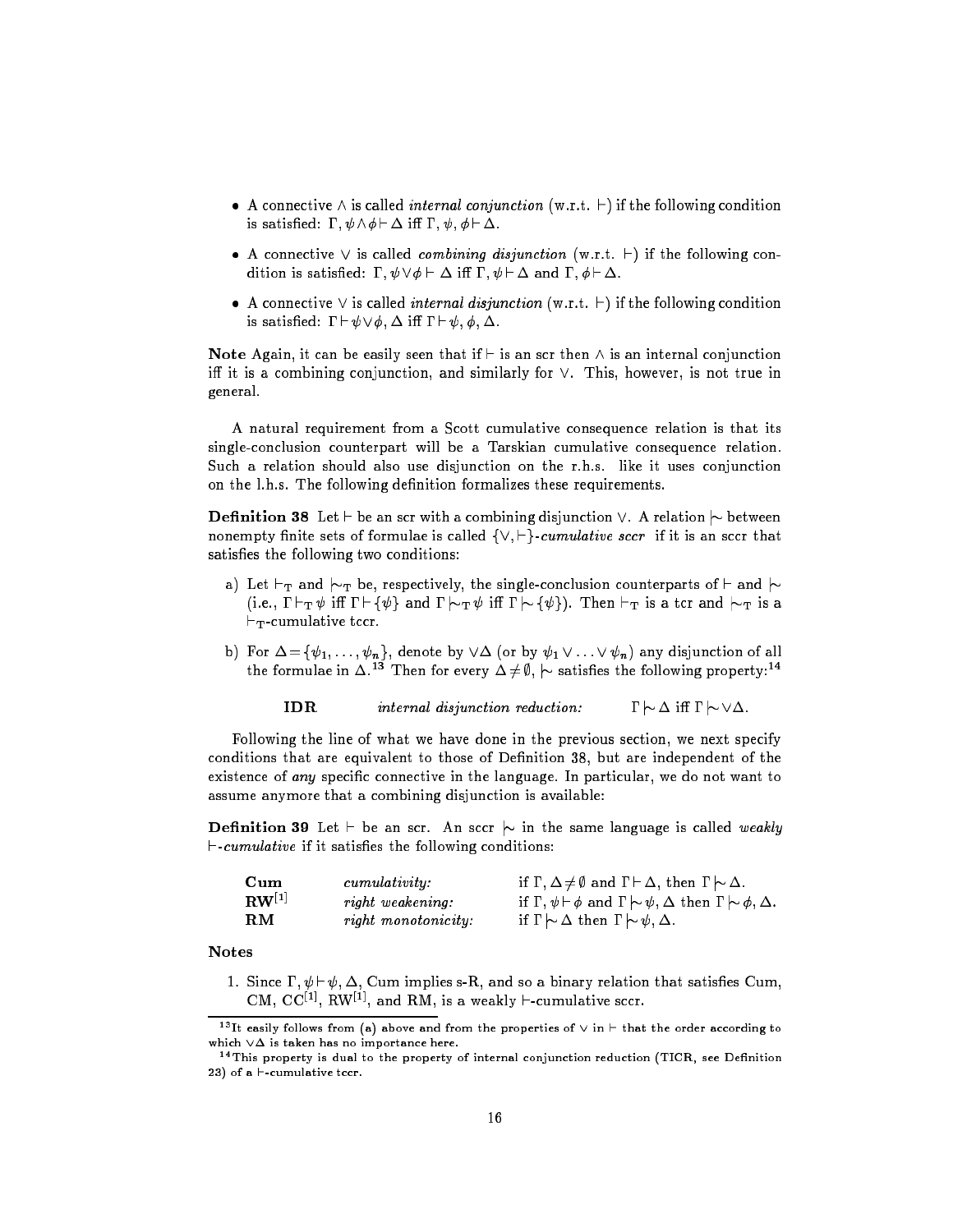- A connective $\wedge$ is called *internal conjunction* (w.r.t. $\vdash$) if the following condition is satisfied: $\Gamma, \psi \wedge \phi \vdash \Delta$ iff $\Gamma, \psi, \phi \vdash \Delta$.
- A connective $\vee$ is called *combining disjunction* (w.r.t. $\vdash$) if the following condition is satisfied: $\Gamma, \psi \vee \phi \vdash \Delta$ iff $\Gamma, \psi \vdash \Delta$ and $\Gamma, \phi \vdash \Delta$.
- A connective $\vee$ is called *internal disjunction* (w.r.t. $\vdash$) if the following condition is satisfied: $\Gamma \vdash \psi \vee \phi, \Delta$ iff $\Gamma \vdash \psi, \phi, \Delta$.

**Note** Again, it can be easily seen that if $\vdash$ is an scr then $\wedge$ is an internal conjunction iff it is a combining conjunction, and similarly for $\vee$. This, however, is not true in general.

A natural requirement from a Scott cumulative consequence relation is that its single-conclusion counterpart will be a Tarskian cumulative consequence relation. Such a relation should also use disjunction on the r.h.s. like it uses conjunction on the l.h.s. The following definition formalizes these requirements.

**Definition 38** Let $\vdash$ be an scr with a combining disjunction $\vee$. A relation $\mid\!\sim$ between nonempty finite sets of formulae is called $\{\vee, \vdash\}$*-cumulative sccr* if it is an sccr that satisfies the following two conditions:

a) Let $\vdash_T$ and $\mid\!\sim_T$ be, respectively, the single-conclusion counterparts of $\vdash$ and $\mid\!\sim$ (i.e., $\Gamma \vdash_T \psi$ iff $\Gamma \vdash \{\psi\}$ and $\Gamma \mid\!\sim_T \psi$ iff $\Gamma \mid\!\sim \{\psi\}$). Then $\vdash_T$ is a tcr and $\mid\!\sim_T$ is a $\vdash_T$-cumulative tccr.

b) For $\Delta = \{\psi_1, \ldots, \psi_n\}$, denote by $\vee\Delta$ (or by $\psi_1 \vee \ldots \vee \psi_n$) any disjunction of all the formulae in $\Delta$.[13] Then for every $\Delta \neq \emptyset$, $\mid\!\sim$ satisfies the following property:[14]

| | | |
|---|---|---|
| **IDR** | *internal disjunction reduction:* | $\Gamma \mid\!\sim \Delta$ iff $\Gamma \mid\!\sim \vee\Delta$. |

Following the line of what we have done in the previous section, we next specify conditions that are equivalent to those of Definition 38, but are independent of the existence of *any* specific connective in the language. In particular, we do not want to assume anymore that a combining disjunction is available:

**Definition 39** Let $\vdash$ be an scr. An sccr $\mid\!\sim$ in the same language is called *weakly $\vdash$-cumulative* if it satisfies the following conditions:

| | | |
|---|---|---|
| **Cum** | *cumulativity:* | if $\Gamma, \Delta \neq \emptyset$ and $\Gamma \vdash \Delta$, then $\Gamma \mid\!\sim \Delta$. |
| **RW**[1] | *right weakening:* | if $\Gamma, \psi \vdash \phi$ and $\Gamma \mid\!\sim \psi, \Delta$ then $\Gamma \mid\!\sim \phi, \Delta$. |
| **RM** | *right monotonicity:* | if $\Gamma \mid\!\sim \Delta$ then $\Gamma \mid\!\sim \psi, \Delta$. |

**Notes**

1. Since $\Gamma, \psi \vdash \psi, \Delta$, Cum implies s-R, and so a binary relation that satisfies Cum, CM, CC[1], RW[1], and RM, is a weakly $\vdash$-cumulative sccr.

---

[13] It easily follows from (a) above and from the properties of $\vee$ in $\vdash$ that the order according to which $\vee\Delta$ is taken has no importance here.

[14] This property is dual to the property of internal conjunction reduction (TICR, see Definition 23) of a $\vdash$-cumulative tccr.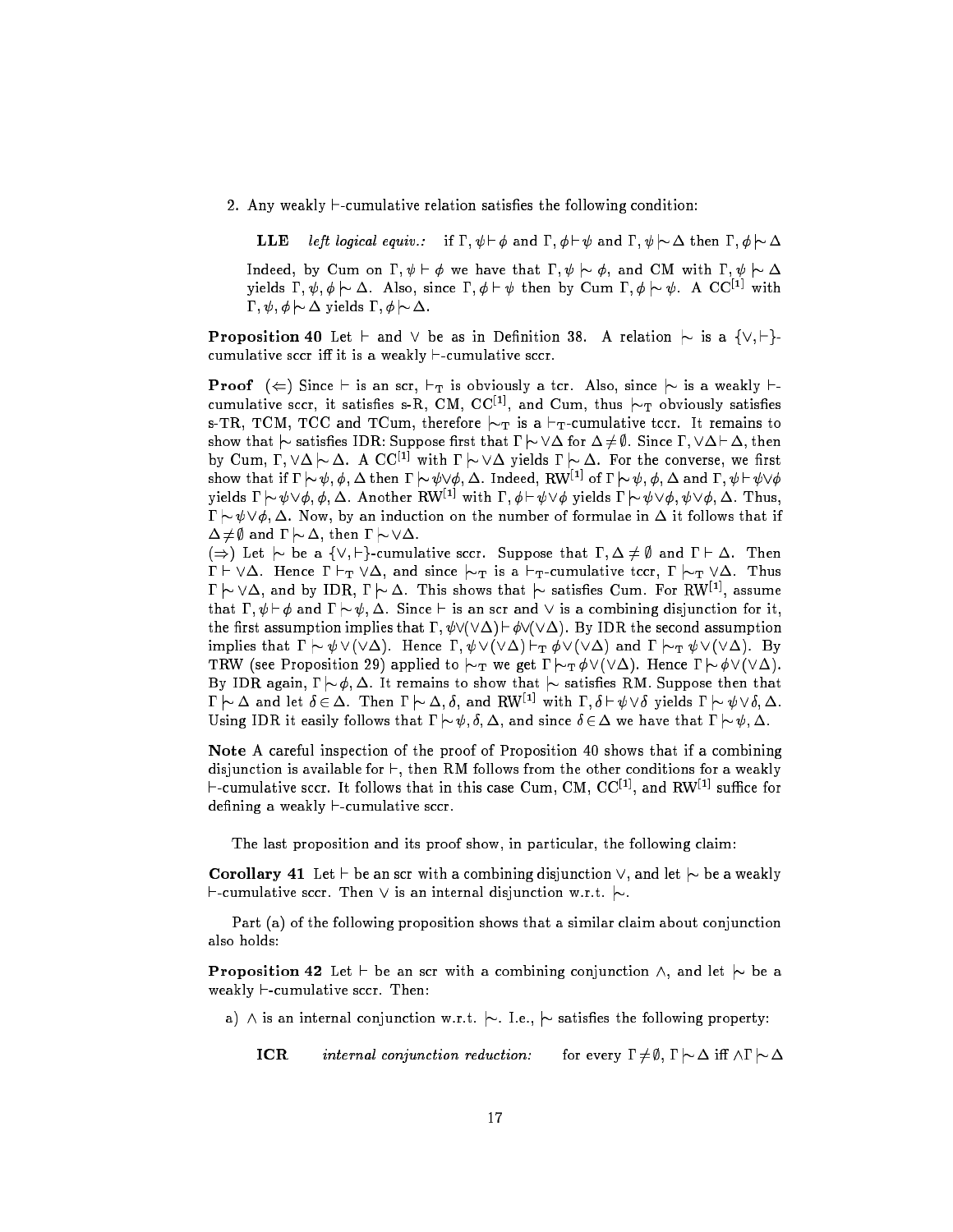2. Any weakly $\vdash$-cumulative relation satisfies the following condition:

   **LLE** *left logical equiv.:* if $\Gamma, \psi \vdash \phi$ and $\Gamma, \phi \vdash \psi$ and $\Gamma, \psi \mid\!\sim \Delta$ then $\Gamma, \phi \mid\!\sim \Delta$

   Indeed, by Cum on $\Gamma, \psi \vdash \phi$ we have that $\Gamma, \psi \mid\!\sim \phi$, and CM with $\Gamma, \psi \mid\!\sim \Delta$ yields $\Gamma, \psi, \phi \mid\!\sim \Delta$. Also, since $\Gamma, \phi \vdash \psi$ then by Cum $\Gamma, \phi \mid\!\sim \psi$. A $\text{CC}^{[1]}$ with $\Gamma, \psi, \phi \mid\!\sim \Delta$ yields $\Gamma, \phi \mid\!\sim \Delta$.

**Proposition 40** Let $\vdash$ and $\vee$ be as in Definition 38. A relation $\mid\!\sim$ is a $\{\vee, \vdash\}$-cumulative sccr iff it is a weakly $\vdash$-cumulative sccr.

**Proof** ($\Leftarrow$) Since $\vdash$ is an scr, $\vdash_{\text{T}}$ is obviously a tcr. Also, since $\mid\!\sim$ is a weakly $\vdash$-cumulative sccr, it satisfies s-R, CM, $\text{CC}^{[1]}$, and Cum, thus $\mid\!\sim_{\text{T}}$ obviously satisfies s-TR, TCM, TCC and TCum, therefore $\mid\!\sim_{\text{T}}$ is a $\vdash_{\text{T}}$-cumulative tccr. It remains to show that $\mid\!\sim$ satisfies IDR: Suppose first that $\Gamma \mid\!\sim \vee\Delta$ for $\Delta \neq \emptyset$. Since $\Gamma, \vee\Delta \vdash \Delta$, then by Cum, $\Gamma, \vee\Delta \mid\!\sim \Delta$. A $\text{CC}^{[1]}$ with $\Gamma \mid\!\sim \vee\Delta$ yields $\Gamma \mid\!\sim \Delta$. For the converse, we first show that if $\Gamma \mid\!\sim \psi, \phi, \Delta$ then $\Gamma \mid\!\sim \psi\vee\phi, \Delta$. Indeed, $\text{RW}^{[1]}$ of $\Gamma \mid\!\sim \psi, \phi, \Delta$ and $\Gamma, \psi \vdash \psi\vee\phi$ yields $\Gamma \mid\!\sim \psi\vee\phi, \phi, \Delta$. Another $\text{RW}^{[1]}$ with $\Gamma, \phi \vdash \psi\vee\phi$ yields $\Gamma \mid\!\sim \psi\vee\phi, \psi\vee\phi, \Delta$. Thus, $\Gamma \mid\!\sim \psi\vee\phi, \Delta$. Now, by an induction on the number of formulae in $\Delta$ it follows that if $\Delta \neq \emptyset$ and $\Gamma \mid\!\sim \Delta$, then $\Gamma \mid\!\sim \vee\Delta$.

($\Rightarrow$) Let $\mid\!\sim$ be a $\{\vee, \vdash\}$-cumulative sccr. Suppose that $\Gamma, \Delta \neq \emptyset$ and $\Gamma \vdash \Delta$. Then $\Gamma \vdash \vee\Delta$. Hence $\Gamma \vdash_{\text{T}} \vee\Delta$, and since $\mid\!\sim_{\text{T}}$ is a $\vdash_{\text{T}}$-cumulative tccr, $\Gamma \mid\!\sim_{\text{T}} \vee\Delta$. Thus $\Gamma \mid\!\sim \vee\Delta$, and by IDR, $\Gamma \mid\!\sim \Delta$. This shows that $\mid\!\sim$ satisfies Cum. For $\text{RW}^{[1]}$, assume that $\Gamma, \psi \vdash \phi$ and $\Gamma \mid\!\sim \psi, \Delta$. Since $\vdash$ is an scr and $\vee$ is a combining disjunction for it, the first assumption implies that $\Gamma, \psi\vee(\vee\Delta) \vdash \phi\vee(\vee\Delta)$. By IDR the second assumption implies that $\Gamma \mid\!\sim \psi \vee (\vee\Delta)$. Hence $\Gamma, \psi \vee (\vee\Delta) \vdash_{\text{T}} \phi \vee (\vee\Delta)$ and $\Gamma \mid\!\sim_{\text{T}} \psi \vee (\vee\Delta)$. By TRW (see Proposition 29) applied to $\mid\!\sim_{\text{T}}$ we get $\Gamma \mid\!\sim_{\text{T}} \phi \vee (\vee\Delta)$. Hence $\Gamma \mid\!\sim \phi \vee (\vee\Delta)$. By IDR again, $\Gamma \mid\!\sim \phi, \Delta$. It remains to show that $\mid\!\sim$ satisfies RM. Suppose then that $\Gamma \mid\!\sim \Delta$ and let $\delta \in \Delta$. Then $\Gamma \mid\!\sim \Delta, \delta$, and $\text{RW}^{[1]}$ with $\Gamma, \delta \vdash \psi \vee \delta$ yields $\Gamma \mid\!\sim \psi \vee \delta, \Delta$. Using IDR it easily follows that $\Gamma \mid\!\sim \psi, \delta, \Delta$, and since $\delta \in \Delta$ we have that $\Gamma \mid\!\sim \psi, \Delta$.

**Note** A careful inspection of the proof of Proposition 40 shows that if a combining disjunction is available for $\vdash$, then RM follows from the other conditions for a weakly $\vdash$-cumulative sccr. It follows that in this case Cum, CM, $\text{CC}^{[1]}$, and $\text{RW}^{[1]}$ suffice for defining a weakly $\vdash$-cumulative sccr.

The last proposition and its proof show, in particular, the following claim:

**Corollary 41** Let $\vdash$ be an scr with a combining disjunction $\vee$, and let $\mid\!\sim$ be a weakly $\vdash$-cumulative sccr. Then $\vee$ is an internal disjunction w.r.t. $\mid\!\sim$.

Part (a) of the following proposition shows that a similar claim about conjunction also holds:

**Proposition 42** Let $\vdash$ be an scr with a combining conjunction $\wedge$, and let $\mid\!\sim$ be a weakly $\vdash$-cumulative sccr. Then:

a) $\wedge$ is an internal conjunction w.r.t. $\mid\!\sim$. I.e., $\mid\!\sim$ satisfies the following property:

   **ICR** *internal conjunction reduction:* for every $\Gamma \neq \emptyset$, $\Gamma \mid\!\sim \Delta$ iff $\wedge\Gamma \mid\!\sim \Delta$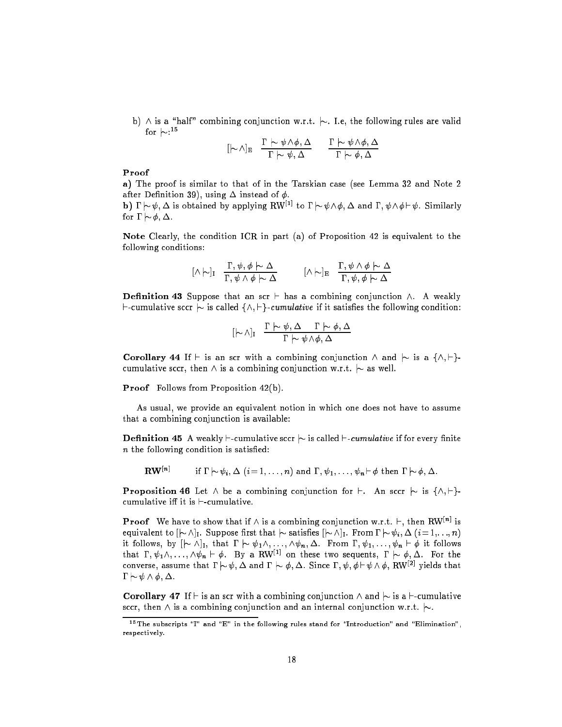b) $\wedge$ is a "half" combining conjunction w.r.t. $\mid\!\sim$. I.e, the following rules are valid for $\mid\!\sim$:[15]

$$[\mid\!\sim\wedge]_{\mathrm{E}} \quad \frac{\Gamma \mid\!\sim \psi\wedge\phi, \Delta}{\Gamma \mid\!\sim \psi, \Delta} \qquad \frac{\Gamma \mid\!\sim \psi\wedge\phi, \Delta}{\Gamma \mid\!\sim \phi, \Delta}$$

**Proof**

**a)** The proof is similar to that of in the Tarskian case (see Lemma 32 and Note 2 after Definition 39), using $\Delta$ instead of $\phi$.

**b)** $\Gamma \mid\!\sim \psi, \Delta$ is obtained by applying $\mathrm{RW}^{[1]}$ to $\Gamma \mid\!\sim \psi\wedge\phi, \Delta$ and $\Gamma, \psi\wedge\phi \vdash \psi$. Similarly for $\Gamma \mid\!\sim \phi, \Delta$.

**Note** Clearly, the condition ICR in part (a) of Proposition 42 is equivalent to the following conditions:

$$[\wedge\mid\!\sim]_{\mathrm{I}} \quad \frac{\Gamma, \psi, \phi \mid\!\sim \Delta}{\Gamma, \psi\wedge\phi \mid\!\sim \Delta} \qquad\qquad [\wedge\mid\!\sim]_{\mathrm{E}} \quad \frac{\Gamma, \psi\wedge\phi \mid\!\sim \Delta}{\Gamma, \psi, \phi \mid\!\sim \Delta}$$

**Definition 43** Suppose that an scr $\vdash$ has a combining conjunction $\wedge$. A weakly $\vdash$-cumulative sccr $\mid\!\sim$ is called $\{\wedge, \vdash\}$-*cumulative* if it satisfies the following condition:

$$[\mid\!\sim\wedge]_{\mathrm{I}} \quad \frac{\Gamma \mid\!\sim \psi, \Delta \quad \Gamma \mid\!\sim \phi, \Delta}{\Gamma \mid\!\sim \psi\wedge\phi, \Delta}$$

**Corollary 44** If $\vdash$ is an scr with a combining conjunction $\wedge$ and $\mid\!\sim$ is a $\{\wedge, \vdash\}$-cumulative sccr, then $\wedge$ is a combining conjunction w.r.t. $\mid\!\sim$ as well.

**Proof** Follows from Proposition 42(b).

As usual, we provide an equivalent notion in which one does not have to assume that a combining conjunction is available:

**Definition 45** A weakly $\vdash$-cumulative sccr $\mid\!\sim$ is called $\vdash$-*cumulative* if for every finite $n$ the following condition is satisfied:

$\mathbf{RW}^{[n]}$ if $\Gamma \mid\!\sim \psi_i, \Delta$ $(i = 1, \ldots, n)$ and $\Gamma, \psi_1, \ldots, \psi_n \vdash \phi$ then $\Gamma \mid\!\sim \phi, \Delta$.

**Proposition 46** Let $\wedge$ be a combining conjunction for $\vdash$. An sccr $\mid\!\sim$ is $\{\wedge, \vdash\}$-cumulative iff it is $\vdash$-cumulative.

**Proof** We have to show that if $\wedge$ is a combining conjunction w.r.t. $\vdash$, then $\mathrm{RW}^{[n]}$ is equivalent to $[\mid\!\sim\wedge]_{\mathrm{I}}$. Suppose first that $\mid\!\sim$ satisfies $[\mid\!\sim\wedge]_{\mathrm{I}}$. From $\Gamma \mid\!\sim \psi_i, \Delta$ $(i = 1, \ldots, n)$ it follows, by $[\mid\!\sim\wedge]_{\mathrm{I}}$, that $\Gamma \mid\!\sim \psi_1\wedge, \ldots, \wedge\psi_n, \Delta$. From $\Gamma, \psi_1, \ldots, \psi_n \vdash \phi$ it follows that $\Gamma, \psi_1\wedge, \ldots, \wedge\psi_n \vdash \phi$. By a $\mathrm{RW}^{[1]}$ on these two sequents, $\Gamma \mid\!\sim \phi, \Delta$. For the converse, assume that $\Gamma \mid\!\sim \psi, \Delta$ and $\Gamma \mid\!\sim \phi, \Delta$. Since $\Gamma, \psi, \phi \vdash \psi\wedge\phi$, $\mathrm{RW}^{[2]}$ yields that $\Gamma \mid\!\sim \psi\wedge\phi, \Delta$.

**Corollary 47** If $\vdash$ is an scr with a combining conjunction $\wedge$ and $\mid\!\sim$ is a $\vdash$-cumulative sccr, then $\wedge$ is a combining conjunction and an internal conjunction w.r.t. $\mid\!\sim$.

---

[15] The subscripts "I" and "E" in the following rules stand for "Introduction" and "Elimination", respectively.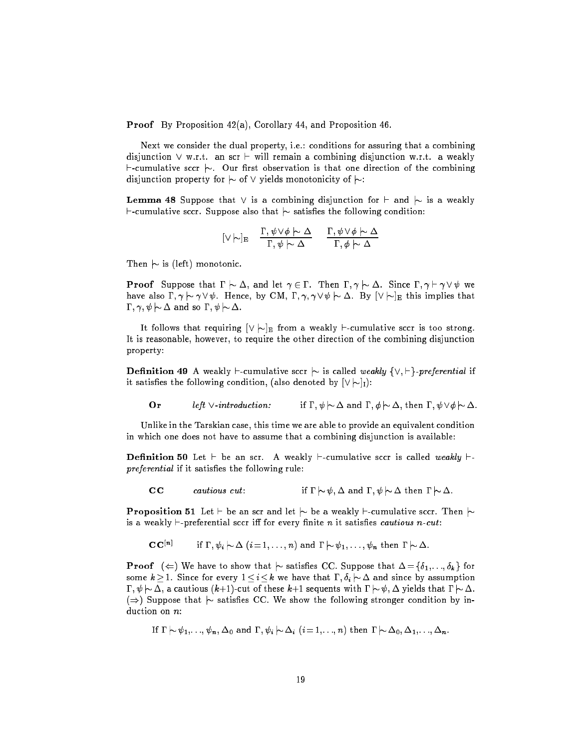**Proof** By Proposition 42(a), Corollary 44, and Proposition 46.

Next we consider the dual property, i.e.: conditions for assuring that a combining disjunction $\vee$ w.r.t. an scr $\vdash$ will remain a combining disjunction w.r.t. a weakly $\vdash$-cumulative sccr $\mid\!\sim$. Our first observation is that one direction of the combining disjunction property for $\mid\!\sim$ of $\vee$ yields monotonicity of $\mid\!\sim$:

**Lemma 48** Suppose that $\vee$ is a combining disjunction for $\vdash$ and $\mid\!\sim$ is a weakly $\vdash$-cumulative sccr. Suppose also that $\mid\!\sim$ satisfies the following condition:

$$[\vee \mid\!\sim]_{\rm E} \quad \frac{\Gamma, \psi \vee \phi \mid\!\sim \Delta}{\Gamma, \psi \mid\!\sim \Delta} \qquad \frac{\Gamma, \psi \vee \phi \mid\!\sim \Delta}{\Gamma, \phi \mid\!\sim \Delta}$$

Then $\mid\!\sim$ is (left) monotonic.

**Proof** Suppose that $\Gamma \mid\!\sim \Delta$, and let $\gamma \in \Gamma$. Then $\Gamma, \gamma \mid\!\sim \Delta$. Since $\Gamma, \gamma \vdash \gamma \vee \psi$ we have also $\Gamma, \gamma \mid\!\sim \gamma \vee \psi$. Hence, by CM, $\Gamma, \gamma, \gamma \vee \psi \mid\!\sim \Delta$. By $[\vee \mid\!\sim]_{\rm E}$ this implies that $\Gamma, \gamma, \psi \mid\!\sim \Delta$ and so $\Gamma, \psi \mid\!\sim \Delta$.

It follows that requiring $[\vee \mid\!\sim]_{\rm E}$ from a weakly $\vdash$-cumulative sccr is too strong. It is reasonable, however, to require the other direction of the combining disjunction property:

**Definition 49** A weakly $\vdash$-cumulative sccr $\mid\!\sim$ is called *weakly* $\{\vee, \vdash\}$*-preferential* if it satisfies the following condition, (also denoted by $[\vee \mid\!\sim]_{\rm I}$):

**Or** *left* $\vee$*-introduction:* if $\Gamma, \psi \mid\!\sim \Delta$ and $\Gamma, \phi \mid\!\sim \Delta$, then $\Gamma, \psi \vee \phi \mid\!\sim \Delta$.

Unlike in the Tarskian case, this time we are able to provide an equivalent condition in which one does not have to assume that a combining disjunction is available:

**Definition 50** Let $\vdash$ be an scr. A weakly $\vdash$-cumulative sccr is called *weakly* $\vdash$*-preferential* if it satisfies the following rule:

**CC** *cautious cut*: if $\Gamma \mid\!\sim \psi, \Delta$ and $\Gamma, \psi \mid\!\sim \Delta$ then $\Gamma \mid\!\sim \Delta$.

**Proposition 51** Let $\vdash$ be an scr and let $\mid\!\sim$ be a weakly $\vdash$-cumulative sccr. Then $\mid\!\sim$ is a weakly $\vdash$-preferential sccr iff for every finite $n$ it satisfies *cautious n-cut*:

$\mathbf{CC}^{[n]}$ if $\Gamma, \psi_i \mid\!\sim \Delta$ $(i = 1, \ldots, n)$ and $\Gamma \mid\!\sim \psi_1, \ldots, \psi_n$ then $\Gamma \mid\!\sim \Delta$.

**Proof** ($\Leftarrow$) We have to show that $\mid\!\sim$ satisfies CC. Suppose that $\Delta = \{\delta_1, \ldots, \delta_k\}$ for some $k \geq 1$. Since for every $1 \leq i \leq k$ we have that $\Gamma, \delta_i \mid\!\sim \Delta$ and since by assumption $\Gamma, \psi \mid\!\sim \Delta$, a cautious $(k+1)$-cut of these $k+1$ sequents with $\Gamma \mid\!\sim \psi, \Delta$ yields that $\Gamma \mid\!\sim \Delta$. ($\Rightarrow$) Suppose that $\mid\!\sim$ satisfies CC. We show the following stronger condition by induction on $n$:

If $\Gamma \mid\!\sim \psi_1, \ldots, \psi_n, \Delta_0$ and $\Gamma, \psi_i \mid\!\sim \Delta_i$ $(i = 1, \ldots, n)$ then $\Gamma \mid\!\sim \Delta_0, \Delta_1, \ldots, \Delta_n$.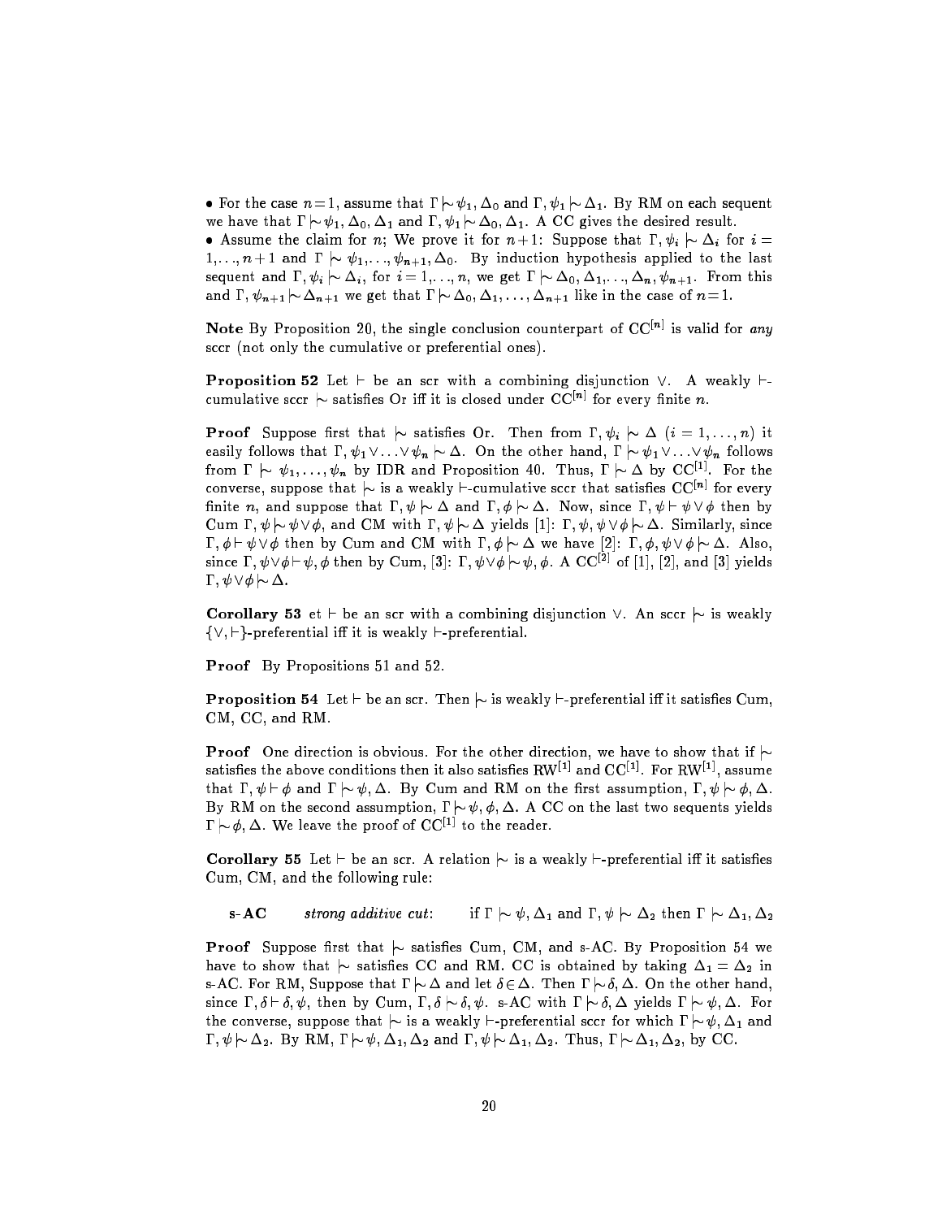- For the case $n=1$, assume that $\Gamma \mid\!\sim \psi_1, \Delta_0$ and $\Gamma, \psi_1 \mid\!\sim \Delta_1$. By RM on each sequent we have that $\Gamma \mid\!\sim \psi_1, \Delta_0, \Delta_1$ and $\Gamma, \psi_1 \mid\!\sim \Delta_0, \Delta_1$. A CC gives the desired result.
- Assume the claim for $n$; We prove it for $n+1$: Suppose that $\Gamma, \psi_i \mid\!\sim \Delta_i$ for $i = 1, \ldots, n+1$ and $\Gamma \mid\!\sim \psi_1, \ldots, \psi_{n+1}, \Delta_0$. By induction hypothesis applied to the last sequent and $\Gamma, \psi_i \mid\!\sim \Delta_i$, for $i = 1, \ldots, n$, we get $\Gamma \mid\!\sim \Delta_0, \Delta_1, \ldots, \Delta_n, \psi_{n+1}$. From this and $\Gamma, \psi_{n+1} \mid\!\sim \Delta_{n+1}$ we get that $\Gamma \mid\!\sim \Delta_0, \Delta_1, \ldots, \Delta_{n+1}$ like in the case of $n=1$.

**Note** By Proposition 20, the single conclusion counterpart of $\text{CC}^{[n]}$ is valid for *any* sccr (not only the cumulative or preferential ones).

**Proposition 52** Let $\vdash$ be an scr with a combining disjunction $\vee$. A weakly $\vdash$-cumulative sccr $\mid\!\sim$ satisfies Or iff it is closed under $\text{CC}^{[n]}$ for every finite $n$.

**Proof** Suppose first that $\mid\!\sim$ satisfies Or. Then from $\Gamma, \psi_i \mid\!\sim \Delta$ $(i = 1, \ldots, n)$ it easily follows that $\Gamma, \psi_1 \vee \ldots \vee \psi_n \mid\!\sim \Delta$. On the other hand, $\Gamma \mid\!\sim \psi_1 \vee \ldots \vee \psi_n$ follows from $\Gamma \mid\!\sim \psi_1, \ldots, \psi_n$ by IDR and Proposition 40. Thus, $\Gamma \mid\!\sim \Delta$ by $\text{CC}^{[1]}$. For the converse, suppose that $\mid\!\sim$ is a weakly $\vdash$-cumulative sccr that satisfies $\text{CC}^{[n]}$ for every finite $n$, and suppose that $\Gamma, \psi \mid\!\sim \Delta$ and $\Gamma, \phi \mid\!\sim \Delta$. Now, since $\Gamma, \psi \vdash \psi \vee \phi$ then by Cum $\Gamma, \psi \mid\!\sim \psi \vee \phi$, and CM with $\Gamma, \psi \mid\!\sim \Delta$ yields [1]: $\Gamma, \psi, \psi \vee \phi \mid\!\sim \Delta$. Similarly, since $\Gamma, \phi \vdash \psi \vee \phi$ then by Cum and CM with $\Gamma, \phi \mid\!\sim \Delta$ we have [2]: $\Gamma, \phi, \psi \vee \phi \mid\!\sim \Delta$. Also, since $\Gamma, \psi \vee \phi \vdash \psi, \phi$ then by Cum, [3]: $\Gamma, \psi \vee \phi \mid\!\sim \psi, \phi$. A $\text{CC}^{[2]}$ of [1], [2], and [3] yields $\Gamma, \psi \vee \phi \mid\!\sim \Delta$.

**Corollary 53** et $\vdash$ be an scr with a combining disjunction $\vee$. An sccr $\mid\!\sim$ is weakly $\{\vee, \vdash\}$-preferential iff it is weakly $\vdash$-preferential.

**Proof** By Propositions 51 and 52.

**Proposition 54** Let $\vdash$ be an scr. Then $\mid\!\sim$ is weakly $\vdash$-preferential iff it satisfies Cum, CM, CC, and RM.

**Proof** One direction is obvious. For the other direction, we have to show that if $\mid\!\sim$ satisfies the above conditions then it also satisfies $\text{RW}^{[1]}$ and $\text{CC}^{[1]}$. For $\text{RW}^{[1]}$, assume that $\Gamma, \psi \vdash \phi$ and $\Gamma \mid\!\sim \psi, \Delta$. By Cum and RM on the first assumption, $\Gamma, \psi \mid\!\sim \phi, \Delta$. By RM on the second assumption, $\Gamma \mid\!\sim \psi, \phi, \Delta$. A CC on the last two sequents yields $\Gamma \mid\!\sim \phi, \Delta$. We leave the proof of $\text{CC}^{[1]}$ to the reader.

**Corollary 55** Let $\vdash$ be an scr. A relation $\mid\!\sim$ is a weakly $\vdash$-preferential iff it satisfies Cum, CM, and the following rule:

**s-AC** *strong additive cut*: if $\Gamma \mid\!\sim \psi, \Delta_1$ and $\Gamma, \psi \mid\!\sim \Delta_2$ then $\Gamma \mid\!\sim \Delta_1, \Delta_2$

**Proof** Suppose first that $\mid\!\sim$ satisfies Cum, CM, and s-AC. By Proposition 54 we have to show that $\mid\!\sim$ satisfies CC and RM. CC is obtained by taking $\Delta_1 = \Delta_2$ in s-AC. For RM, Suppose that $\Gamma \mid\!\sim \Delta$ and let $\delta \in \Delta$. Then $\Gamma \mid\!\sim \delta, \Delta$. On the other hand, since $\Gamma, \delta \vdash \delta, \psi$, then by Cum, $\Gamma, \delta \mid\!\sim \delta, \psi$. s-AC with $\Gamma \mid\!\sim \delta, \Delta$ yields $\Gamma \mid\!\sim \psi, \Delta$. For the converse, suppose that $\mid\!\sim$ is a weakly $\vdash$-preferential sccr for which $\Gamma \mid\!\sim \psi, \Delta_1$ and $\Gamma, \psi \mid\!\sim \Delta_2$. By RM, $\Gamma \mid\!\sim \psi, \Delta_1, \Delta_2$ and $\Gamma, \psi \mid\!\sim \Delta_1, \Delta_2$. Thus, $\Gamma \mid\!\sim \Delta_1, \Delta_2$, by CC.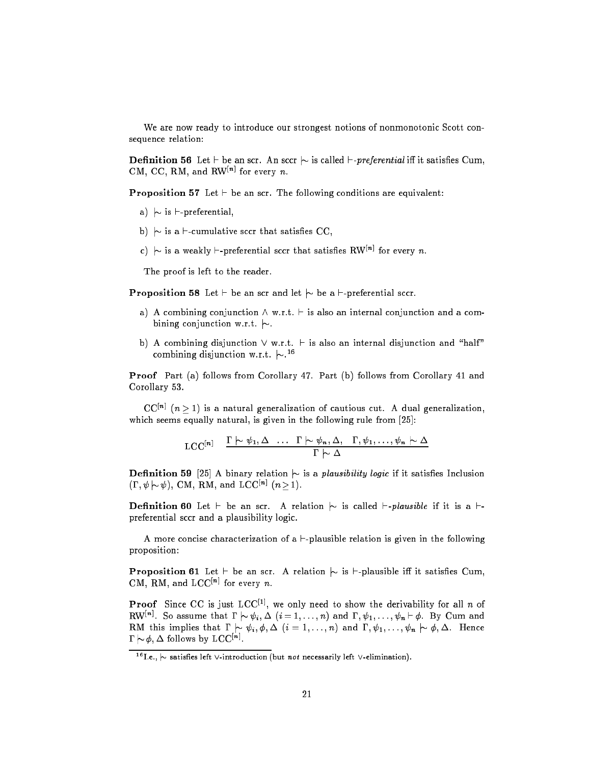We are now ready to introduce our strongest notions of nonmonotonic Scott consequence relation:

**Definition 56** Let $\vdash$ be an scr. An sccr $\mid\!\sim$ is called $\vdash$-*preferential* iff it satisfies Cum, CM, CC, RM, and $\text{RW}^{[n]}$ for every $n$.

**Proposition 57** Let $\vdash$ be an scr. The following conditions are equivalent:

a) $\mid\!\sim$ is $\vdash$-preferential,

b) $\mid\!\sim$ is a $\vdash$-cumulative sccr that satisfies CC,

c) $\mid\!\sim$ is a weakly $\vdash$-preferential sccr that satisfies $\text{RW}^{[n]}$ for every $n$.

The proof is left to the reader.

**Proposition 58** Let $\vdash$ be an scr and let $\mid\!\sim$ be a $\vdash$-preferential sccr.

a) A combining conjunction $\wedge$ w.r.t. $\vdash$ is also an internal conjunction and a combining conjunction w.r.t. $\mid\!\sim$.

b) A combining disjunction $\vee$ w.r.t. $\vdash$ is also an internal disjunction and "half" combining disjunction w.r.t. $\mid\!\sim$.[16]

**Proof** Part (a) follows from Corollary 47. Part (b) follows from Corollary 41 and Corollary 53.

$\text{CC}^{[n]}$ $(n \geq 1)$ is a natural generalization of cautious cut. A dual generalization, which seems equally natural, is given in the following rule from [25]:

$$\text{LCC}^{[n]} \quad \frac{\Gamma \mid\!\sim \psi_1, \Delta \quad \ldots \quad \Gamma \mid\!\sim \psi_n, \Delta, \quad \Gamma, \psi_1, \ldots, \psi_n \mid\!\sim \Delta}{\Gamma \mid\!\sim \Delta}$$

**Definition 59** [25] A binary relation $\mid\!\sim$ is a *plausibility logic* if it satisfies Inclusion $(\Gamma, \psi \mid\!\sim \psi)$, CM, RM, and $\text{LCC}^{[n]}$ $(n \geq 1)$.

**Definition 60** Let $\vdash$ be an scr. A relation $\mid\!\sim$ is called $\vdash$-*plausible* if it is a $\vdash$-preferential sccr and a plausibility logic.

A more concise characterization of a $\vdash$-plausible relation is given in the following proposition:

**Proposition 61** Let $\vdash$ be an scr. A relation $\mid\!\sim$ is $\vdash$-plausible iff it satisfies Cum, CM, RM, and $\text{LCC}^{[n]}$ for every $n$.

**Proof** Since CC is just $\text{LCC}^{[1]}$, we only need to show the derivability for all $n$ of $\text{RW}^{[n]}$. So assume that $\Gamma \mid\!\sim \psi_i, \Delta$ $(i = 1, \ldots, n)$ and $\Gamma, \psi_1, \ldots, \psi_n \vdash \phi$. By Cum and RM this implies that $\Gamma \mid\!\sim \psi_i, \phi, \Delta$ $(i = 1, \ldots, n)$ and $\Gamma, \psi_1, \ldots, \psi_n \mid\!\sim \phi, \Delta$. Hence $\Gamma \mid\!\sim \phi, \Delta$ follows by $\text{LCC}^{[n]}$.

[16] I.e., $\mid\!\sim$ satisfies left $\vee$-introduction (but *not* necessarily left $\vee$-elimination).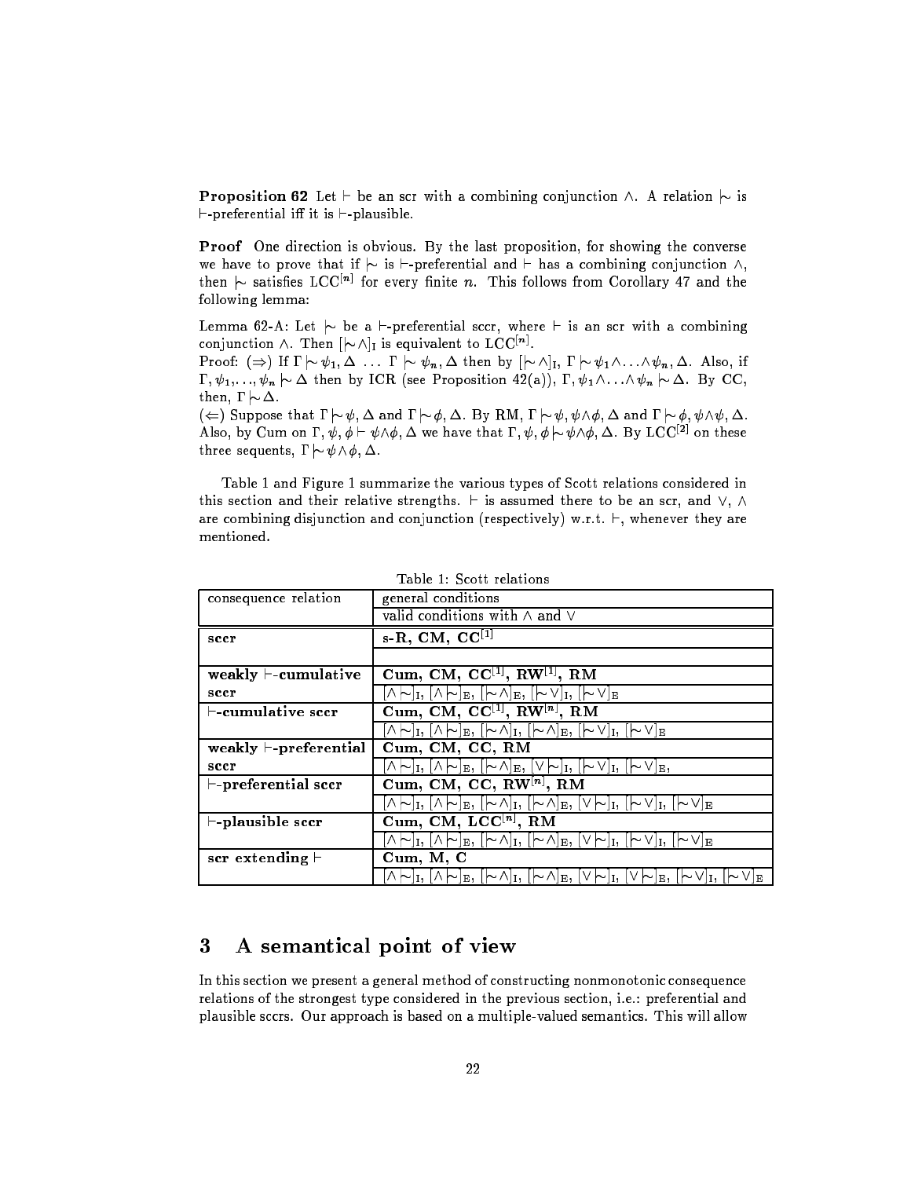**Proposition 62** Let $\vdash$ be an scr with a combining conjunction $\wedge$. A relation $\mid\!\sim$ is $\vdash$-preferential iff it is $\vdash$-plausible.

**Proof** One direction is obvious. By the last proposition, for showing the converse we have to prove that if $\mid\!\sim$ is $\vdash$-preferential and $\vdash$ has a combining conjunction $\wedge$, then $\mid\!\sim$ satisfies $\text{LCC}^{[n]}$ for every finite $n$. This follows from Corollary 47 and the following lemma:

Lemma 62-A: Let $\mid\!\sim$ be a $\vdash$-preferential sccr, where $\vdash$ is an scr with a combining conjunction $\wedge$. Then $[\mid\!\sim\wedge]_\text{I}$ is equivalent to $\text{LCC}^{[n]}$.

Proof: ($\Rightarrow$) If $\Gamma \mid\!\sim \psi_1, \Delta \ \ldots \ \Gamma \mid\!\sim \psi_n, \Delta$ then by $[\mid\!\sim\wedge]_\text{I}$, $\Gamma \mid\!\sim \psi_1 \wedge \ldots \wedge \psi_n, \Delta$. Also, if $\Gamma, \psi_1, \ldots, \psi_n \mid\!\sim \Delta$ then by ICR (see Proposition 42(a)), $\Gamma, \psi_1 \wedge \ldots \wedge \psi_n \mid\!\sim \Delta$. By CC, then, $\Gamma \mid\!\sim \Delta$.

($\Leftarrow$) Suppose that $\Gamma \mid\!\sim \psi, \Delta$ and $\Gamma \mid\!\sim \phi, \Delta$. By RM, $\Gamma \mid\!\sim \psi, \psi\wedge\phi, \Delta$ and $\Gamma \mid\!\sim \phi, \psi\wedge\psi, \Delta$. Also, by Cum on $\Gamma, \psi, \phi \vdash \psi\wedge\phi, \Delta$ we have that $\Gamma, \psi, \phi \mid\!\sim \psi\wedge\phi, \Delta$. By $\text{LCC}^{[2]}$ on these three sequents, $\Gamma \mid\!\sim \psi\wedge\phi, \Delta$.

Table 1 and Figure 1 summarize the various types of Scott relations considered in this section and their relative strengths. $\vdash$ is assumed there to be an scr, and $\vee$, $\wedge$ are combining disjunction and conjunction (respectively) w.r.t. $\vdash$, whenever they are mentioned.

Table 1: Scott relations

| consequence relation | general conditions / valid conditions with $\wedge$ and $\vee$ |
|---|---|
| **sccr** | **s-R, CM, $\text{CC}^{[1]}$** |
| | |
| **weakly $\vdash$-cumulative sccr** | **Cum, CM, $\text{CC}^{[1]}$, $\text{RW}^{[1]}$, RM** |
| | $[\wedge\mid\!\sim]_\text{I}$, $[\wedge\mid\!\sim]_\text{E}$, $[\mid\!\sim\wedge]_\text{E}$, $[\mid\!\sim\vee]_\text{I}$, $[\mid\!\sim\vee]_\text{E}$ |
| **$\vdash$-cumulative sccr** | **Cum, CM, $\text{CC}^{[1]}$, $\text{RW}^{[n]}$, RM** |
| | $[\wedge\mid\!\sim]_\text{I}$, $[\wedge\mid\!\sim]_\text{E}$, $[\mid\!\sim\wedge]_\text{I}$, $[\mid\!\sim\wedge]_\text{E}$, $[\mid\!\sim\vee]_\text{I}$, $[\mid\!\sim\vee]_\text{E}$ |
| **weakly $\vdash$-preferential sccr** | **Cum, CM, CC, RM** |
| | $[\wedge\mid\!\sim]_\text{I}$, $[\wedge\mid\!\sim]_\text{E}$, $[\mid\!\sim\wedge]_\text{E}$, $[\vee\mid\!\sim]_\text{I}$, $[\mid\!\sim\vee]_\text{I}$, $[\mid\!\sim\vee]_\text{E}$, |
| **$\vdash$-preferential sccr** | **Cum, CM, CC, $\text{RW}^{[n]}$, RM** |
| | $[\wedge\mid\!\sim]_\text{I}$, $[\wedge\mid\!\sim]_\text{E}$, $[\mid\!\sim\wedge]_\text{I}$, $[\mid\!\sim\wedge]_\text{E}$, $[\vee\mid\!\sim]_\text{I}$, $[\mid\!\sim\vee]_\text{I}$, $[\mid\!\sim\vee]_\text{E}$ |
| **$\vdash$-plausible sccr** | **Cum, CM, $\text{LCC}^{[n]}$, RM** |
| | $[\wedge\mid\!\sim]_\text{I}$, $[\wedge\mid\!\sim]_\text{E}$, $[\mid\!\sim\wedge]_\text{I}$, $[\mid\!\sim\wedge]_\text{E}$, $[\vee\mid\!\sim]_\text{I}$, $[\mid\!\sim\vee]_\text{I}$, $[\mid\!\sim\vee]_\text{E}$ |
| **scr extending $\vdash$** | **Cum, M, C** |
| | $[\wedge\mid\!\sim]_\text{I}$, $[\wedge\mid\!\sim]_\text{E}$, $[\mid\!\sim\wedge]_\text{I}$, $[\mid\!\sim\wedge]_\text{E}$, $[\vee\mid\!\sim]_\text{I}$, $[\vee\mid\!\sim]_\text{E}$, $[\mid\!\sim\vee]_\text{I}$, $[\mid\!\sim\vee]_\text{E}$ |

# 3 A semantical point of view

In this section we present a general method of constructing nonmonotonic consequence relations of the strongest type considered in the previous section, i.e.: preferential and plausible sccrs. Our approach is based on a multiple-valued semantics. This will allow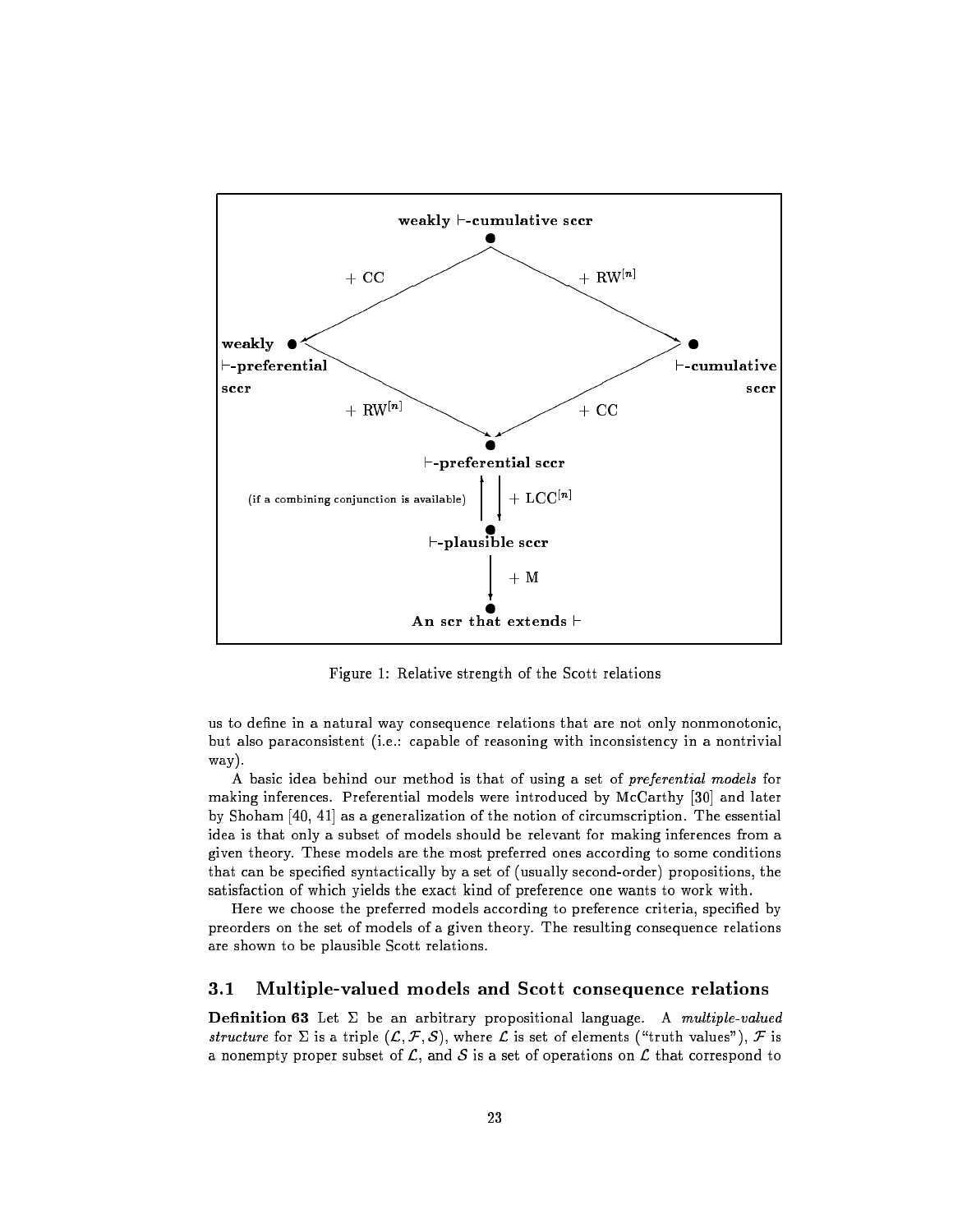Figure 1: Relative strength of the Scott relations

us to define in a natural way consequence relations that are not only nonmonotonic, but also paraconsistent (i.e.: capable of reasoning with inconsistency in a nontrivial way).

A basic idea behind our method is that of using a set of *preferential models* for making inferences. Preferential models were introduced by McCarthy [30] and later by Shoham [40, 41] as a generalization of the notion of circumscription. The essential idea is that only a subset of models should be relevant for making inferences from a given theory. These models are the most preferred ones according to some conditions that can be specified syntactically by a set of (usually second-order) propositions, the satisfaction of which yields the exact kind of preference one wants to work with.

Here we choose the preferred models according to preference criteria, specified by preorders on the set of models of a given theory. The resulting consequence relations are shown to be plausible Scott relations.

### 3.1 Multiple-valued models and Scott consequence relations

**Definition 63** Let $\Sigma$ be an arbitrary propositional language. A *multiple-valued structure* for $\Sigma$ is a triple $(\mathcal{L}, \mathcal{F}, \mathcal{S})$, where $\mathcal{L}$ is set of elements ("truth values"), $\mathcal{F}$ is a nonempty proper subset of $\mathcal{L}$, and $\mathcal{S}$ is a set of operations on $\mathcal{L}$ that correspond to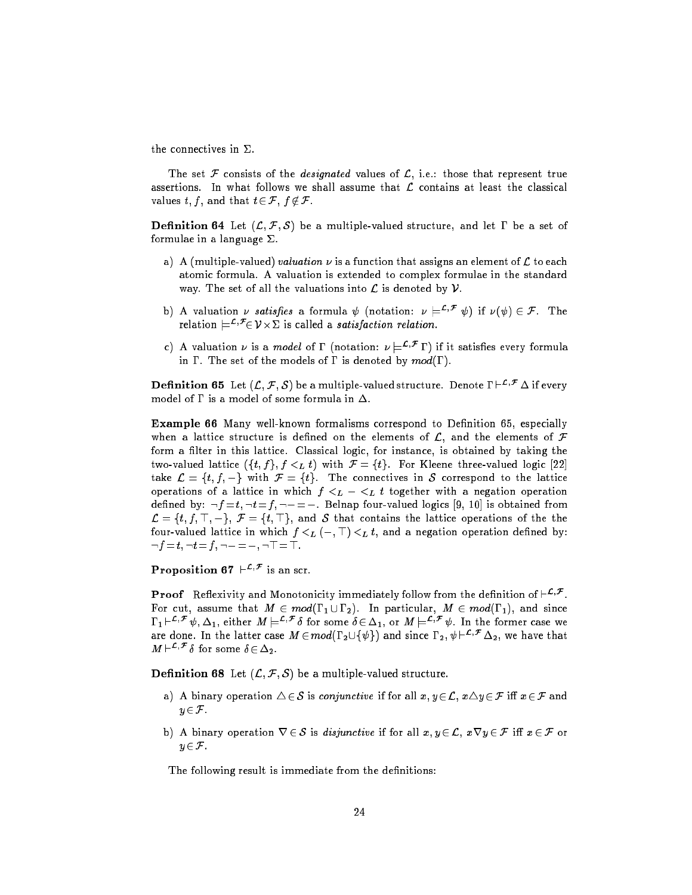the connectives in $\Sigma$.

The set $\mathcal{F}$ consists of the *designated* values of $\mathcal{L}$, i.e.: those that represent true assertions. In what follows we shall assume that $\mathcal{L}$ contains at least the classical values $t, f$, and that $t \in \mathcal{F}$, $f \notin \mathcal{F}$.

**Definition 64** Let $(\mathcal{L}, \mathcal{F}, \mathcal{S})$ be a multiple-valued structure, and let $\Gamma$ be a set of formulae in a language $\Sigma$.

a) A (multiple-valued) *valuation* $\nu$ is a function that assigns an element of $\mathcal{L}$ to each atomic formula. A valuation is extended to complex formulae in the standard way. The set of all the valuations into $\mathcal{L}$ is denoted by $\mathcal{V}$.

b) A valuation $\nu$ *satisfies* a formula $\psi$ (notation: $\nu \models^{\mathcal{L},\mathcal{F}} \psi$) if $\nu(\psi) \in \mathcal{F}$. The relation $\models^{\mathcal{L},\mathcal{F}} \in \mathcal{V} \times \Sigma$ is called a *satisfaction relation*.

c) A valuation $\nu$ is a *model* of $\Gamma$ (notation: $\nu \models^{\mathcal{L},\mathcal{F}} \Gamma$) if it satisfies every formula in $\Gamma$. The set of the models of $\Gamma$ is denoted by $mod(\Gamma)$.

**Definition 65** Let $(\mathcal{L}, \mathcal{F}, \mathcal{S})$ be a multiple-valued structure. Denote $\Gamma \vdash^{\mathcal{L},\mathcal{F}} \Delta$ if every model of $\Gamma$ is a model of some formula in $\Delta$.

**Example 66** Many well-known formalisms correspond to Definition 65, especially when a lattice structure is defined on the elements of $\mathcal{L}$, and the elements of $\mathcal{F}$ form a filter in this lattice. Classical logic, for instance, is obtained by taking the two-valued lattice $(\{t, f\}, f <_L t)$ with $\mathcal{F} = \{t\}$. For Kleene three-valued logic [22] take $\mathcal{L} = \{t, f, -\}$ with $\mathcal{F} = \{t\}$. The connectives in $\mathcal{S}$ correspond to the lattice operations of a lattice in which $f <_L - <_L t$ together with a negation operation defined by: $\neg f = t, \neg t = f, \neg - = -$. Belnap four-valued logics [9, 10] is obtained from $\mathcal{L} = \{t, f, \top, -\}$, $\mathcal{F} = \{t, \top\}$, and $\mathcal{S}$ that contains the lattice operations of the the four-valued lattice in which $f <_L (-, \top) <_L t$, and a negation operation defined by: $\neg f = t, \neg t = f, \neg - = -, \neg \top = \top$.

**Proposition 67** $\vdash^{\mathcal{L},\mathcal{F}}$ is an scr.

**Proof** Reflexivity and Monotonicity immediately follow from the definition of $\vdash^{\mathcal{L},\mathcal{F}}$. For cut, assume that $M \in mod(\Gamma_1 \cup \Gamma_2)$. In particular, $M \in mod(\Gamma_1)$, and since $\Gamma_1 \vdash^{\mathcal{L},\mathcal{F}} \psi, \Delta_1$, either $M \models^{\mathcal{L},\mathcal{F}} \delta$ for some $\delta \in \Delta_1$, or $M \models^{\mathcal{L},\mathcal{F}} \psi$. In the former case we are done. In the latter case $M \in mod(\Gamma_2 \cup \{\psi\})$ and since $\Gamma_2, \psi \vdash^{\mathcal{L},\mathcal{F}} \Delta_2$, we have that $M \vdash^{\mathcal{L},\mathcal{F}} \delta$ for some $\delta \in \Delta_2$.

**Definition 68** Let $(\mathcal{L}, \mathcal{F}, \mathcal{S})$ be a multiple-valued structure.

a) A binary operation $\triangle \in \mathcal{S}$ is *conjunctive* if for all $x, y \in \mathcal{L}$, $x \triangle y \in \mathcal{F}$ iff $x \in \mathcal{F}$ and $y \in \mathcal{F}$.

b) A binary operation $\nabla \in \mathcal{S}$ is *disjunctive* if for all $x, y \in \mathcal{L}$, $x \nabla y \in \mathcal{F}$ iff $x \in \mathcal{F}$ or $y \in \mathcal{F}$.

The following result is immediate from the definitions: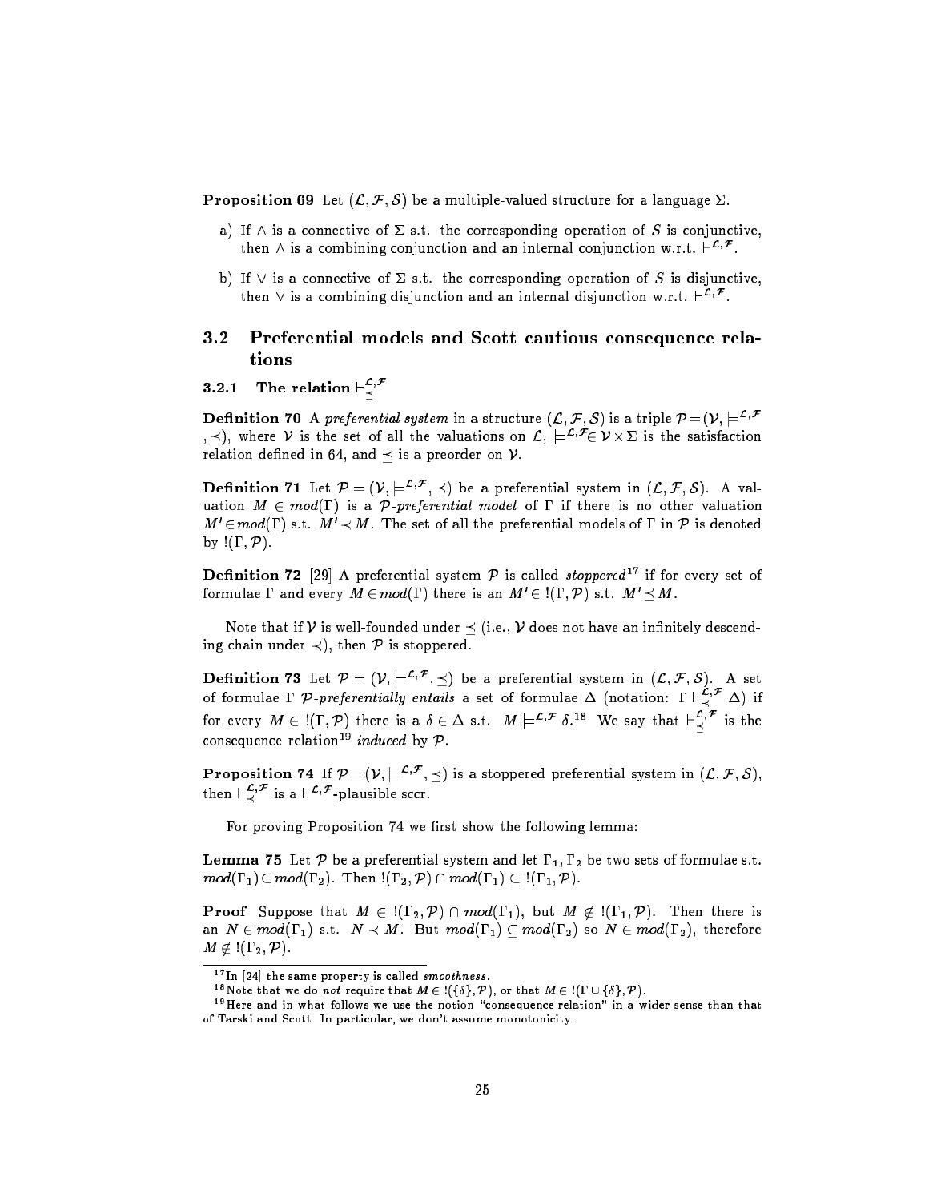**Proposition 69** Let $(\mathcal{L}, \mathcal{F}, \mathcal{S})$ be a multiple-valued structure for a language $\Sigma$.

a) If $\wedge$ is a connective of $\Sigma$ s.t. the corresponding operation of $S$ is conjunctive, then $\wedge$ is a combining conjunction and an internal conjunction w.r.t. $\vdash^{\mathcal{L},\mathcal{F}}$.

b) If $\vee$ is a connective of $\Sigma$ s.t. the corresponding operation of $S$ is disjunctive, then $\vee$ is a combining disjunction and an internal disjunction w.r.t. $\vdash^{\mathcal{L},\mathcal{F}}$.

## 3.2 Preferential models and Scott cautious consequence relations

### 3.2.1 The relation $\vdash^{\mathcal{L},\mathcal{F}}_{\preceq}$

**Definition 70** A *preferential system* in a structure $(\mathcal{L}, \mathcal{F}, \mathcal{S})$ is a triple $\mathcal{P} = (\mathcal{V}, \models^{\mathcal{L},\mathcal{F}}, \preceq)$, where $\mathcal{V}$ is the set of all the valuations on $\mathcal{L}$, $\models^{\mathcal{L},\mathcal{F}} \in \mathcal{V} \times \Sigma$ is the satisfaction relation defined in 64, and $\preceq$ is a preorder on $\mathcal{V}$.

**Definition 71** Let $\mathcal{P} = (\mathcal{V}, \models^{\mathcal{L},\mathcal{F}}, \preceq)$ be a preferential system in $(\mathcal{L}, \mathcal{F}, \mathcal{S})$. A valuation $M \in mod(\Gamma)$ is a $\mathcal{P}$*-preferential model* of $\Gamma$ if there is no other valuation $M' \in mod(\Gamma)$ s.t. $M' \prec M$. The set of all the preferential models of $\Gamma$ in $\mathcal{P}$ is denoted by $!(\Gamma, \mathcal{P})$.

**Definition 72** [29] A preferential system $\mathcal{P}$ is called *stoppered*[17] if for every set of formulae $\Gamma$ and every $M \in mod(\Gamma)$ there is an $M' \in !(\Gamma, \mathcal{P})$ s.t. $M' \preceq M$.

Note that if $\mathcal{V}$ is well-founded under $\preceq$ (i.e., $\mathcal{V}$ does not have an infinitely descending chain under $\prec$), then $\mathcal{P}$ is stoppered.

**Definition 73** Let $\mathcal{P} = (\mathcal{V}, \models^{\mathcal{L},\mathcal{F}}, \preceq)$ be a preferential system in $(\mathcal{L}, \mathcal{F}, \mathcal{S})$. A set of formulae $\Gamma$ $\mathcal{P}$*-preferentially entails* a set of formulae $\Delta$ (notation: $\Gamma \vdash^{\mathcal{L},\mathcal{F}}_{\preceq} \Delta$) if for every $M \in !(\Gamma, \mathcal{P})$ there is a $\delta \in \Delta$ s.t. $M \models^{\mathcal{L},\mathcal{F}} \delta$.[18] We say that $\vdash^{\mathcal{L},\mathcal{F}}_{\preceq}$ is the consequence relation[19] *induced* by $\mathcal{P}$.

**Proposition 74** If $\mathcal{P} = (\mathcal{V}, \models^{\mathcal{L},\mathcal{F}}, \preceq)$ is a stoppered preferential system in $(\mathcal{L}, \mathcal{F}, \mathcal{S})$, then $\vdash^{\mathcal{L},\mathcal{F}}_{\preceq}$ is a $\vdash^{\mathcal{L},\mathcal{F}}$-plausible sccr.

For proving Proposition 74 we first show the following lemma:

**Lemma 75** Let $\mathcal{P}$ be a preferential system and let $\Gamma_1, \Gamma_2$ be two sets of formulae s.t. $mod(\Gamma_1) \subseteq mod(\Gamma_2)$. Then $!(\Gamma_2, \mathcal{P}) \cap mod(\Gamma_1) \subseteq !(\Gamma_1, \mathcal{P})$.

**Proof** Suppose that $M \in !(\Gamma_2, \mathcal{P}) \cap mod(\Gamma_1)$, but $M \notin !(\Gamma_1, \mathcal{P})$. Then there is an $N \in mod(\Gamma_1)$ s.t. $N \prec M$. But $mod(\Gamma_1) \subseteq mod(\Gamma_2)$ so $N \in mod(\Gamma_2)$, therefore $M \notin !(\Gamma_2, \mathcal{P})$.

---

[17] In [24] the same property is called *smoothness*.

[18] Note that we do *not* require that $M \in !(\{\delta\}, \mathcal{P})$, or that $M \in !(\Gamma \cup \{\delta\}, \mathcal{P})$.

[19] Here and in what follows we use the notion "consequence relation" in a wider sense than that of Tarski and Scott. In particular, we don't assume monotonicity.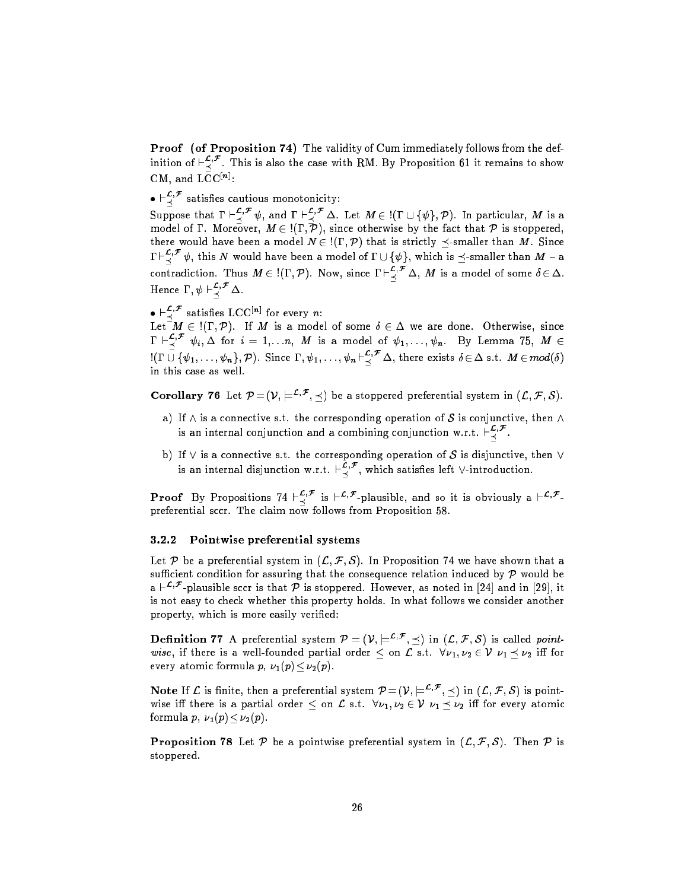**Proof (of Proposition 74)** The validity of Cum immediately follows from the definition of $\vdash^{\mathcal{L},\mathcal{F}}_{\preceq}$. This is also the case with RM. By Proposition 61 it remains to show CM, and $\mathrm{LCC}^{[n]}$:

• $\vdash^{\mathcal{L},\mathcal{F}}_{\preceq}$ satisfies cautious monotonicity:
Suppose that $\Gamma \vdash^{\mathcal{L},\mathcal{F}}_{\preceq} \psi$, and $\Gamma \vdash^{\mathcal{L},\mathcal{F}}_{\preceq} \Delta$. Let $M \in\, !(\Gamma \cup \{\psi\}, \mathcal{P})$. In particular, $M$ is a model of $\Gamma$. Moreover, $M \in\, !(\Gamma, \mathcal{P})$, since otherwise by the fact that $\mathcal{P}$ is stoppered, there would have been a model $N \in\, !(\Gamma, \mathcal{P})$ that is strictly $\preceq$-smaller than $M$. Since $\Gamma \vdash^{\mathcal{L},\mathcal{F}}_{\preceq} \psi$, this $N$ would have been a model of $\Gamma \cup \{\psi\}$, which is $\preceq$-smaller than $M$ – a contradiction. Thus $M \in\, !(\Gamma, \mathcal{P})$. Now, since $\Gamma \vdash^{\mathcal{L},\mathcal{F}}_{\preceq} \Delta$, $M$ is a model of some $\delta \in \Delta$. Hence $\Gamma, \psi \vdash^{\mathcal{L},\mathcal{F}}_{\preceq} \Delta$.

• $\vdash^{\mathcal{L},\mathcal{F}}_{\preceq}$ satisfies $\mathrm{LCC}^{[n]}$ for every $n$:
Let $M \in\, !(\Gamma, \mathcal{P})$. If $M$ is a model of some $\delta \in \Delta$ we are done. Otherwise, since $\Gamma \vdash^{\mathcal{L},\mathcal{F}}_{\preceq} \psi_i, \Delta$ for $i = 1, \ldots n$, $M$ is a model of $\psi_1, \ldots, \psi_n$. By Lemma 75, $M \in\, !(\Gamma \cup \{\psi_1, \ldots, \psi_n\}, \mathcal{P})$. Since $\Gamma, \psi_1, \ldots, \psi_n \vdash^{\mathcal{L},\mathcal{F}}_{\preceq} \Delta$, there exists $\delta \in \Delta$ s.t. $M \in \mathit{mod}(\delta)$ in this case as well.

**Corollary 76** Let $\mathcal{P} = (\mathcal{V}, \models^{\mathcal{L},\mathcal{F}}, \preceq)$ be a stoppered preferential system in $(\mathcal{L}, \mathcal{F}, \mathcal{S})$.

a) If $\wedge$ is a connective s.t. the corresponding operation of $\mathcal{S}$ is conjunctive, then $\wedge$ is an internal conjunction and a combining conjunction w.r.t. $\vdash^{\mathcal{L},\mathcal{F}}_{\preceq}$.

b) If $\vee$ is a connective s.t. the corresponding operation of $\mathcal{S}$ is disjunctive, then $\vee$ is an internal disjunction w.r.t. $\vdash^{\mathcal{L},\mathcal{F}}_{\preceq}$, which satisfies left $\vee$-introduction.

**Proof** By Propositions 74 $\vdash^{\mathcal{L},\mathcal{F}}_{\preceq}$ is $\vdash^{\mathcal{L},\mathcal{F}}$-plausible, and so it is obviously a $\vdash^{\mathcal{L},\mathcal{F}}$-preferential sccr. The claim now follows from Proposition 58.

### 3.2.2 Pointwise preferential systems

Let $\mathcal{P}$ be a preferential system in $(\mathcal{L}, \mathcal{F}, \mathcal{S})$. In Proposition 74 we have shown that a sufficient condition for assuring that the consequence relation induced by $\mathcal{P}$ would be a $\vdash^{\mathcal{L},\mathcal{F}}$-plausible sccr is that $\mathcal{P}$ is stoppered. However, as noted in [24] and in [29], it is not easy to check whether this property holds. In what follows we consider another property, which is more easily verified:

**Definition 77** A preferential system $\mathcal{P} = (\mathcal{V}, \models^{\mathcal{L},\mathcal{F}}, \preceq)$ in $(\mathcal{L}, \mathcal{F}, \mathcal{S})$ is called *pointwise*, if there is a well-founded partial order $\leq$ on $\mathcal{L}$ s.t. $\forall \nu_1, \nu_2 \in \mathcal{V}$ $\nu_1 \preceq \nu_2$ iff for every atomic formula $p$, $\nu_1(p) \leq \nu_2(p)$.

**Note** If $\mathcal{L}$ is finite, then a preferential system $\mathcal{P} = (\mathcal{V}, \models^{\mathcal{L},\mathcal{F}}, \preceq)$ in $(\mathcal{L}, \mathcal{F}, \mathcal{S})$ is pointwise iff there is a partial order $\leq$ on $\mathcal{L}$ s.t. $\forall \nu_1, \nu_2 \in \mathcal{V}$ $\nu_1 \preceq \nu_2$ iff for every atomic formula $p$, $\nu_1(p) \leq \nu_2(p)$.

**Proposition 78** Let $\mathcal{P}$ be a pointwise preferential system in $(\mathcal{L}, \mathcal{F}, \mathcal{S})$. Then $\mathcal{P}$ is stoppered.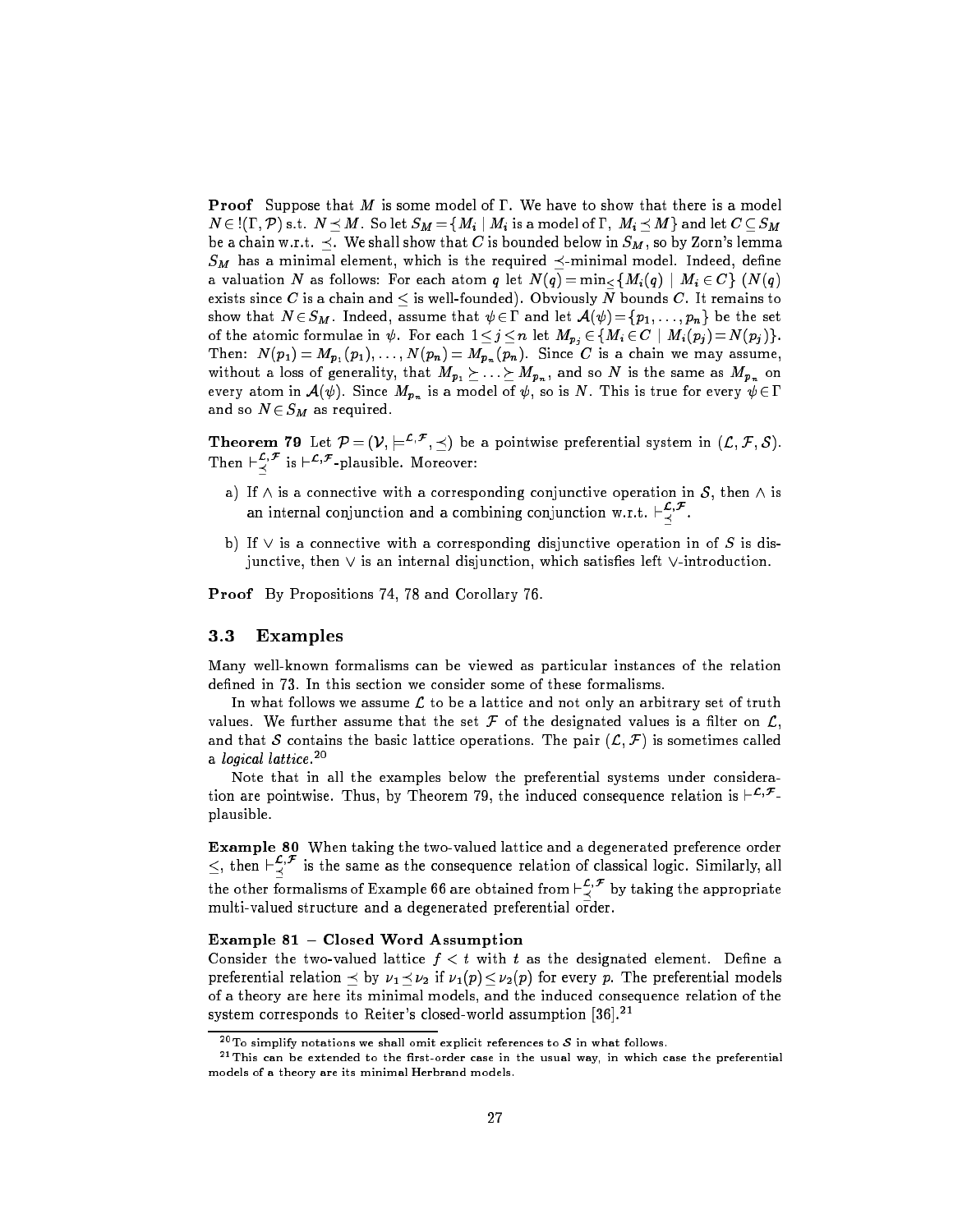**Proof** Suppose that $M$ is some model of $\Gamma$. We have to show that there is a model $N \in !(\Gamma, \mathcal{P})$ s.t. $N \preceq M$. So let $S_M = \{M_i \mid M_i$ is a model of $\Gamma,\ M_i \preceq M\}$ and let $C \subseteq S_M$ be a chain w.r.t. $\preceq$. We shall show that $C$ is bounded below in $S_M$, so by Zorn's lemma $S_M$ has a minimal element, which is the required $\preceq$-minimal model. Indeed, define a valuation $N$ as follows: For each atom $q$ let $N(q) = \min_{\leq}\{M_i(q) \mid M_i \in C\}$ ($N(q)$ exists since $C$ is a chain and $\leq$ is well-founded). Obviously $N$ bounds $C$. It remains to show that $N \in S_M$. Indeed, assume that $\psi \in \Gamma$ and let $\mathcal{A}(\psi) = \{p_1, \ldots, p_n\}$ be the set of the atomic formulae in $\psi$. For each $1 \leq j \leq n$ let $M_{p_j} \in \{M_i \in C \mid M_i(p_j) = N(p_j)\}$. Then: $N(p_1) = M_{p_1}(p_1), \ldots, N(p_n) = M_{p_n}(p_n)$. Since $C$ is a chain we may assume, without a loss of generality, that $M_{p_1} \succeq \ldots \succeq M_{p_n}$, and so $N$ is the same as $M_{p_n}$ on every atom in $\mathcal{A}(\psi)$. Since $M_{p_n}$ is a model of $\psi$, so is $N$. This is true for every $\psi \in \Gamma$ and so $N \in S_M$ as required.

**Theorem 79** Let $\mathcal{P} = (\mathcal{V}, \models^{\mathcal{L},\mathcal{F}}, \preceq)$ be a pointwise preferential system in $(\mathcal{L}, \mathcal{F}, \mathcal{S})$. Then $\vdash_{\preceq}^{\mathcal{L},\mathcal{F}}$ is $\vdash^{\mathcal{L},\mathcal{F}}$-plausible. Moreover:

a) If $\wedge$ is a connective with a corresponding conjunctive operation in $\mathcal{S}$, then $\wedge$ is an internal conjunction and a combining conjunction w.r.t. $\vdash_{\preceq}^{\mathcal{L},\mathcal{F}}$.

b) If $\vee$ is a connective with a corresponding disjunctive operation in of $S$ is disjunctive, then $\vee$ is an internal disjunction, which satisfies left $\vee$-introduction.

**Proof** By Propositions 74, 78 and Corollary 76.

## 3.3 Examples

Many well-known formalisms can be viewed as particular instances of the relation defined in 73. In this section we consider some of these formalisms.

In what follows we assume $\mathcal{L}$ to be a lattice and not only an arbitrary set of truth values. We further assume that the set $\mathcal{F}$ of the designated values is a filter on $\mathcal{L}$, and that $\mathcal{S}$ contains the basic lattice operations. The pair $(\mathcal{L}, \mathcal{F})$ is sometimes called a *logical lattice*.[20]

Note that in all the examples below the preferential systems under consideration are pointwise. Thus, by Theorem 79, the induced consequence relation is $\vdash^{\mathcal{L},\mathcal{F}}$-plausible.

**Example 80** When taking the two-valued lattice and a degenerated preference order $\leq$, then $\vdash_{\preceq}^{\mathcal{L},\mathcal{F}}$ is the same as the consequence relation of classical logic. Similarly, all the other formalisms of Example 66 are obtained from $\vdash_{\preceq}^{\mathcal{L},\mathcal{F}}$ by taking the appropriate multi-valued structure and a degenerated preferential order.

**Example 81 – Closed Word Assumption**
Consider the two-valued lattice $f < t$ with $t$ as the designated element. Define a preferential relation $\preceq$ by $\nu_1 \preceq \nu_2$ if $\nu_1(p) \leq \nu_2(p)$ for every $p$. The preferential models of a theory are here its minimal models, and the induced consequence relation of the system corresponds to Reiter's closed-world assumption [36].[21]

---

[20] To simplify notations we shall omit explicit references to $\mathcal{S}$ in what follows.

[21] This can be extended to the first-order case in the usual way, in which case the preferential models of a theory are its minimal Herbrand models.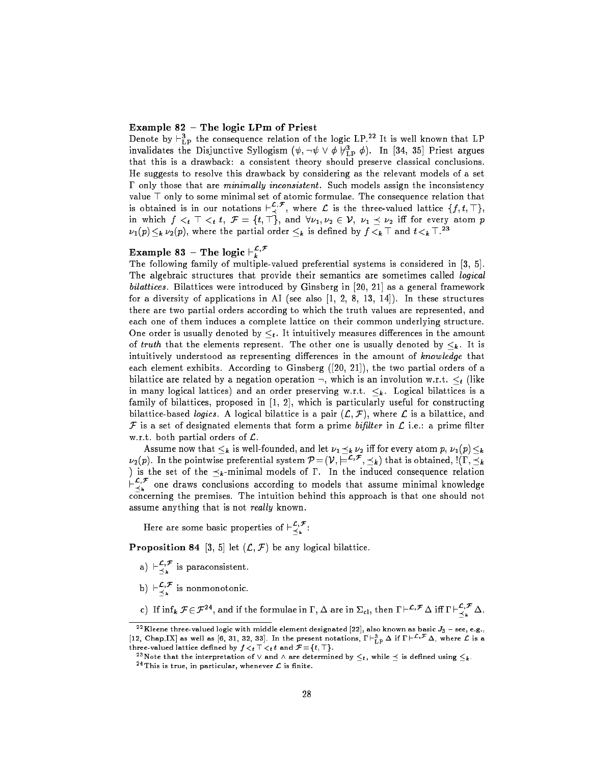**Example 82 – The logic LPm of Priest**

Denote by $\vdash^3_{\rm LP}$ the consequence relation of the logic LP.[22] It is well known that LP invalidates the Disjunctive Syllogism ($\psi, \neg\psi \vee \phi \not\vdash^3_{\rm LP} \phi$). In [34, 35] Priest argues that this is a drawback: a consistent theory should preserve classical conclusions. He suggests to resolve this drawback by considering as the relevant models of a set $\Gamma$ only those that are *minimally inconsistent*. Such models assign the inconsistency value $\top$ only to some minimal set of atomic formulae. The consequence relation that is obtained is in our notations $\vdash^{\mathcal{L},\mathcal{F}}_{\preceq}$, where $\mathcal{L}$ is the three-valued lattice $\{f, t, \top\}$, in which $f <_t \top <_t t$, $\mathcal{F} = \{t, \top\}$, and $\forall \nu_1, \nu_2 \in \mathcal{V}$, $\nu_1 \preceq \nu_2$ iff for every atom $p$ $\nu_1(p) \leq_k \nu_2(p)$, where the partial order $\leq_k$ is defined by $f <_k \top$ and $t <_k \top$.[23]

**Example 83 – The logic $\vdash^{\mathcal{L},\mathcal{F}}_{k}$**

The following family of multiple-valued preferential systems is considered in [3, 5]. The algebraic structures that provide their semantics are sometimes called *logical bilattices*. Bilattices were introduced by Ginsberg in [20, 21] as a general framework for a diversity of applications in AI (see also [1, 2, 8, 13, 14]). In these structures there are two partial orders according to which the truth values are represented, and each one of them induces a complete lattice on their common underlying structure. One order is usually denoted by $\leq_t$. It intuitively measures differences in the amount of *truth* that the elements represent. The other one is usually denoted by $\leq_k$. It is intuitively understood as representing differences in the amount of *knowledge* that each element exhibits. According to Ginsberg ([20, 21]), the two partial orders of a bilattice are related by a negation operation $\neg$, which is an involution w.r.t. $\leq_t$ (like in many logical lattices) and an order preserving w.r.t. $\leq_k$. Logical bilattices is a family of bilattices, proposed in [1, 2], which is particularly useful for constructing bilattice-based *logics*. A logical bilattice is a pair $(\mathcal{L}, \mathcal{F})$, where $\mathcal{L}$ is a bilattice, and $\mathcal{F}$ is a set of designated elements that form a prime *bifilter* in $\mathcal{L}$ i.e.: a prime filter w.r.t. both partial orders of $\mathcal{L}$.

Assume now that $\leq_k$ is well-founded, and let $\nu_1 \preceq_k \nu_2$ iff for every atom $p$, $\nu_1(p) \leq_k \nu_2(p)$. In the pointwise preferential system $\mathcal{P} = (\mathcal{V}, \models^{\mathcal{L},\mathcal{F}}, \preceq_k)$ that is obtained, $!(\Gamma, \preceq_k)$ is the set of the $\preceq_k$-minimal models of $\Gamma$. In the induced consequence relation $\vdash^{\mathcal{L},\mathcal{F}}_{\preceq_k}$ one draws conclusions according to models that assume minimal knowledge concerning the premises. The intuition behind this approach is that one should not assume anything that is not *really* known.

Here are some basic properties of $\vdash^{\mathcal{L},\mathcal{F}}_{\preceq_k}$:

**Proposition 84** [3, 5] let $(\mathcal{L}, \mathcal{F})$ be any logical bilattice.

a) $\vdash^{\mathcal{L},\mathcal{F}}_{\preceq_k}$ is paraconsistent.

b) $\vdash^{\mathcal{L},\mathcal{F}}_{\preceq_k}$ is nonmonotonic.

c) If $\inf_k \mathcal{F} \in \mathcal{F}$[24], and if the formulae in $\Gamma, \Delta$ are in $\Sigma_{\rm cl}$, then $\Gamma \vdash^{\mathcal{L},\mathcal{F}} \Delta$ iff $\Gamma \vdash^{\mathcal{L},\mathcal{F}}_{\preceq_k} \Delta$.

---

[22] Kleene three-valued logic with middle element designated [22], also known as basic $J_3$ – see, e.g., [12, Chap.IX] as well as [6, 31, 32, 33]. In the present notations, $\Gamma \vdash^3_{\rm LP} \Delta$ if $\Gamma \vdash^{\mathcal{L},\mathcal{F}} \Delta$, where $\mathcal{L}$ is a three-valued lattice defined by $f <_t \top <_t t$ and $\mathcal{F} = \{t, \top\}$.

[23] Note that the interpretation of $\vee$ and $\wedge$ are determined by $\leq_t$, while $\preceq$ is defined using $\leq_k$.

[24] This is true, in particular, whenever $\mathcal{L}$ is finite.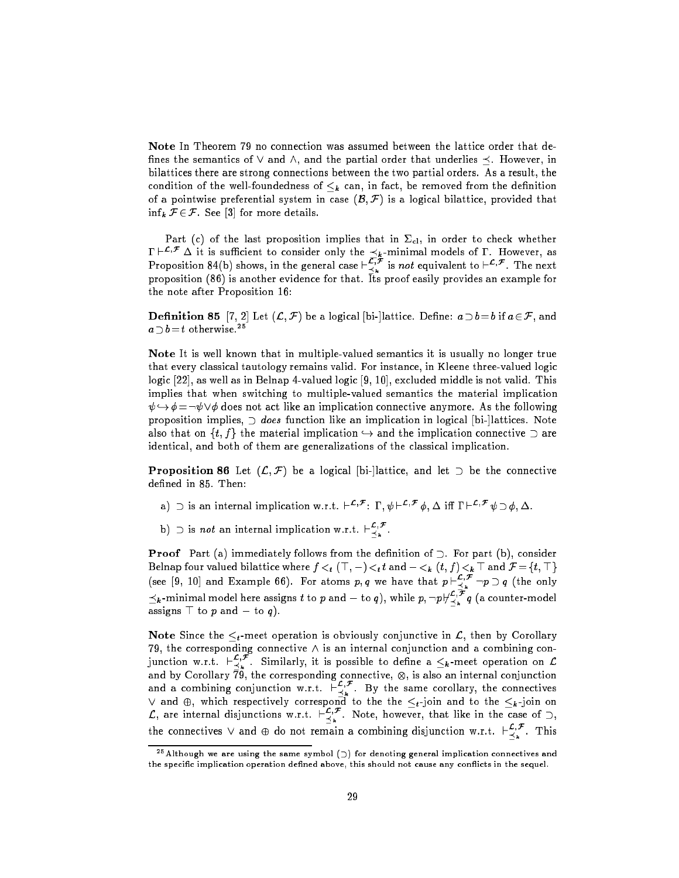**Note** In Theorem 79 no connection was assumed between the lattice order that defines the semantics of $\vee$ and $\wedge$, and the partial order that underlies $\preceq$. However, in bilattices there are strong connections between the two partial orders. As a result, the condition of the well-foundedness of $\leq_k$ can, in fact, be removed from the definition of a pointwise preferential system in case $(\mathcal{B}, \mathcal{F})$ is a logical bilattice, provided that $\inf_k \mathcal{F} \in \mathcal{F}$. See [3] for more details.

Part (c) of the last proposition implies that in $\Sigma_{cl}$, in order to check whether $\Gamma \vdash^{\mathcal{L},\mathcal{F}} \Delta$ it is sufficient to consider only the $\preceq_k$-minimal models of $\Gamma$. However, as Proposition 84(b) shows, in the general case $\vdash^{\mathcal{L},\mathcal{F}}_{\preceq_k}$ is *not* equivalent to $\vdash^{\mathcal{L},\mathcal{F}}$. The next proposition (86) is another evidence for that. Its proof easily provides an example for the note after Proposition 16:

**Definition 85** [7, 2] Let $(\mathcal{L}, \mathcal{F})$ be a logical [bi-]lattice. Define: $a \supset b = b$ if $a \in \mathcal{F}$, and $a \supset b = t$ otherwise.[25]

**Note** It is well known that in multiple-valued semantics it is usually no longer true that every classical tautology remains valid. For instance, in Kleene three-valued logic logic [22], as well as in Belnap 4-valued logic [9, 10], excluded middle is not valid. This implies that when switching to multiple-valued semantics the material implication $\psi \hookrightarrow \phi = \neg\psi \vee \phi$ does not act like an implication connective anymore. As the following proposition implies, $\supset$ *does* function like an implication in logical [bi-]lattices. Note also that on $\{t, f\}$ the material implication $\hookrightarrow$ and the implication connective $\supset$ are identical, and both of them are generalizations of the classical implication.

**Proposition 86** Let $(\mathcal{L}, \mathcal{F})$ be a logical [bi-]lattice, and let $\supset$ be the connective defined in 85. Then:

a) $\supset$ is an internal implication w.r.t. $\vdash^{\mathcal{L},\mathcal{F}}$: $\Gamma, \psi \vdash^{\mathcal{L},\mathcal{F}} \phi, \Delta$ iff $\Gamma \vdash^{\mathcal{L},\mathcal{F}} \psi \supset \phi, \Delta$.

b) $\supset$ is *not* an internal implication w.r.t. $\vdash^{\mathcal{L},\mathcal{F}}_{\preceq_k}$.

**Proof** Part (a) immediately follows from the definition of $\supset$. For part (b), consider Belnap four valued bilattice where $f <_t (\top, -) <_t t$ and $- <_k (t, f) <_k \top$ and $\mathcal{F} = \{t, \top\}$ (see [9, 10] and Example 66). For atoms $p, q$ we have that $p \vdash^{\mathcal{L},\mathcal{F}}_{\preceq_k} \neg p \supset q$ (the only $\preceq_k$-minimal model here assigns $t$ to $p$ and $-$ to $q$), while $p, \neg p \not\vdash^{\mathcal{L},\mathcal{F}}_{\preceq_k} q$ (a counter-model assigns $\top$ to $p$ and $-$ to $q$).

**Note** Since the $\leq_t$-meet operation is obviously conjunctive in $\mathcal{L}$, then by Corollary 79, the corresponding connective $\wedge$ is an internal conjunction and a combining conjunction w.r.t. $\vdash^{\mathcal{L},\mathcal{F}}_{\preceq_k}$. Similarly, it is possible to define a $\leq_k$-meet operation on $\mathcal{L}$ and by Corollary 79, the corresponding connective, $\otimes$, is also an internal conjunction and a combining conjunction w.r.t. $\vdash^{\mathcal{L},\mathcal{F}}_{\preceq_k}$. By the same corollary, the connectives $\vee$ and $\oplus$, which respectively correspond to the the $\leq_t$-join and to the $\leq_k$-join on $\mathcal{L}$, are internal disjunctions w.r.t. $\vdash^{\mathcal{L},\mathcal{F}}_{\preceq_k}$. Note, however, that like in the case of $\supset$, the connectives $\vee$ and $\oplus$ do not remain a combining disjunction w.r.t. $\vdash^{\mathcal{L},\mathcal{F}}_{\preceq_k}$. This

[25] Although we are using the same symbol ($\supset$) for denoting general implication connectives and the specific implication operation defined above, this should not cause any conflicts in the sequel.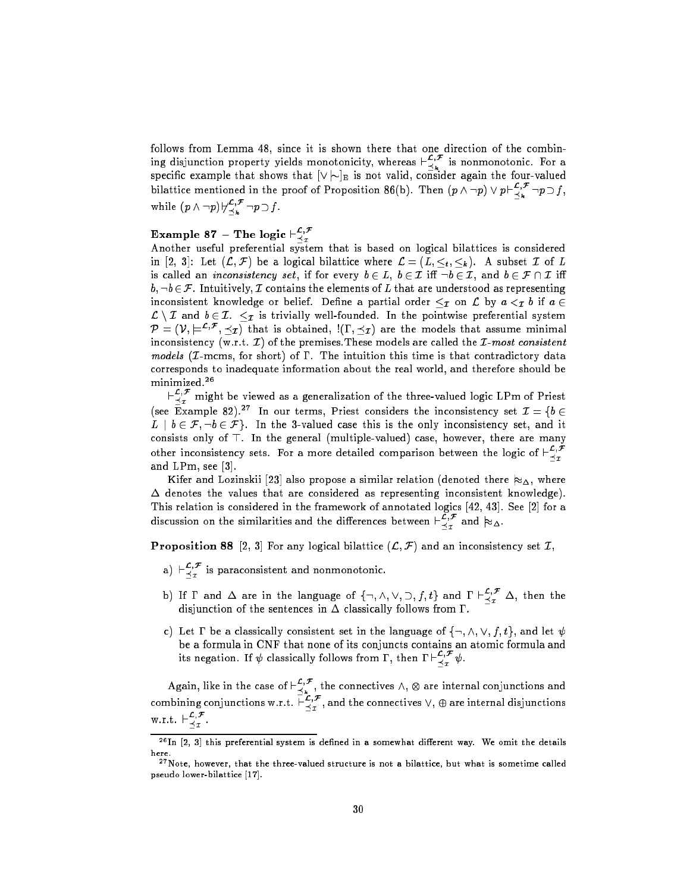follows from Lemma 48, since it is shown there that one direction of the combining disjunction property yields monotonicity, whereas $\vdash^{\mathcal{L},\mathcal{F}}_{\preceq_k}$ is nonmonotonic. For a specific example that shows that $[\vee\!\mid\!\sim]_{\rm E}$ is not valid, consider again the four-valued bilattice mentioned in the proof of Proposition 86(b). Then $(p \wedge \neg p) \vee p \vdash^{\mathcal{L},\mathcal{F}}_{\preceq_k} \neg p \supset f$, while $(p \wedge \neg p) \not\vdash^{\mathcal{L},\mathcal{F}}_{\preceq_k} \neg p \supset f$.

**Example 87 – The logic $\vdash^{\mathcal{L},\mathcal{F}}_{\preceq_\mathcal{I}}$**

Another useful preferential system that is based on logical bilattices is considered in [2, 3]: Let $(\mathcal{L}, \mathcal{F})$ be a logical bilattice where $\mathcal{L} = (L, \leq_t, \leq_k)$. A subset $\mathcal{I}$ of $L$ is called an *inconsistency set*, if for every $b \in L$, $b \in \mathcal{I}$ iff $\neg b \in \mathcal{I}$, and $b \in \mathcal{F} \cap \mathcal{I}$ iff $b, \neg b \in \mathcal{F}$. Intuitively, $\mathcal{I}$ contains the elements of $L$ that are understood as representing inconsistent knowledge or belief. Define a partial order $\leq_\mathcal{I}$ on $\mathcal{L}$ by $a <_\mathcal{I} b$ if $a \in \mathcal{L} \setminus \mathcal{I}$ and $b \in \mathcal{I}$. $\leq_\mathcal{I}$ is trivially well-founded. In the pointwise preferential system $\mathcal{P} = (\mathcal{V}, \models^{\mathcal{L},\mathcal{F}}, \preceq_\mathcal{I})$ that is obtained, $!(\Gamma, \preceq_\mathcal{I})$ are the models that assume minimal inconsistency (w.r.t. $\mathcal{I}$) of the premises.These models are called the *$\mathcal{I}$-most consistent models* ($\mathcal{I}$-mcms, for short) of $\Gamma$. The intuition this time is that contradictory data corresponds to inadequate information about the real world, and therefore should be minimized.[26]

$\vdash^{\mathcal{L},\mathcal{F}}_{\preceq_\mathcal{I}}$ might be viewed as a generalization of the three-valued logic LPm of Priest (see Example 82).[27] In our terms, Priest considers the inconsistency set $\mathcal{I} = \{b \in L \mid b \in \mathcal{F}, \neg b \in \mathcal{F}\}$. In the 3-valued case this is the only inconsistency set, and it consists only of $\top$. In the general (multiple-valued) case, however, there are many other inconsistency sets. For a more detailed comparison between the logic of $\vdash^{\mathcal{L},\mathcal{F}}_{\preceq_\mathcal{I}}$ and LPm, see [3].

Kifer and Lozinskii [23] also propose a similar relation (denoted there $\approx_\Delta$, where $\Delta$ denotes the values that are considered as representing inconsistent knowledge). This relation is considered in the framework of annotated logics [42, 43]. See [2] for a discussion on the similarities and the differences between $\vdash^{\mathcal{L},\mathcal{F}}_{\preceq_\mathcal{I}}$ and $\approx_\Delta$.

**Proposition 88** [2, 3] For any logical bilattice $(\mathcal{L}, \mathcal{F})$ and an inconsistency set $\mathcal{I}$,

a) $\vdash^{\mathcal{L},\mathcal{F}}_{\preceq_\mathcal{I}}$ is paraconsistent and nonmonotonic.

b) If $\Gamma$ and $\Delta$ are in the language of $\{\neg, \wedge, \vee, \supset, f, t\}$ and $\Gamma \vdash^{\mathcal{L},\mathcal{F}}_{\preceq_\mathcal{I}} \Delta$, then the disjunction of the sentences in $\Delta$ classically follows from $\Gamma$.

c) Let $\Gamma$ be a classically consistent set in the language of $\{\neg, \wedge, \vee, f, t\}$, and let $\psi$ be a formula in CNF that none of its conjuncts contains an atomic formula and its negation. If $\psi$ classically follows from $\Gamma$, then $\Gamma \vdash^{\mathcal{L},\mathcal{F}}_{\preceq_\mathcal{I}} \psi$.

Again, like in the case of $\vdash^{\mathcal{L},\mathcal{F}}_{\preceq_k}$, the connectives $\wedge, \otimes$ are internal conjunctions and combining conjunctions w.r.t. $\vdash^{\mathcal{L},\mathcal{F}}_{\preceq_\mathcal{I}}$, and the connectives $\vee, \oplus$ are internal disjunctions w.r.t. $\vdash^{\mathcal{L},\mathcal{F}}_{\preceq_\mathcal{I}}$.

---

[26] In [2, 3] this preferential system is defined in a somewhat different way. We omit the details here.

[27] Note, however, that the three-valued structure is not a bilattice, but what is sometime called pseudo lower-bilattice [17].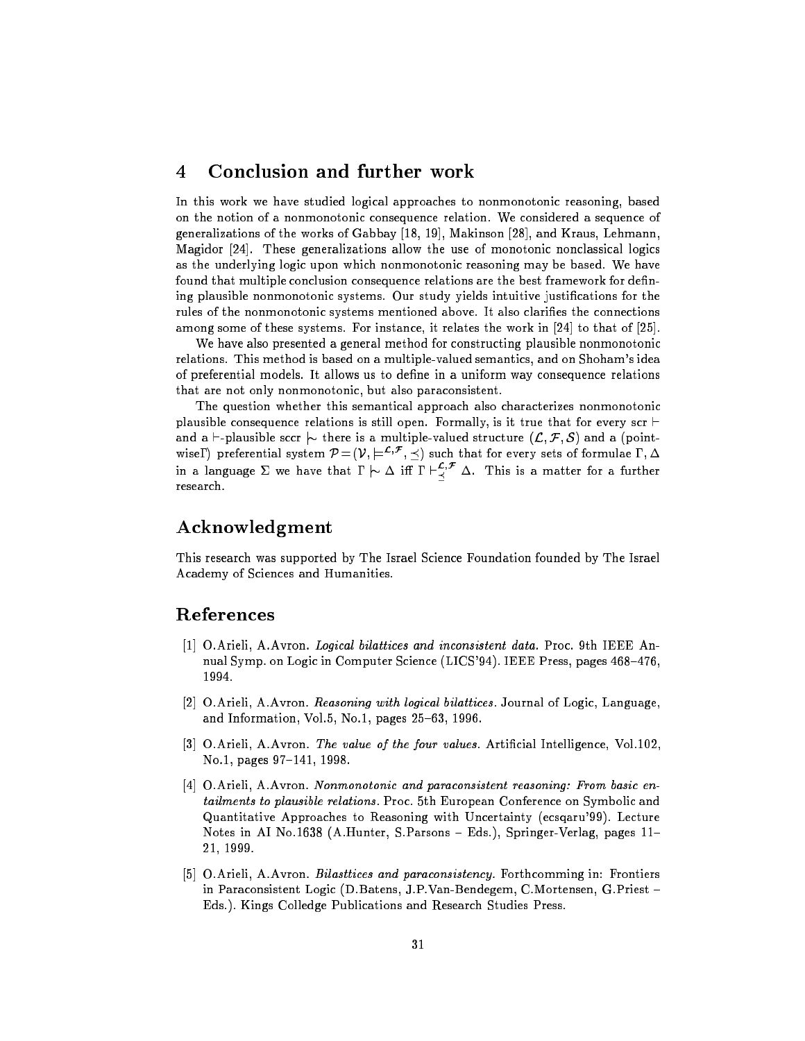## 4 Conclusion and further work

In this work we have studied logical approaches to nonmonotonic reasoning, based on the notion of a nonmonotonic consequence relation. We considered a sequence of generalizations of the works of Gabbay [18, 19], Makinson [28], and Kraus, Lehmann, Magidor [24]. These generalizations allow the use of monotonic nonclassical logics as the underlying logic upon which nonmonotonic reasoning may be based. We have found that multiple conclusion consequence relations are the best framework for defining plausible nonmonotonic systems. Our study yields intuitive justifications for the rules of the nonmonotonic systems mentioned above. It also clarifies the connections among some of these systems. For instance, it relates the work in [24] to that of [25].

We have also presented a general method for constructing plausible nonmonotonic relations. This method is based on a multiple-valued semantics, and on Shoham's idea of preferential models. It allows us to define in a uniform way consequence relations that are not only nonmonotonic, but also paraconsistent.

The question whether this semantical approach also characterizes nonmonotonic plausible consequence relations is still open. Formally, is it true that for every scr $\vdash$ and a $\vdash$-plausible sccr $\mid\!\sim$ there is a multiple-valued structure $(\mathcal{L}, \mathcal{F}, \mathcal{S})$ and a (pointwise$\Gamma$) preferential system $\mathcal{P} = (\mathcal{V}, \models^{\mathcal{L},\mathcal{F}}, \preceq)$ such that for every sets of formulae $\Gamma, \Delta$ in a language $\Sigma$ we have that $\Gamma \mid\!\sim \Delta$ iff $\Gamma \vdash^{\mathcal{L},\mathcal{F}}_{\preceq} \Delta$. This is a matter for a further research.

## Acknowledgment

This research was supported by The Israel Science Foundation founded by The Israel Academy of Sciences and Humanities.

## References

[1] O.Arieli, A.Avron. *Logical bilattices and inconsistent data.* Proc. 9th IEEE Annual Symp. on Logic in Computer Science (LICS'94). IEEE Press, pages 468–476, 1994.

[2] O.Arieli, A.Avron. *Reasoning with logical bilattices.* Journal of Logic, Language, and Information, Vol.5, No.1, pages 25–63, 1996.

[3] O.Arieli, A.Avron. *The value of the four values.* Artificial Intelligence, Vol.102, No.1, pages 97–141, 1998.

[4] O.Arieli, A.Avron. *Nonmonotonic and paraconsistent reasoning: From basic entailments to plausible relations.* Proc. 5th European Conference on Symbolic and Quantitative Approaches to Reasoning with Uncertainty (ecsqaru'99). Lecture Notes in AI No.1638 (A.Hunter, S.Parsons – Eds.), Springer-Verlag, pages 11–21, 1999.

[5] O.Arieli, A.Avron. *Bilasttices and paraconsistency.* Forthcomming in: Frontiers in Paraconsistent Logic (D.Batens, J.P.Van-Bendegem, C.Mortensen, G.Priest – Eds.). Kings Colledge Publications and Research Studies Press.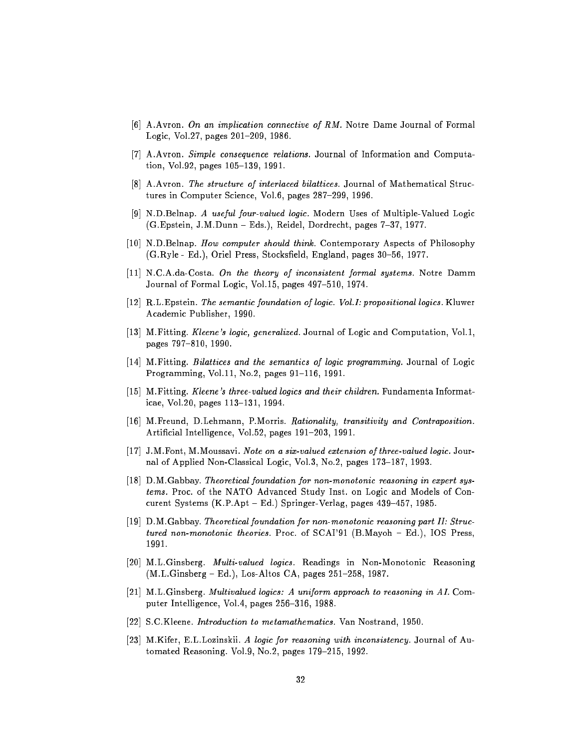[6] A.Avron. *On an implication connective of RM.* Notre Dame Journal of Formal Logic, Vol.27, pages 201–209, 1986.

[7] A.Avron. *Simple consequence relations.* Journal of Information and Computation, Vol.92, pages 105–139, 1991.

[8] A.Avron. *The structure of interlaced bilattices.* Journal of Mathematical Structures in Computer Science, Vol.6, pages 287–299, 1996.

[9] N.D.Belnap. *A useful four-valued logic.* Modern Uses of Multiple-Valued Logic (G.Epstein, J.M.Dunn – Eds.), Reidel, Dordrecht, pages 7–37, 1977.

[10] N.D.Belnap. *How computer should think.* Contemporary Aspects of Philosophy (G.Ryle - Ed.), Oriel Press, Stocksfield, England, pages 30–56, 1977.

[11] N.C.A.da-Costa. *On the theory of inconsistent formal systems.* Notre Damm Journal of Formal Logic, Vol.15, pages 497–510, 1974.

[12] R.L.Epstein. *The semantic foundation of logic. Vol.I: propositional logics.* Kluwer Academic Publisher, 1990.

[13] M.Fitting. *Kleene's logic, generalized.* Journal of Logic and Computation, Vol.1, pages 797–810, 1990.

[14] M.Fitting. *Bilattices and the semantics of logic programming.* Journal of Logic Programming, Vol.11, No.2, pages 91–116, 1991.

[15] M.Fitting. *Kleene's three-valued logics and their children.* Fundamenta Informaticae, Vol.20, pages 113–131, 1994.

[16] M.Freund, D.Lehmann, P.Morris. *Rationality, transitivity and Contraposition.* Artificial Intelligence, Vol.52, pages 191–203, 1991.

[17] J.M.Font, M.Moussavi. *Note on a six-valued extension of three-valued logic.* Journal of Applied Non-Classical Logic, Vol.3, No.2, pages 173–187, 1993.

[18] D.M.Gabbay. *Theoretical foundation for non-monotonic reasoning in expert systems.* Proc. of the NATO Advanced Study Inst. on Logic and Models of Concurent Systems (K.P.Apt – Ed.) Springer-Verlag, pages 439–457, 1985.

[19] D.M.Gabbay. *Theoretical foundation for non-monotonic reasoning part II: Structured non-monotonic theories.* Proc. of SCAI'91 (B.Mayoh – Ed.), IOS Press, 1991.

[20] M.L.Ginsberg. *Multi-valued logics.* Readings in Non-Monotonic Reasoning (M.L.Ginsberg – Ed.), Los-Altos CA, pages 251–258, 1987.

[21] M.L.Ginsberg. *Multivalued logics: A uniform approach to reasoning in AI.* Computer Intelligence, Vol.4, pages 256–316, 1988.

[22] S.C.Kleene. *Introduction to metamathematics.* Van Nostrand, 1950.

[23] M.Kifer, E.L.Lozinskii. *A logic for reasoning with inconsistency.* Journal of Automated Reasoning. Vol.9, No.2, pages 179–215, 1992.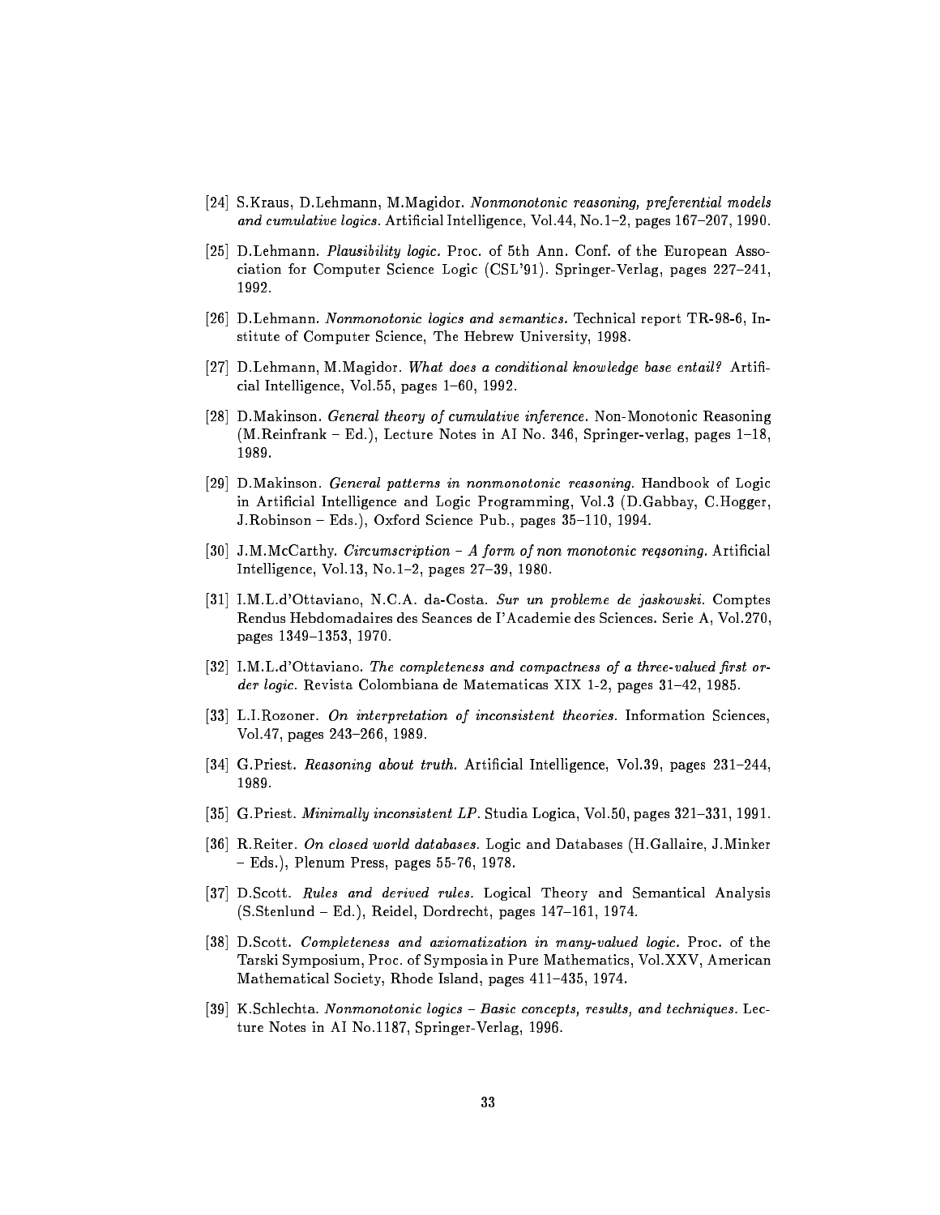[24] S.Kraus, D.Lehmann, M.Magidor. *Nonmonotonic reasoning, preferential models and cumulative logics.* Artificial Intelligence, Vol.44, No.1–2, pages 167–207, 1990.

[25] D.Lehmann. *Plausibility logic.* Proc. of 5th Ann. Conf. of the European Association for Computer Science Logic (CSL'91). Springer-Verlag, pages 227–241, 1992.

[26] D.Lehmann. *Nonmonotonic logics and semantics.* Technical report TR-98-6, Institute of Computer Science, The Hebrew University, 1998.

[27] D.Lehmann, M.Magidor. *What does a conditional knowledge base entail?* Artificial Intelligence, Vol.55, pages 1–60, 1992.

[28] D.Makinson. *General theory of cumulative inference.* Non-Monotonic Reasoning (M.Reinfrank – Ed.), Lecture Notes in AI No. 346, Springer-verlag, pages 1–18, 1989.

[29] D.Makinson. *General patterns in nonmonotonic reasoning.* Handbook of Logic in Artificial Intelligence and Logic Programming, Vol.3 (D.Gabbay, C.Hogger, J.Robinson – Eds.), Oxford Science Pub., pages 35–110, 1994.

[30] J.M.McCarthy. *Circumscription – A form of non monotonic reqsoning.* Artificial Intelligence, Vol.13, No.1–2, pages 27–39, 1980.

[31] I.M.L.d'Ottaviano, N.C.A. da-Costa. *Sur un probleme de jaskowski.* Comptes Rendus Hebdomadaires des Seances de I'Academie des Sciences. Serie A, Vol.270, pages 1349–1353, 1970.

[32] I.M.L.d'Ottaviano. *The completeness and compactness of a three-valued first order logic.* Revista Colombiana de Matematicas XIX 1-2, pages 31–42, 1985.

[33] L.I.Rozoner. *On interpretation of inconsistent theories.* Information Sciences, Vol.47, pages 243–266, 1989.

[34] G.Priest. *Reasoning about truth.* Artificial Intelligence, Vol.39, pages 231–244, 1989.

[35] G.Priest. *Minimally inconsistent LP.* Studia Logica, Vol.50, pages 321–331, 1991.

[36] R.Reiter. *On closed world databases.* Logic and Databases (H.Gallaire, J.Minker – Eds.), Plenum Press, pages 55-76, 1978.

[37] D.Scott. *Rules and derived rules.* Logical Theory and Semantical Analysis (S.Stenlund – Ed.), Reidel, Dordrecht, pages 147–161, 1974.

[38] D.Scott. *Completeness and axiomatization in many-valued logic.* Proc. of the Tarski Symposium, Proc. of Symposia in Pure Mathematics, Vol.XXV, American Mathematical Society, Rhode Island, pages 411–435, 1974.

[39] K.Schlechta. *Nonmonotonic logics – Basic concepts, results, and techniques.* Lecture Notes in AI No.1187, Springer-Verlag, 1996.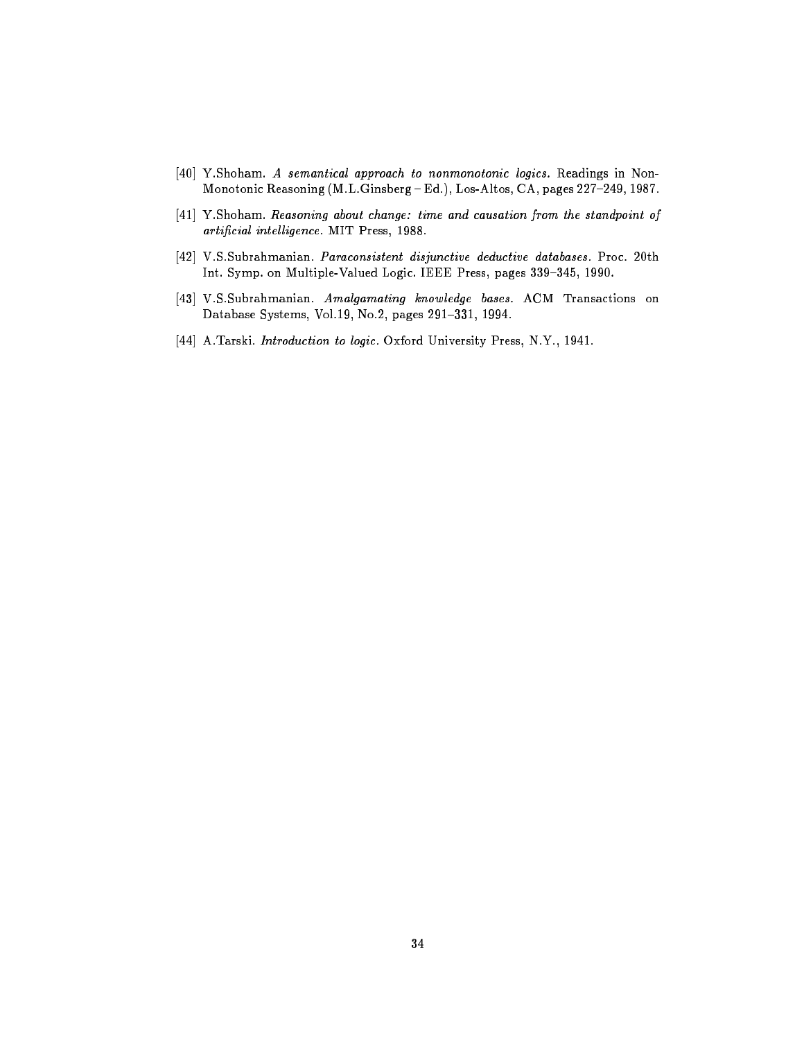[40] Y.Shoham. *A semantical approach to nonmonotonic logics.* Readings in Non-Monotonic Reasoning (M.L.Ginsberg – Ed.), Los-Altos, CA, pages 227–249, 1987.

[41] Y.Shoham. *Reasoning about change: time and causation from the standpoint of artificial intelligence.* MIT Press, 1988.

[42] V.S.Subrahmanian. *Paraconsistent disjunctive deductive databases.* Proc. 20th Int. Symp. on Multiple-Valued Logic. IEEE Press, pages 339–345, 1990.

[43] V.S.Subrahmanian. *Amalgamating knowledge bases.* ACM Transactions on Database Systems, Vol.19, No.2, pages 291–331, 1994.

[44] A.Tarski. *Introduction to logic.* Oxford University Press, N.Y., 1941.